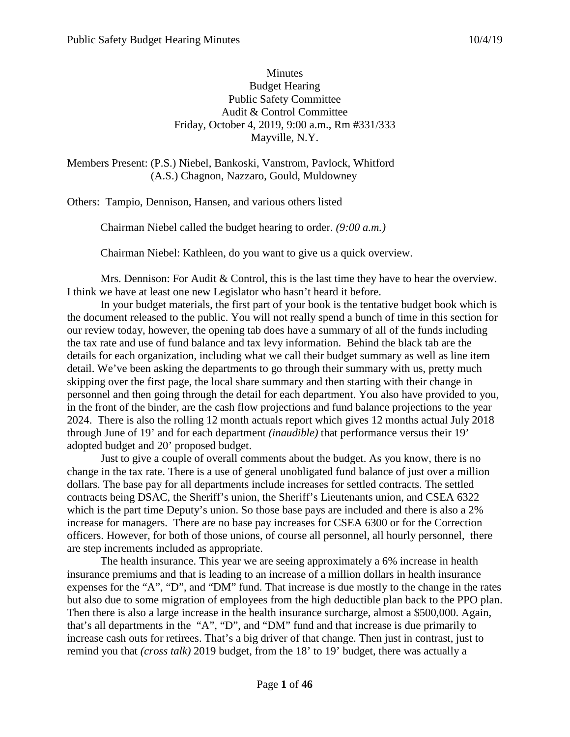Minutes
Budget Hearing
Public Safety Committee
Audit & Control Committee
Friday, October 4, 2019, 9:00 a.m., Rm #331/333
Mayville, N.Y.

Members Present: (P.S.) Niebel, Bankoski, Vanstrom, Pavlock, Whitford
(A.S.) Chagnon, Nazzaro, Gould, Muldowney

Others: Tampio, Dennison, Hansen, and various others listed

Chairman Niebel called the budget hearing to order. *(9:00 a.m.)*

Chairman Niebel: Kathleen, do you want to give us a quick overview.

Mrs. Dennison: For Audit & Control, this is the last time they have to hear the overview. I think we have at least one new Legislator who hasn't heard it before.

In your budget materials, the first part of your book is the tentative budget book which is the document released to the public. You will not really spend a bunch of time in this section for our review today, however, the opening tab does have a summary of all of the funds including the tax rate and use of fund balance and tax levy information. Behind the black tab are the details for each organization, including what we call their budget summary as well as line item detail. We've been asking the departments to go through their summary with us, pretty much skipping over the first page, the local share summary and then starting with their change in personnel and then going through the detail for each department. You also have provided to you, in the front of the binder, are the cash flow projections and fund balance projections to the year 2024. There is also the rolling 12 month actuals report which gives 12 months actual July 2018 through June of 19' and for each department *(inaudible)* that performance versus their 19' adopted budget and 20' proposed budget.

Just to give a couple of overall comments about the budget. As you know, there is no change in the tax rate. There is a use of general unobligated fund balance of just over a million dollars. The base pay for all departments include increases for settled contracts. The settled contracts being DSAC, the Sheriff's union, the Sheriff's Lieutenants union, and CSEA 6322 which is the part time Deputy's union. So those base pays are included and there is also a 2% increase for managers. There are no base pay increases for CSEA 6300 or for the Correction officers. However, for both of those unions, of course all personnel, all hourly personnel, there are step increments included as appropriate.

The health insurance. This year we are seeing approximately a 6% increase in health insurance premiums and that is leading to an increase of a million dollars in health insurance expenses for the "A", "D", and "DM" fund. That increase is due mostly to the change in the rates but also due to some migration of employees from the high deductible plan back to the PPO plan. Then there is also a large increase in the health insurance surcharge, almost a $500,000. Again, that's all departments in the "A", "D", and "DM" fund and that increase is due primarily to increase cash outs for retirees. That's a big driver of that change. Then just in contrast, just to remind you that *(cross talk)* 2019 budget, from the 18' to 19' budget, there was actually a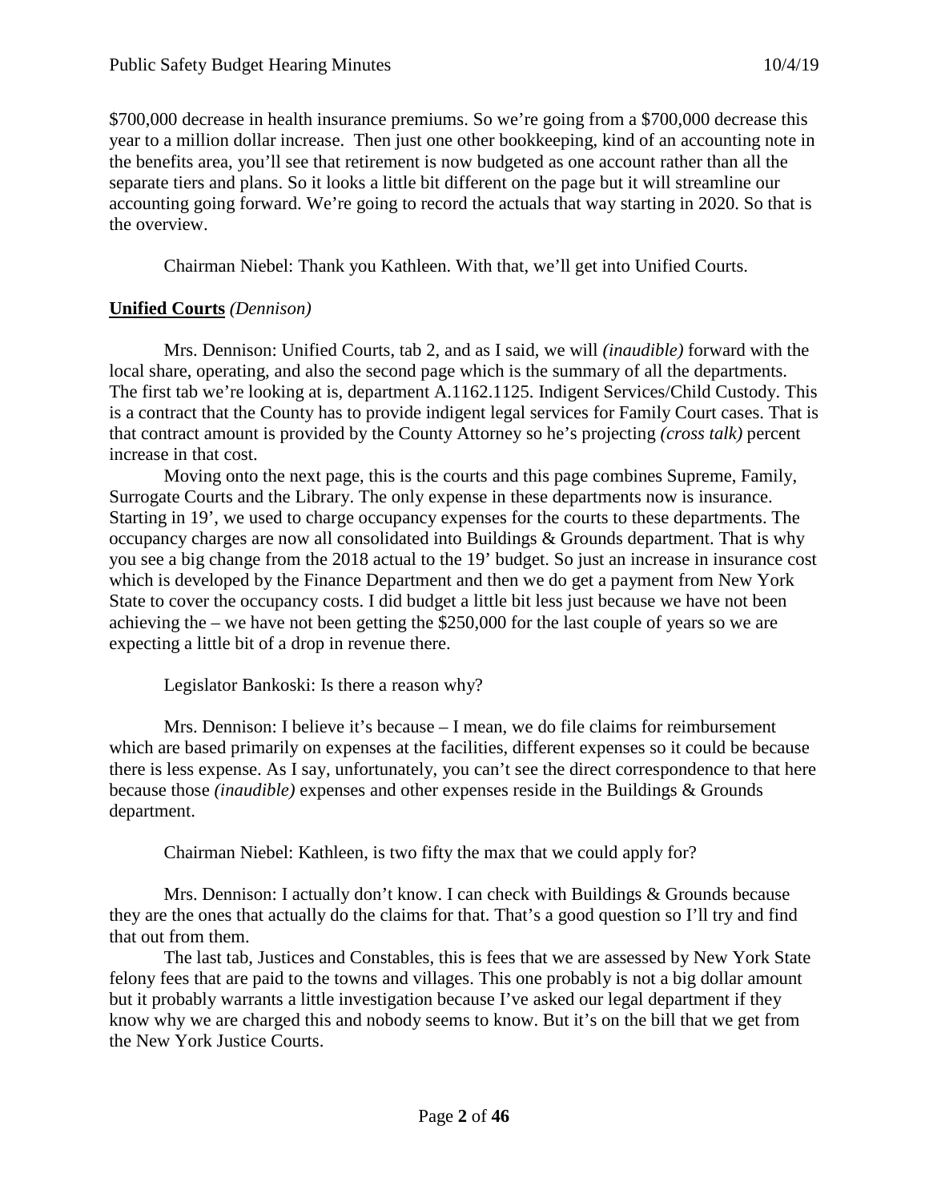$700,000 decrease in health insurance premiums. So we're going from a $700,000 decrease this year to a million dollar increase. Then just one other bookkeeping, kind of an accounting note in the benefits area, you'll see that retirement is now budgeted as one account rather than all the separate tiers and plans. So it looks a little bit different on the page but it will streamline our accounting going forward. We're going to record the actuals that way starting in 2020. So that is the overview.

Chairman Niebel: Thank you Kathleen. With that, we'll get into Unified Courts.

**Unified Courts** *(Dennison)*

Mrs. Dennison: Unified Courts, tab 2, and as I said, we will *(inaudible)* forward with the local share, operating, and also the second page which is the summary of all the departments. The first tab we're looking at is, department A.1162.1125. Indigent Services/Child Custody. This is a contract that the County has to provide indigent legal services for Family Court cases. That is that contract amount is provided by the County Attorney so he's projecting *(cross talk)* percent increase in that cost.

Moving onto the next page, this is the courts and this page combines Supreme, Family, Surrogate Courts and the Library. The only expense in these departments now is insurance. Starting in 19', we used to charge occupancy expenses for the courts to these departments. The occupancy charges are now all consolidated into Buildings & Grounds department. That is why you see a big change from the 2018 actual to the 19' budget. So just an increase in insurance cost which is developed by the Finance Department and then we do get a payment from New York State to cover the occupancy costs. I did budget a little bit less just because we have not been achieving the – we have not been getting the $250,000 for the last couple of years so we are expecting a little bit of a drop in revenue there.

Legislator Bankoski: Is there a reason why?

Mrs. Dennison: I believe it's because – I mean, we do file claims for reimbursement which are based primarily on expenses at the facilities, different expenses so it could be because there is less expense. As I say, unfortunately, you can't see the direct correspondence to that here because those *(inaudible)* expenses and other expenses reside in the Buildings & Grounds department.

Chairman Niebel: Kathleen, is two fifty the max that we could apply for?

Mrs. Dennison: I actually don't know. I can check with Buildings & Grounds because they are the ones that actually do the claims for that. That's a good question so I'll try and find that out from them.

The last tab, Justices and Constables, this is fees that we are assessed by New York State felony fees that are paid to the towns and villages. This one probably is not a big dollar amount but it probably warrants a little investigation because I've asked our legal department if they know why we are charged this and nobody seems to know. But it's on the bill that we get from the New York Justice Courts.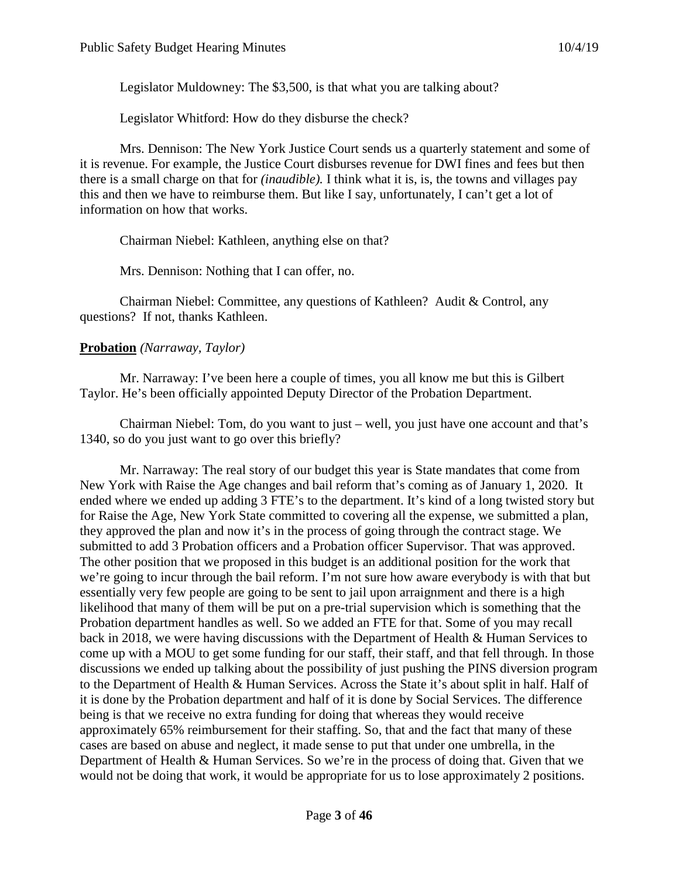Legislator Muldowney: The $3,500, is that what you are talking about?

Legislator Whitford: How do they disburse the check?

Mrs. Dennison: The New York Justice Court sends us a quarterly statement and some of it is revenue. For example, the Justice Court disburses revenue for DWI fines and fees but then there is a small charge on that for *(inaudible).* I think what it is, is, the towns and villages pay this and then we have to reimburse them. But like I say, unfortunately, I can't get a lot of information on how that works.

Chairman Niebel: Kathleen, anything else on that?

Mrs. Dennison: Nothing that I can offer, no.

Chairman Niebel: Committee, any questions of Kathleen? Audit & Control, any questions? If not, thanks Kathleen.

**Probation** *(Narraway, Taylor)*

Mr. Narraway: I've been here a couple of times, you all know me but this is Gilbert Taylor. He's been officially appointed Deputy Director of the Probation Department.

Chairman Niebel: Tom, do you want to just – well, you just have one account and that's 1340, so do you just want to go over this briefly?

Mr. Narraway: The real story of our budget this year is State mandates that come from New York with Raise the Age changes and bail reform that's coming as of January 1, 2020. It ended where we ended up adding 3 FTE's to the department. It's kind of a long twisted story but for Raise the Age, New York State committed to covering all the expense, we submitted a plan, they approved the plan and now it's in the process of going through the contract stage. We submitted to add 3 Probation officers and a Probation officer Supervisor. That was approved. The other position that we proposed in this budget is an additional position for the work that we're going to incur through the bail reform. I'm not sure how aware everybody is with that but essentially very few people are going to be sent to jail upon arraignment and there is a high likelihood that many of them will be put on a pre-trial supervision which is something that the Probation department handles as well. So we added an FTE for that. Some of you may recall back in 2018, we were having discussions with the Department of Health & Human Services to come up with a MOU to get some funding for our staff, their staff, and that fell through. In those discussions we ended up talking about the possibility of just pushing the PINS diversion program to the Department of Health & Human Services. Across the State it's about split in half. Half of it is done by the Probation department and half of it is done by Social Services. The difference being is that we receive no extra funding for doing that whereas they would receive approximately 65% reimbursement for their staffing. So, that and the fact that many of these cases are based on abuse and neglect, it made sense to put that under one umbrella, in the Department of Health & Human Services. So we're in the process of doing that. Given that we would not be doing that work, it would be appropriate for us to lose approximately 2 positions.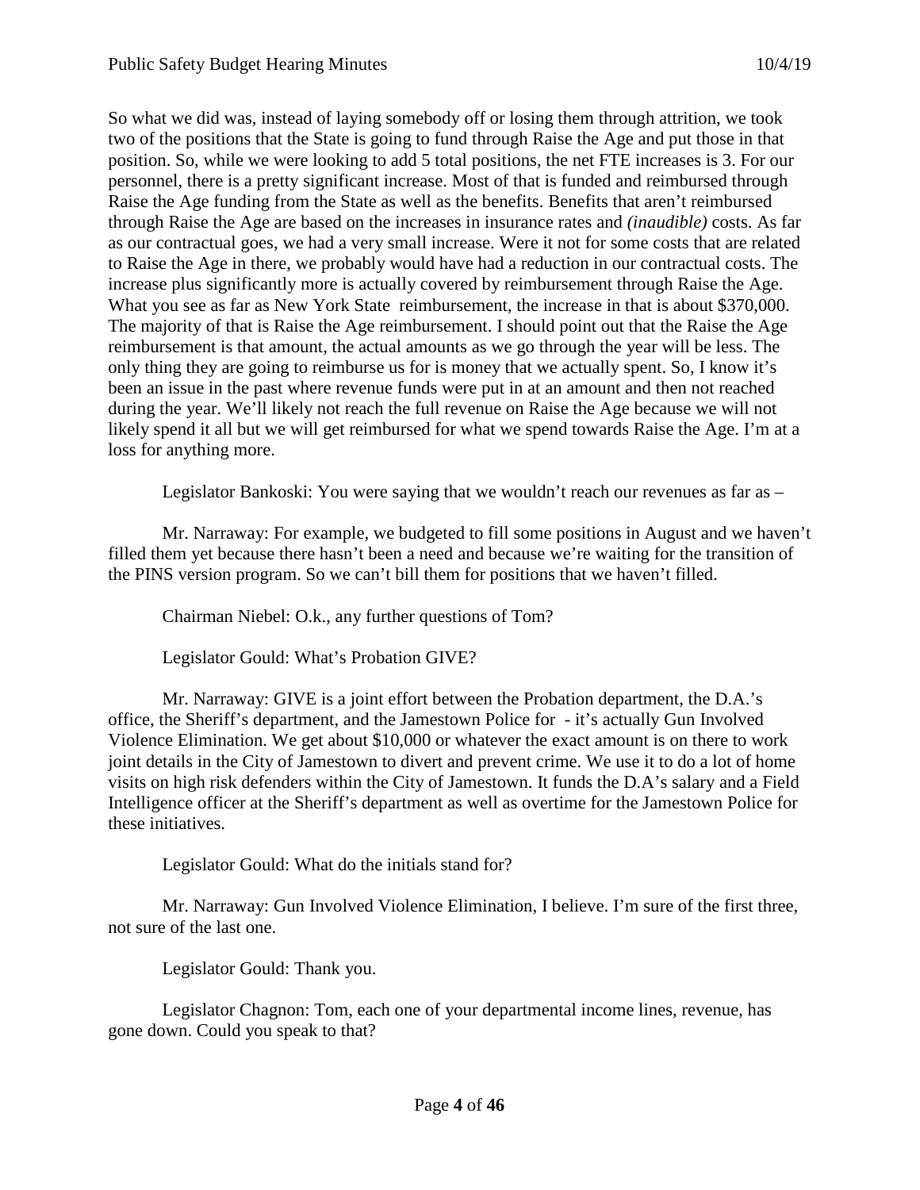So what we did was, instead of laying somebody off or losing them through attrition, we took two of the positions that the State is going to fund through Raise the Age and put those in that position. So, while we were looking to add 5 total positions, the net FTE increases is 3. For our personnel, there is a pretty significant increase. Most of that is funded and reimbursed through Raise the Age funding from the State as well as the benefits. Benefits that aren't reimbursed through Raise the Age are based on the increases in insurance rates and *(inaudible)* costs. As far as our contractual goes, we had a very small increase. Were it not for some costs that are related to Raise the Age in there, we probably would have had a reduction in our contractual costs. The increase plus significantly more is actually covered by reimbursement through Raise the Age. What you see as far as New York State reimbursement, the increase in that is about $370,000. The majority of that is Raise the Age reimbursement. I should point out that the Raise the Age reimbursement is that amount, the actual amounts as we go through the year will be less. The only thing they are going to reimburse us for is money that we actually spent. So, I know it's been an issue in the past where revenue funds were put in at an amount and then not reached during the year. We'll likely not reach the full revenue on Raise the Age because we will not likely spend it all but we will get reimbursed for what we spend towards Raise the Age. I'm at a loss for anything more.

Legislator Bankoski: You were saying that we wouldn't reach our revenues as far as –

Mr. Narraway: For example, we budgeted to fill some positions in August and we haven't filled them yet because there hasn't been a need and because we're waiting for the transition of the PINS version program. So we can't bill them for positions that we haven't filled.

Chairman Niebel: O.k., any further questions of Tom?

Legislator Gould: What's Probation GIVE?

Mr. Narraway: GIVE is a joint effort between the Probation department, the D.A.'s office, the Sheriff's department, and the Jamestown Police for - it's actually Gun Involved Violence Elimination. We get about $10,000 or whatever the exact amount is on there to work joint details in the City of Jamestown to divert and prevent crime. We use it to do a lot of home visits on high risk defenders within the City of Jamestown. It funds the D.A's salary and a Field Intelligence officer at the Sheriff's department as well as overtime for the Jamestown Police for these initiatives.

Legislator Gould: What do the initials stand for?

Mr. Narraway: Gun Involved Violence Elimination, I believe. I'm sure of the first three, not sure of the last one.

Legislator Gould: Thank you.

Legislator Chagnon: Tom, each one of your departmental income lines, revenue, has gone down. Could you speak to that?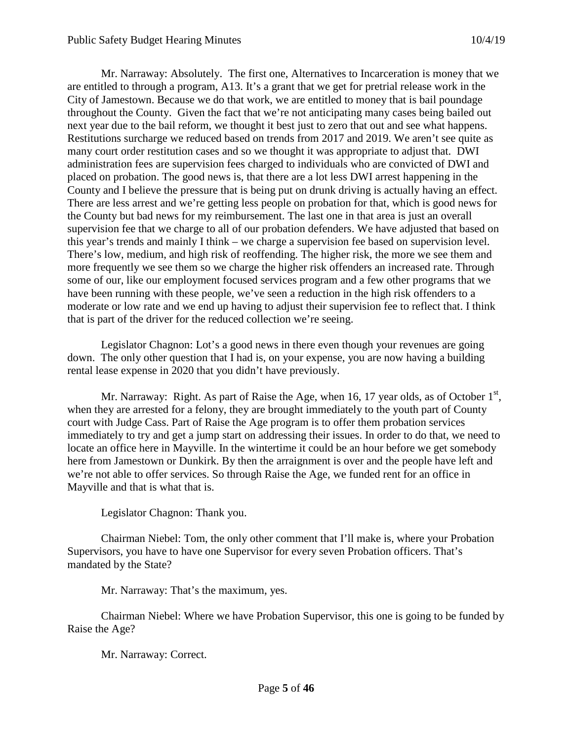Mr. Narraway: Absolutely. The first one, Alternatives to Incarceration is money that we are entitled to through a program, A13. It's a grant that we get for pretrial release work in the City of Jamestown. Because we do that work, we are entitled to money that is bail poundage throughout the County. Given the fact that we're not anticipating many cases being bailed out next year due to the bail reform, we thought it best just to zero that out and see what happens. Restitutions surcharge we reduced based on trends from 2017 and 2019. We aren't see quite as many court order restitution cases and so we thought it was appropriate to adjust that. DWI administration fees are supervision fees charged to individuals who are convicted of DWI and placed on probation. The good news is, that there are a lot less DWI arrest happening in the County and I believe the pressure that is being put on drunk driving is actually having an effect. There are less arrest and we're getting less people on probation for that, which is good news for the County but bad news for my reimbursement. The last one in that area is just an overall supervision fee that we charge to all of our probation defenders. We have adjusted that based on this year's trends and mainly I think – we charge a supervision fee based on supervision level. There's low, medium, and high risk of reoffending. The higher risk, the more we see them and more frequently we see them so we charge the higher risk offenders an increased rate. Through some of our, like our employment focused services program and a few other programs that we have been running with these people, we've seen a reduction in the high risk offenders to a moderate or low rate and we end up having to adjust their supervision fee to reflect that. I think that is part of the driver for the reduced collection we're seeing.

Legislator Chagnon: Lot's a good news in there even though your revenues are going down. The only other question that I had is, on your expense, you are now having a building rental lease expense in 2020 that you didn't have previously.

Mr. Narraway: Right. As part of Raise the Age, when 16, 17 year olds, as of October 1st, when they are arrested for a felony, they are brought immediately to the youth part of County court with Judge Cass. Part of Raise the Age program is to offer them probation services immediately to try and get a jump start on addressing their issues. In order to do that, we need to locate an office here in Mayville. In the wintertime it could be an hour before we get somebody here from Jamestown or Dunkirk. By then the arraignment is over and the people have left and we're not able to offer services. So through Raise the Age, we funded rent for an office in Mayville and that is what that is.

Legislator Chagnon: Thank you.

Chairman Niebel: Tom, the only other comment that I'll make is, where your Probation Supervisors, you have to have one Supervisor for every seven Probation officers. That's mandated by the State?

Mr. Narraway: That's the maximum, yes.

Chairman Niebel: Where we have Probation Supervisor, this one is going to be funded by Raise the Age?

Mr. Narraway: Correct.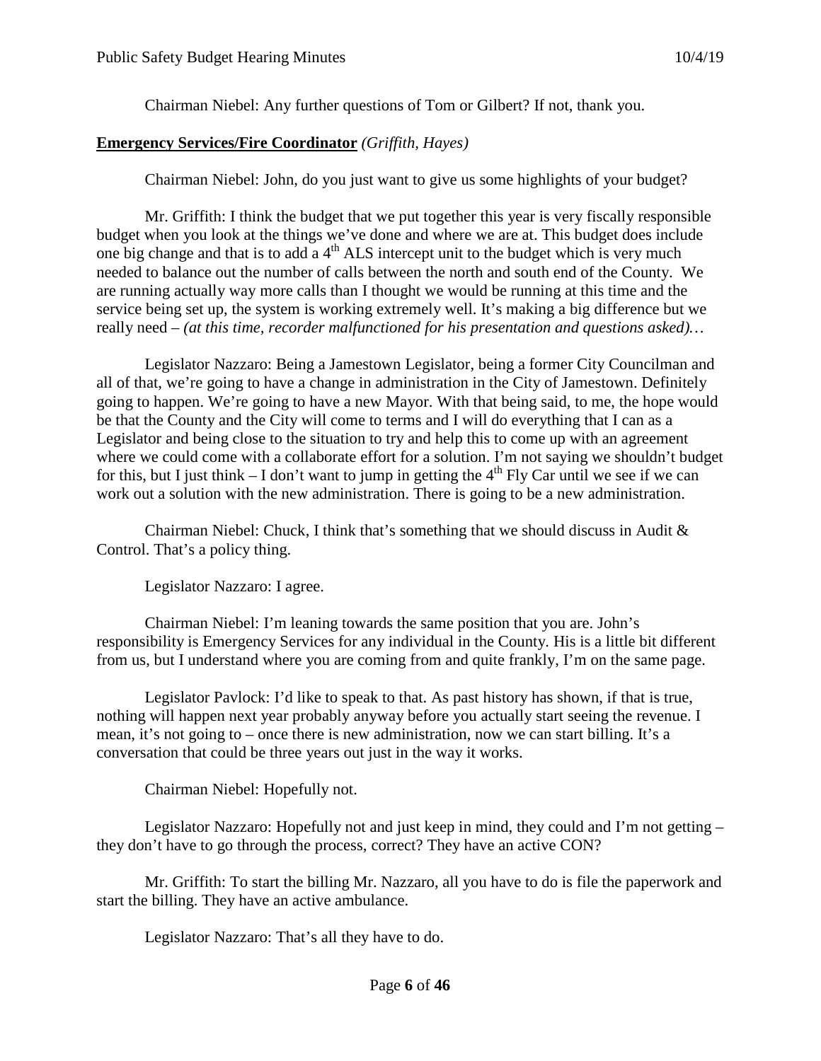Chairman Niebel: Any further questions of Tom or Gilbert? If not, thank you.

**Emergency Services/Fire Coordinator** *(Griffith, Hayes)*

Chairman Niebel: John, do you just want to give us some highlights of your budget?

Mr. Griffith: I think the budget that we put together this year is very fiscally responsible budget when you look at the things we've done and where we are at. This budget does include one big change and that is to add a 4th ALS intercept unit to the budget which is very much needed to balance out the number of calls between the north and south end of the County. We are running actually way more calls than I thought we would be running at this time and the service being set up, the system is working extremely well. It's making a big difference but we really need – *(at this time, recorder malfunctioned for his presentation and questions asked)…*

Legislator Nazzaro: Being a Jamestown Legislator, being a former City Councilman and all of that, we're going to have a change in administration in the City of Jamestown. Definitely going to happen. We're going to have a new Mayor. With that being said, to me, the hope would be that the County and the City will come to terms and I will do everything that I can as a Legislator and being close to the situation to try and help this to come up with an agreement where we could come with a collaborate effort for a solution. I'm not saying we shouldn't budget for this, but I just think – I don't want to jump in getting the 4th Fly Car until we see if we can work out a solution with the new administration. There is going to be a new administration.

Chairman Niebel: Chuck, I think that's something that we should discuss in Audit & Control. That's a policy thing.

Legislator Nazzaro: I agree.

Chairman Niebel: I'm leaning towards the same position that you are. John's responsibility is Emergency Services for any individual in the County. His is a little bit different from us, but I understand where you are coming from and quite frankly, I'm on the same page.

Legislator Pavlock: I'd like to speak to that. As past history has shown, if that is true, nothing will happen next year probably anyway before you actually start seeing the revenue. I mean, it's not going to – once there is new administration, now we can start billing. It's a conversation that could be three years out just in the way it works.

Chairman Niebel: Hopefully not.

Legislator Nazzaro: Hopefully not and just keep in mind, they could and I'm not getting – they don't have to go through the process, correct? They have an active CON?

Mr. Griffith: To start the billing Mr. Nazzaro, all you have to do is file the paperwork and start the billing. They have an active ambulance.

Legislator Nazzaro: That's all they have to do.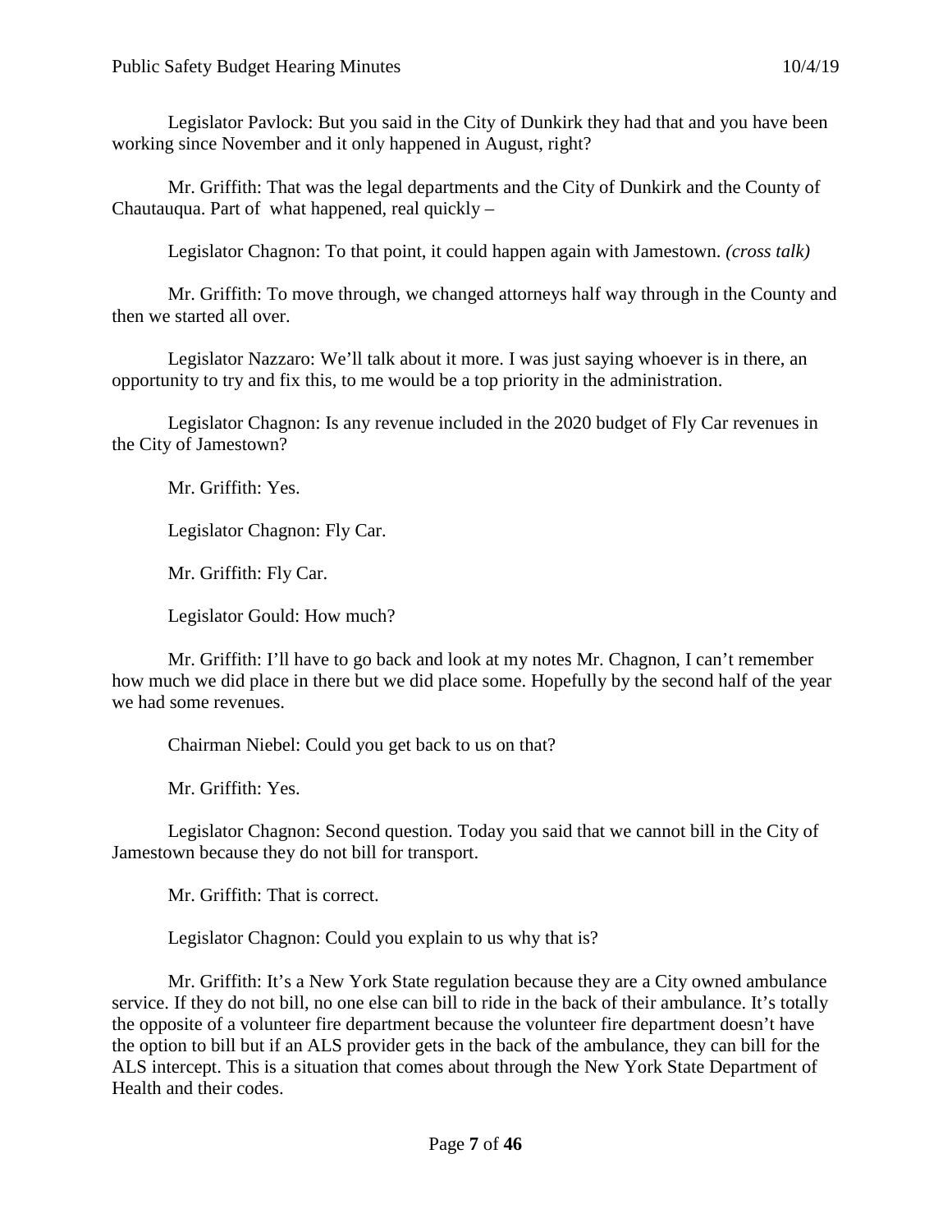Legislator Pavlock: But you said in the City of Dunkirk they had that and you have been working since November and it only happened in August, right?

Mr. Griffith: That was the legal departments and the City of Dunkirk and the County of Chautauqua. Part of what happened, real quickly –

Legislator Chagnon: To that point, it could happen again with Jamestown. *(cross talk)*

Mr. Griffith: To move through, we changed attorneys half way through in the County and then we started all over.

Legislator Nazzaro: We'll talk about it more. I was just saying whoever is in there, an opportunity to try and fix this, to me would be a top priority in the administration.

Legislator Chagnon: Is any revenue included in the 2020 budget of Fly Car revenues in the City of Jamestown?

Mr. Griffith: Yes.

Legislator Chagnon: Fly Car.

Mr. Griffith: Fly Car.

Legislator Gould: How much?

Mr. Griffith: I'll have to go back and look at my notes Mr. Chagnon, I can't remember how much we did place in there but we did place some. Hopefully by the second half of the year we had some revenues.

Chairman Niebel: Could you get back to us on that?

Mr. Griffith: Yes.

Legislator Chagnon: Second question. Today you said that we cannot bill in the City of Jamestown because they do not bill for transport.

Mr. Griffith: That is correct.

Legislator Chagnon: Could you explain to us why that is?

Mr. Griffith: It's a New York State regulation because they are a City owned ambulance service. If they do not bill, no one else can bill to ride in the back of their ambulance. It's totally the opposite of a volunteer fire department because the volunteer fire department doesn't have the option to bill but if an ALS provider gets in the back of the ambulance, they can bill for the ALS intercept. This is a situation that comes about through the New York State Department of Health and their codes.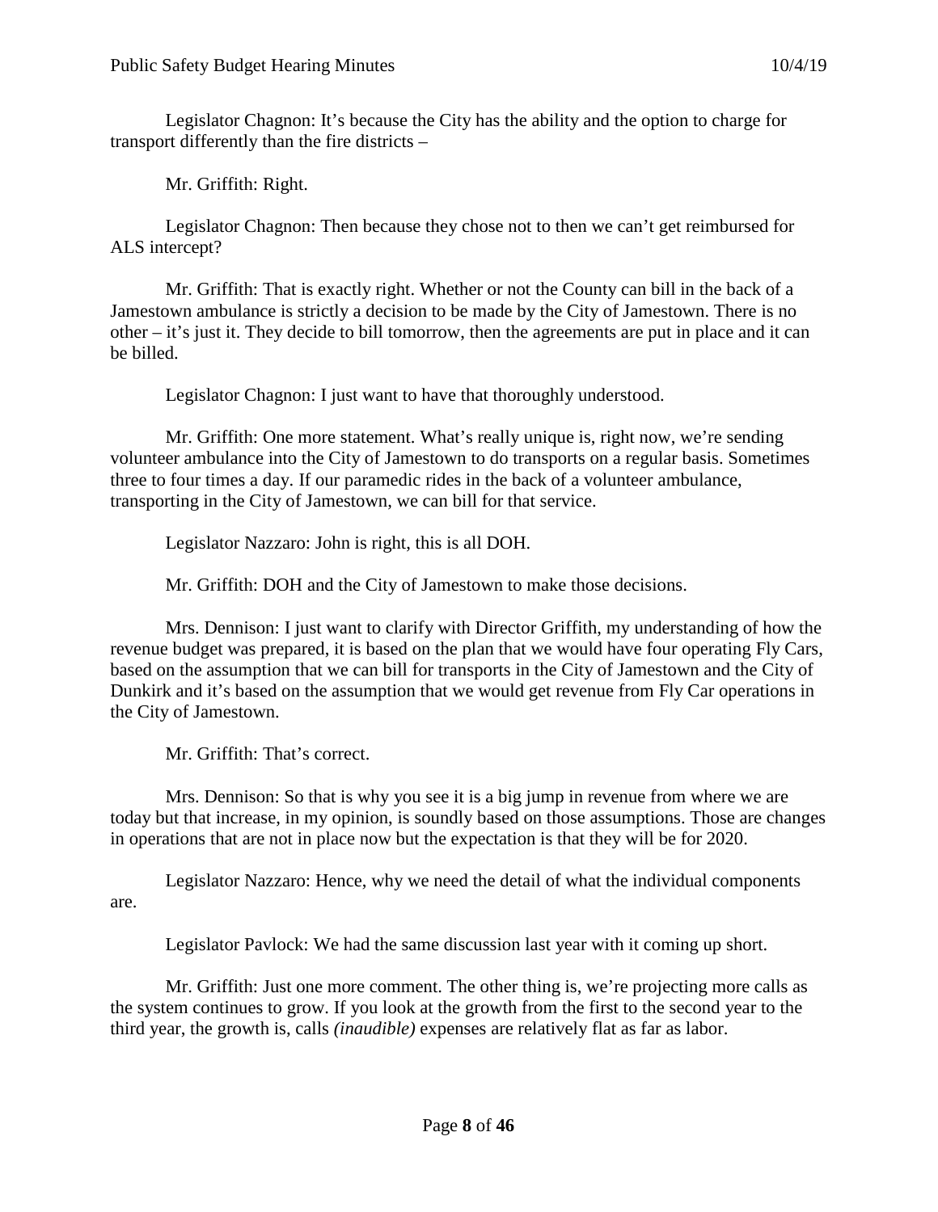Legislator Chagnon: It's because the City has the ability and the option to charge for transport differently than the fire districts –

Mr. Griffith: Right.

Legislator Chagnon: Then because they chose not to then we can't get reimbursed for ALS intercept?

Mr. Griffith: That is exactly right. Whether or not the County can bill in the back of a Jamestown ambulance is strictly a decision to be made by the City of Jamestown. There is no other – it's just it. They decide to bill tomorrow, then the agreements are put in place and it can be billed.

Legislator Chagnon: I just want to have that thoroughly understood.

Mr. Griffith: One more statement. What's really unique is, right now, we're sending volunteer ambulance into the City of Jamestown to do transports on a regular basis. Sometimes three to four times a day. If our paramedic rides in the back of a volunteer ambulance, transporting in the City of Jamestown, we can bill for that service.

Legislator Nazzaro: John is right, this is all DOH.

Mr. Griffith: DOH and the City of Jamestown to make those decisions.

Mrs. Dennison: I just want to clarify with Director Griffith, my understanding of how the revenue budget was prepared, it is based on the plan that we would have four operating Fly Cars, based on the assumption that we can bill for transports in the City of Jamestown and the City of Dunkirk and it's based on the assumption that we would get revenue from Fly Car operations in the City of Jamestown.

Mr. Griffith: That's correct.

Mrs. Dennison: So that is why you see it is a big jump in revenue from where we are today but that increase, in my opinion, is soundly based on those assumptions. Those are changes in operations that are not in place now but the expectation is that they will be for 2020.

Legislator Nazzaro: Hence, why we need the detail of what the individual components are.

Legislator Pavlock: We had the same discussion last year with it coming up short.

Mr. Griffith: Just one more comment. The other thing is, we're projecting more calls as the system continues to grow. If you look at the growth from the first to the second year to the third year, the growth is, calls *(inaudible)* expenses are relatively flat as far as labor.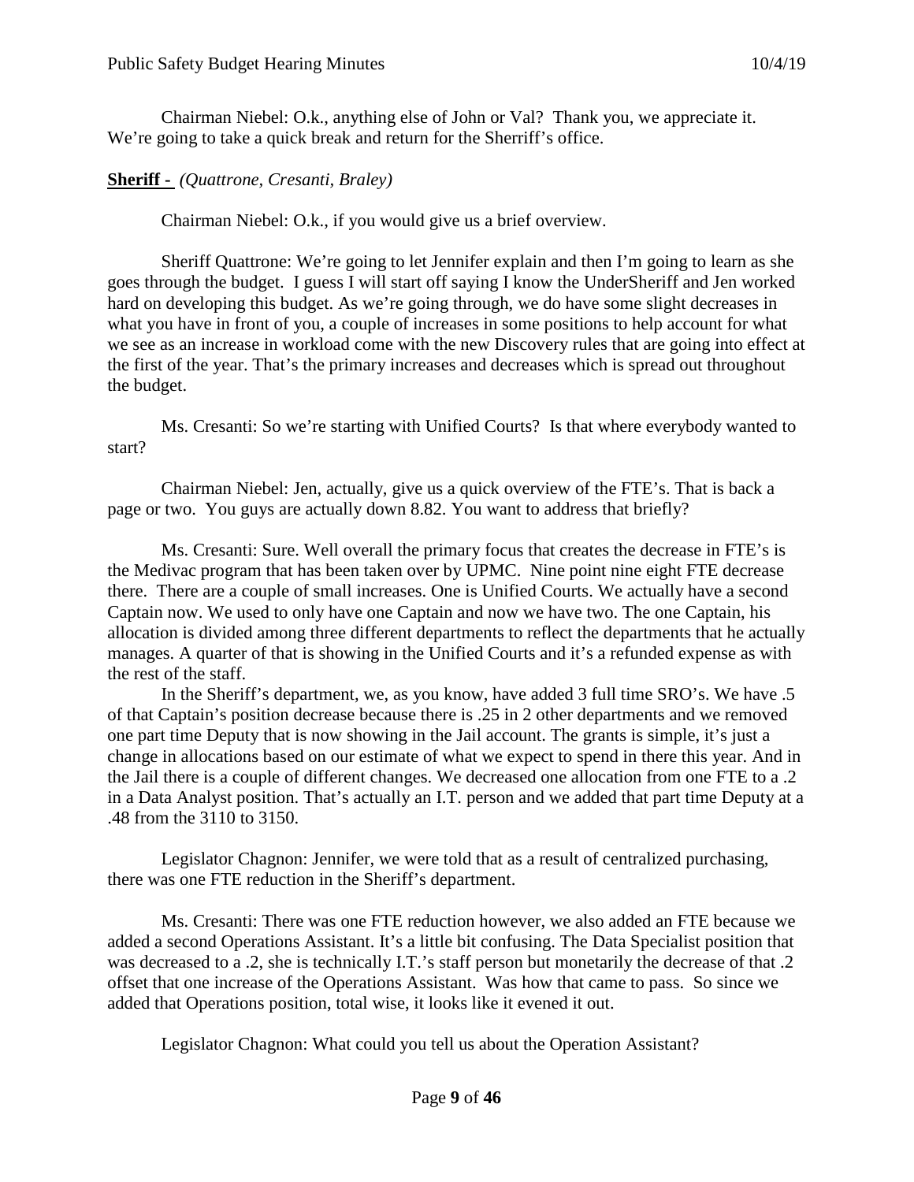Chairman Niebel: O.k., anything else of John or Val? Thank you, we appreciate it. We're going to take a quick break and return for the Sherriff's office.

**Sheriff -** *(Quattrone, Cresanti, Braley)*

Chairman Niebel: O.k., if you would give us a brief overview.

Sheriff Quattrone: We're going to let Jennifer explain and then I'm going to learn as she goes through the budget. I guess I will start off saying I know the UnderSheriff and Jen worked hard on developing this budget. As we're going through, we do have some slight decreases in what you have in front of you, a couple of increases in some positions to help account for what we see as an increase in workload come with the new Discovery rules that are going into effect at the first of the year. That's the primary increases and decreases which is spread out throughout the budget.

Ms. Cresanti: So we're starting with Unified Courts? Is that where everybody wanted to start?

Chairman Niebel: Jen, actually, give us a quick overview of the FTE's. That is back a page or two. You guys are actually down 8.82. You want to address that briefly?

Ms. Cresanti: Sure. Well overall the primary focus that creates the decrease in FTE's is the Medivac program that has been taken over by UPMC. Nine point nine eight FTE decrease there. There are a couple of small increases. One is Unified Courts. We actually have a second Captain now. We used to only have one Captain and now we have two. The one Captain, his allocation is divided among three different departments to reflect the departments that he actually manages. A quarter of that is showing in the Unified Courts and it's a refunded expense as with the rest of the staff.

In the Sheriff's department, we, as you know, have added 3 full time SRO's. We have .5 of that Captain's position decrease because there is .25 in 2 other departments and we removed one part time Deputy that is now showing in the Jail account. The grants is simple, it's just a change in allocations based on our estimate of what we expect to spend in there this year. And in the Jail there is a couple of different changes. We decreased one allocation from one FTE to a .2 in a Data Analyst position. That's actually an I.T. person and we added that part time Deputy at a .48 from the 3110 to 3150.

Legislator Chagnon: Jennifer, we were told that as a result of centralized purchasing, there was one FTE reduction in the Sheriff's department.

Ms. Cresanti: There was one FTE reduction however, we also added an FTE because we added a second Operations Assistant. It's a little bit confusing. The Data Specialist position that was decreased to a .2, she is technically I.T.'s staff person but monetarily the decrease of that .2 offset that one increase of the Operations Assistant. Was how that came to pass. So since we added that Operations position, total wise, it looks like it evened it out.

Legislator Chagnon: What could you tell us about the Operation Assistant?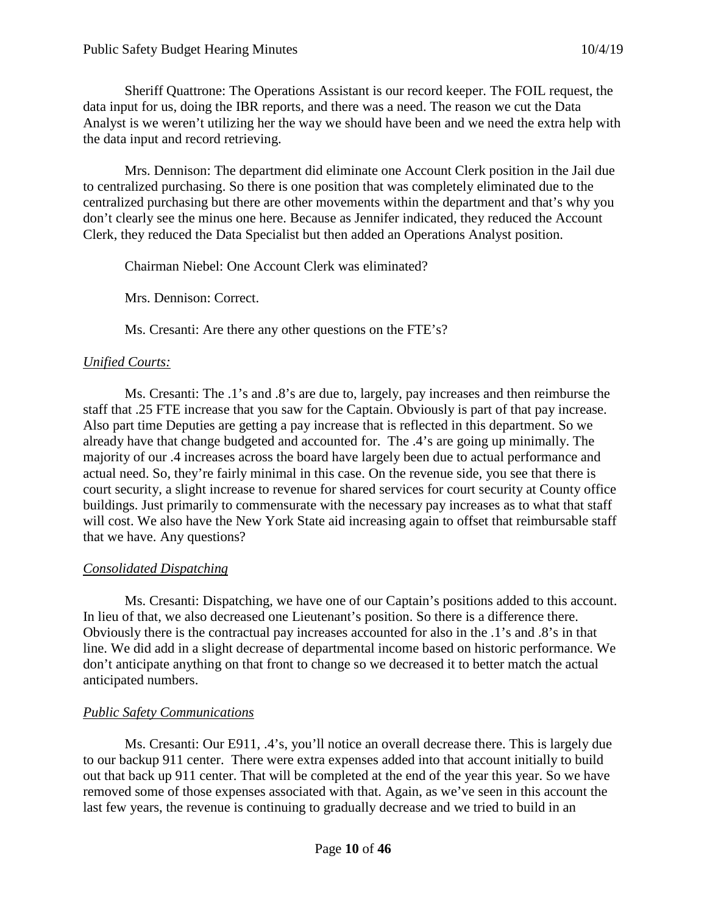Sheriff Quattrone: The Operations Assistant is our record keeper. The FOIL request, the data input for us, doing the IBR reports, and there was a need. The reason we cut the Data Analyst is we weren't utilizing her the way we should have been and we need the extra help with the data input and record retrieving.

Mrs. Dennison: The department did eliminate one Account Clerk position in the Jail due to centralized purchasing. So there is one position that was completely eliminated due to the centralized purchasing but there are other movements within the department and that's why you don't clearly see the minus one here. Because as Jennifer indicated, they reduced the Account Clerk, they reduced the Data Specialist but then added an Operations Analyst position.

Chairman Niebel: One Account Clerk was eliminated?

Mrs. Dennison: Correct.

Ms. Cresanti: Are there any other questions on the FTE's?

*Unified Courts:*

Ms. Cresanti: The .1's and .8's are due to, largely, pay increases and then reimburse the staff that .25 FTE increase that you saw for the Captain. Obviously is part of that pay increase. Also part time Deputies are getting a pay increase that is reflected in this department. So we already have that change budgeted and accounted for. The .4's are going up minimally. The majority of our .4 increases across the board have largely been due to actual performance and actual need. So, they're fairly minimal in this case. On the revenue side, you see that there is court security, a slight increase to revenue for shared services for court security at County office buildings. Just primarily to commensurate with the necessary pay increases as to what that staff will cost. We also have the New York State aid increasing again to offset that reimbursable staff that we have. Any questions?

*Consolidated Dispatching*

Ms. Cresanti: Dispatching, we have one of our Captain's positions added to this account. In lieu of that, we also decreased one Lieutenant's position. So there is a difference there. Obviously there is the contractual pay increases accounted for also in the .1's and .8's in that line. We did add in a slight decrease of departmental income based on historic performance. We don't anticipate anything on that front to change so we decreased it to better match the actual anticipated numbers.

*Public Safety Communications*

Ms. Cresanti: Our E911, .4's, you'll notice an overall decrease there. This is largely due to our backup 911 center. There were extra expenses added into that account initially to build out that back up 911 center. That will be completed at the end of the year this year. So we have removed some of those expenses associated with that. Again, as we've seen in this account the last few years, the revenue is continuing to gradually decrease and we tried to build in an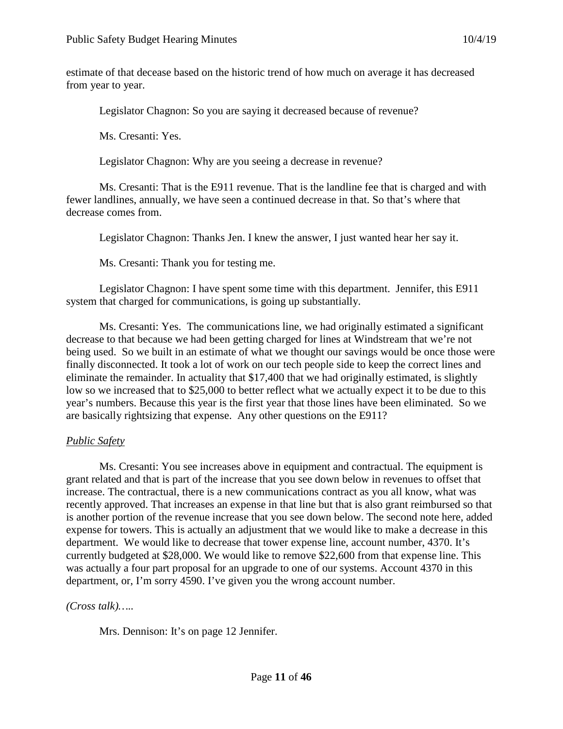estimate of that decease based on the historic trend of how much on average it has decreased from year to year.

Legislator Chagnon: So you are saying it decreased because of revenue?

Ms. Cresanti: Yes.

Legislator Chagnon: Why are you seeing a decrease in revenue?

Ms. Cresanti: That is the E911 revenue. That is the landline fee that is charged and with fewer landlines, annually, we have seen a continued decrease in that. So that's where that decrease comes from.

Legislator Chagnon: Thanks Jen. I knew the answer, I just wanted hear her say it.

Ms. Cresanti: Thank you for testing me.

Legislator Chagnon: I have spent some time with this department. Jennifer, this E911 system that charged for communications, is going up substantially.

Ms. Cresanti: Yes. The communications line, we had originally estimated a significant decrease to that because we had been getting charged for lines at Windstream that we're not being used. So we built in an estimate of what we thought our savings would be once those were finally disconnected. It took a lot of work on our tech people side to keep the correct lines and eliminate the remainder. In actuality that $17,400 that we had originally estimated, is slightly low so we increased that to $25,000 to better reflect what we actually expect it to be due to this year's numbers. Because this year is the first year that those lines have been eliminated. So we are basically rightsizing that expense. Any other questions on the E911?

*Public Safety*

Ms. Cresanti: You see increases above in equipment and contractual. The equipment is grant related and that is part of the increase that you see down below in revenues to offset that increase. The contractual, there is a new communications contract as you all know, what was recently approved. That increases an expense in that line but that is also grant reimbursed so that is another portion of the revenue increase that you see down below. The second note here, added expense for towers. This is actually an adjustment that we would like to make a decrease in this department. We would like to decrease that tower expense line, account number, 4370. It's currently budgeted at $28,000. We would like to remove $22,600 from that expense line. This was actually a four part proposal for an upgrade to one of our systems. Account 4370 in this department, or, I'm sorry 4590. I've given you the wrong account number.

*(Cross talk)…..*

Mrs. Dennison: It's on page 12 Jennifer.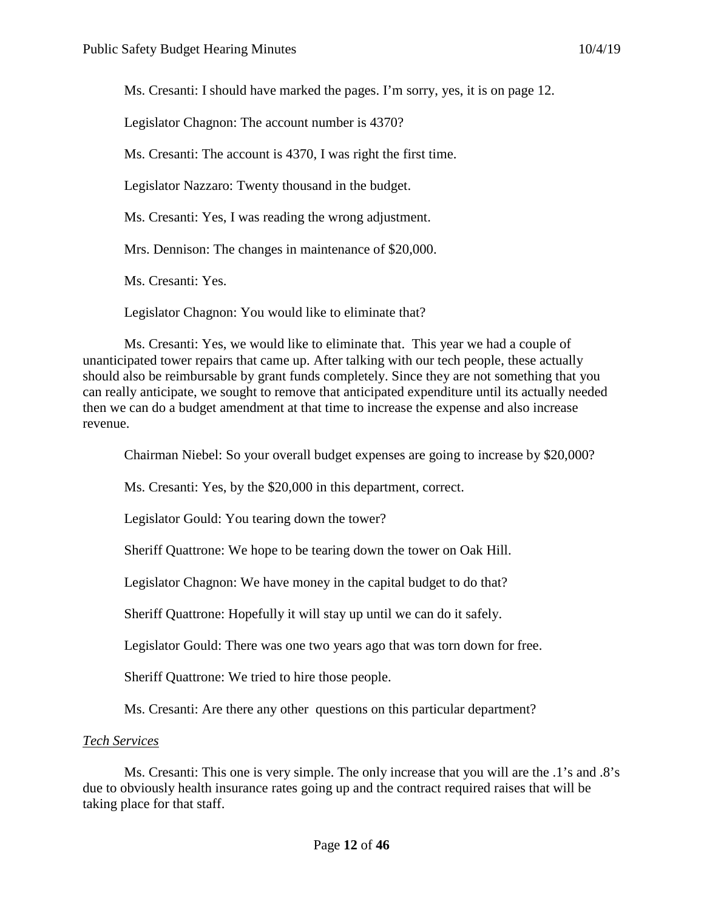Ms. Cresanti: I should have marked the pages. I'm sorry, yes, it is on page 12.

Legislator Chagnon: The account number is 4370?

Ms. Cresanti: The account is 4370, I was right the first time.

Legislator Nazzaro: Twenty thousand in the budget.

Ms. Cresanti: Yes, I was reading the wrong adjustment.

Mrs. Dennison: The changes in maintenance of $20,000.

Ms. Cresanti: Yes.

Legislator Chagnon: You would like to eliminate that?

Ms. Cresanti: Yes, we would like to eliminate that. This year we had a couple of unanticipated tower repairs that came up. After talking with our tech people, these actually should also be reimbursable by grant funds completely. Since they are not something that you can really anticipate, we sought to remove that anticipated expenditure until its actually needed then we can do a budget amendment at that time to increase the expense and also increase revenue.

Chairman Niebel: So your overall budget expenses are going to increase by $20,000?

Ms. Cresanti: Yes, by the $20,000 in this department, correct.

Legislator Gould: You tearing down the tower?

Sheriff Quattrone: We hope to be tearing down the tower on Oak Hill.

Legislator Chagnon: We have money in the capital budget to do that?

Sheriff Quattrone: Hopefully it will stay up until we can do it safely.

Legislator Gould: There was one two years ago that was torn down for free.

Sheriff Quattrone: We tried to hire those people.

Ms. Cresanti: Are there any other questions on this particular department?

*Tech Services*

Ms. Cresanti: This one is very simple. The only increase that you will are the .1's and .8's due to obviously health insurance rates going up and the contract required raises that will be taking place for that staff.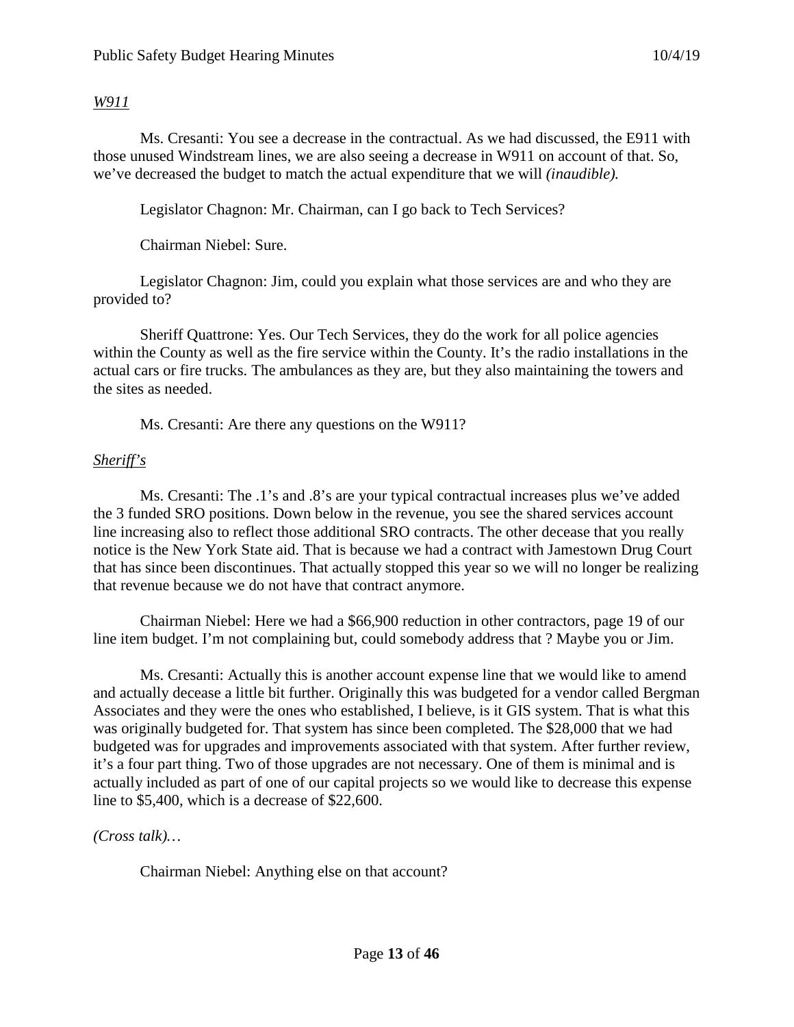*W911*

Ms. Cresanti: You see a decrease in the contractual. As we had discussed, the E911 with those unused Windstream lines, we are also seeing a decrease in W911 on account of that. So, we've decreased the budget to match the actual expenditure that we will *(inaudible).*

Legislator Chagnon: Mr. Chairman, can I go back to Tech Services?

Chairman Niebel: Sure.

Legislator Chagnon: Jim, could you explain what those services are and who they are provided to?

Sheriff Quattrone: Yes. Our Tech Services, they do the work for all police agencies within the County as well as the fire service within the County. It's the radio installations in the actual cars or fire trucks. The ambulances as they are, but they also maintaining the towers and the sites as needed.

Ms. Cresanti: Are there any questions on the W911?

*Sheriff's*

Ms. Cresanti: The .1's and .8's are your typical contractual increases plus we've added the 3 funded SRO positions. Down below in the revenue, you see the shared services account line increasing also to reflect those additional SRO contracts. The other decease that you really notice is the New York State aid. That is because we had a contract with Jamestown Drug Court that has since been discontinues. That actually stopped this year so we will no longer be realizing that revenue because we do not have that contract anymore.

Chairman Niebel: Here we had a $66,900 reduction in other contractors, page 19 of our line item budget. I'm not complaining but, could somebody address that ? Maybe you or Jim.

Ms. Cresanti: Actually this is another account expense line that we would like to amend and actually decease a little bit further. Originally this was budgeted for a vendor called Bergman Associates and they were the ones who established, I believe, is it GIS system. That is what this was originally budgeted for. That system has since been completed. The $28,000 that we had budgeted was for upgrades and improvements associated with that system. After further review, it's a four part thing. Two of those upgrades are not necessary. One of them is minimal and is actually included as part of one of our capital projects so we would like to decrease this expense line to $5,400, which is a decrease of $22,600.

*(Cross talk)…*

Chairman Niebel: Anything else on that account?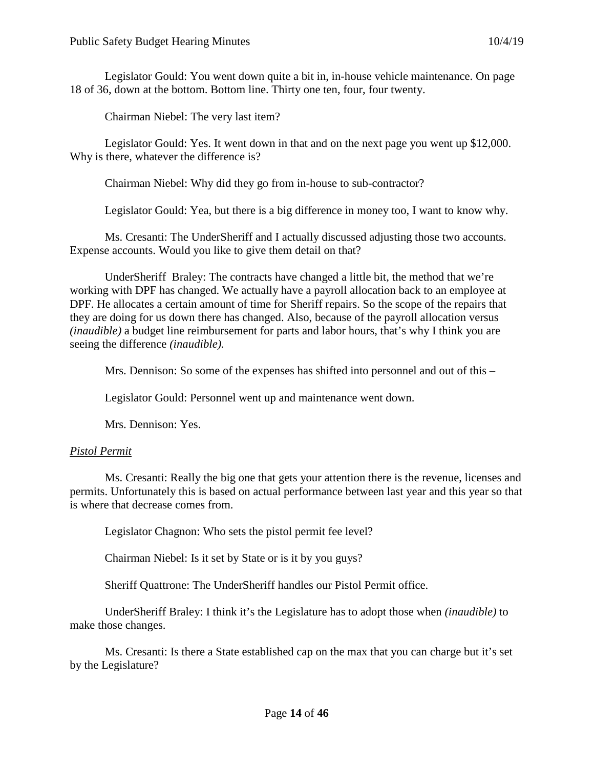Legislator Gould: You went down quite a bit in, in-house vehicle maintenance. On page 18 of 36, down at the bottom. Bottom line. Thirty one ten, four, four twenty.

Chairman Niebel: The very last item?

Legislator Gould: Yes. It went down in that and on the next page you went up $12,000. Why is there, whatever the difference is?

Chairman Niebel: Why did they go from in-house to sub-contractor?

Legislator Gould: Yea, but there is a big difference in money too, I want to know why.

Ms. Cresanti: The UnderSheriff and I actually discussed adjusting those two accounts. Expense accounts. Would you like to give them detail on that?

UnderSheriff Braley: The contracts have changed a little bit, the method that we're working with DPF has changed. We actually have a payroll allocation back to an employee at DPF. He allocates a certain amount of time for Sheriff repairs. So the scope of the repairs that they are doing for us down there has changed. Also, because of the payroll allocation versus *(inaudible)* a budget line reimbursement for parts and labor hours, that's why I think you are seeing the difference *(inaudible).*

Mrs. Dennison: So some of the expenses has shifted into personnel and out of this –

Legislator Gould: Personnel went up and maintenance went down.

Mrs. Dennison: Yes.

*Pistol Permit*

Ms. Cresanti: Really the big one that gets your attention there is the revenue, licenses and permits. Unfortunately this is based on actual performance between last year and this year so that is where that decrease comes from.

Legislator Chagnon: Who sets the pistol permit fee level?

Chairman Niebel: Is it set by State or is it by you guys?

Sheriff Quattrone: The UnderSheriff handles our Pistol Permit office.

UnderSheriff Braley: I think it's the Legislature has to adopt those when *(inaudible)* to make those changes.

Ms. Cresanti: Is there a State established cap on the max that you can charge but it's set by the Legislature?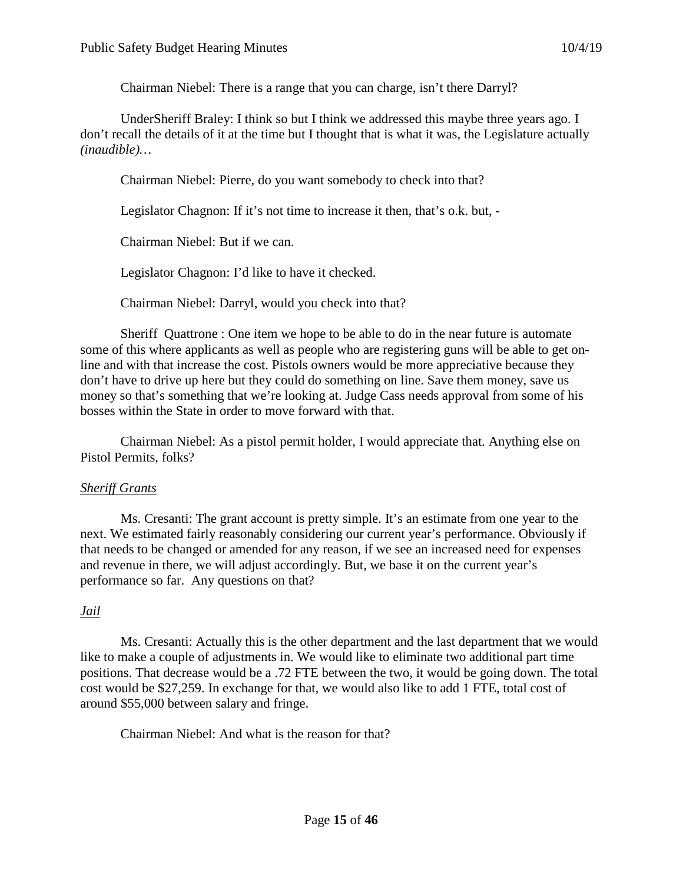Chairman Niebel: There is a range that you can charge, isn't there Darryl?

UnderSheriff Braley: I think so but I think we addressed this maybe three years ago. I don't recall the details of it at the time but I thought that is what it was, the Legislature actually *(inaudible)…*

Chairman Niebel: Pierre, do you want somebody to check into that?

Legislator Chagnon: If it's not time to increase it then, that's o.k. but, -

Chairman Niebel: But if we can.

Legislator Chagnon: I'd like to have it checked.

Chairman Niebel: Darryl, would you check into that?

Sheriff Quattrone : One item we hope to be able to do in the near future is automate some of this where applicants as well as people who are registering guns will be able to get on-line and with that increase the cost. Pistols owners would be more appreciative because they don't have to drive up here but they could do something on line. Save them money, save us money so that's something that we're looking at. Judge Cass needs approval from some of his bosses within the State in order to move forward with that.

Chairman Niebel: As a pistol permit holder, I would appreciate that. Anything else on Pistol Permits, folks?

*Sheriff Grants*

Ms. Cresanti: The grant account is pretty simple. It's an estimate from one year to the next. We estimated fairly reasonably considering our current year's performance. Obviously if that needs to be changed or amended for any reason, if we see an increased need for expenses and revenue in there, we will adjust accordingly. But, we base it on the current year's performance so far. Any questions on that?

*Jail*

Ms. Cresanti: Actually this is the other department and the last department that we would like to make a couple of adjustments in. We would like to eliminate two additional part time positions. That decrease would be a .72 FTE between the two, it would be going down. The total cost would be $27,259. In exchange for that, we would also like to add 1 FTE, total cost of around $55,000 between salary and fringe.

Chairman Niebel: And what is the reason for that?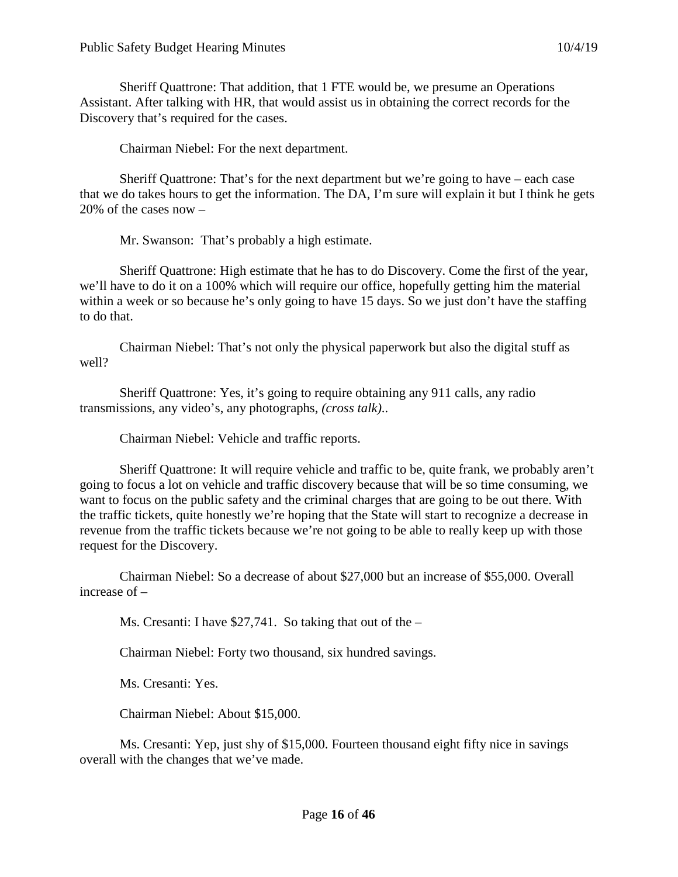Sheriff Quattrone: That addition, that 1 FTE would be, we presume an Operations Assistant. After talking with HR, that would assist us in obtaining the correct records for the Discovery that's required for the cases.

Chairman Niebel: For the next department.

Sheriff Quattrone: That's for the next department but we're going to have – each case that we do takes hours to get the information. The DA, I'm sure will explain it but I think he gets 20% of the cases now –

Mr. Swanson: That's probably a high estimate.

Sheriff Quattrone: High estimate that he has to do Discovery. Come the first of the year, we'll have to do it on a 100% which will require our office, hopefully getting him the material within a week or so because he's only going to have 15 days. So we just don't have the staffing to do that.

Chairman Niebel: That's not only the physical paperwork but also the digital stuff as well?

Sheriff Quattrone: Yes, it's going to require obtaining any 911 calls, any radio transmissions, any video's, any photographs, *(cross talk)*..

Chairman Niebel: Vehicle and traffic reports.

Sheriff Quattrone: It will require vehicle and traffic to be, quite frank, we probably aren't going to focus a lot on vehicle and traffic discovery because that will be so time consuming, we want to focus on the public safety and the criminal charges that are going to be out there. With the traffic tickets, quite honestly we're hoping that the State will start to recognize a decrease in revenue from the traffic tickets because we're not going to be able to really keep up with those request for the Discovery.

Chairman Niebel: So a decrease of about $27,000 but an increase of $55,000. Overall increase of –

Ms. Cresanti: I have $27,741. So taking that out of the –

Chairman Niebel: Forty two thousand, six hundred savings.

Ms. Cresanti: Yes.

Chairman Niebel: About $15,000.

Ms. Cresanti: Yep, just shy of $15,000. Fourteen thousand eight fifty nice in savings overall with the changes that we've made.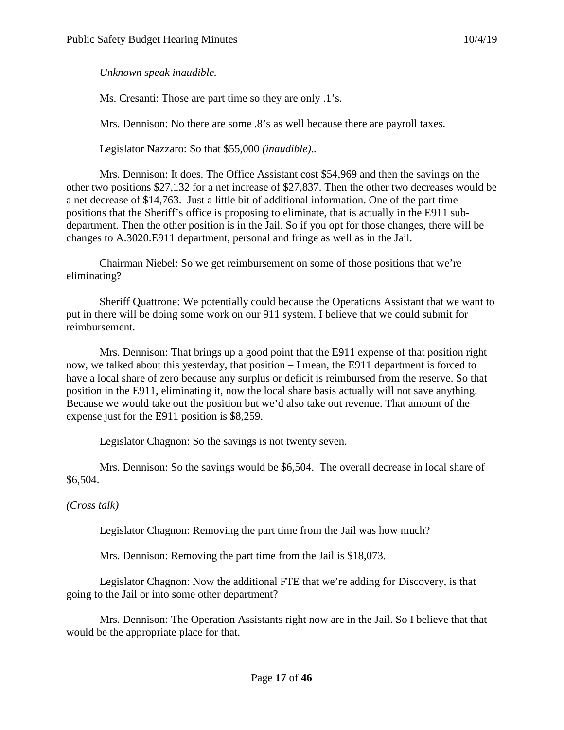*Unknown speak inaudible.*

Ms. Cresanti: Those are part time so they are only .1's.

Mrs. Dennison: No there are some .8's as well because there are payroll taxes.

Legislator Nazzaro: So that $55,000 *(inaudible)..*

Mrs. Dennison: It does. The Office Assistant cost $54,969 and then the savings on the other two positions $27,132 for a net increase of $27,837. Then the other two decreases would be a net decrease of $14,763. Just a little bit of additional information. One of the part time positions that the Sheriff's office is proposing to eliminate, that is actually in the E911 sub-department. Then the other position is in the Jail. So if you opt for those changes, there will be changes to A.3020.E911 department, personal and fringe as well as in the Jail.

Chairman Niebel: So we get reimbursement on some of those positions that we're eliminating?

Sheriff Quattrone: We potentially could because the Operations Assistant that we want to put in there will be doing some work on our 911 system. I believe that we could submit for reimbursement.

Mrs. Dennison: That brings up a good point that the E911 expense of that position right now, we talked about this yesterday, that position – I mean, the E911 department is forced to have a local share of zero because any surplus or deficit is reimbursed from the reserve. So that position in the E911, eliminating it, now the local share basis actually will not save anything. Because we would take out the position but we'd also take out revenue. That amount of the expense just for the E911 position is $8,259.

Legislator Chagnon: So the savings is not twenty seven.

Mrs. Dennison: So the savings would be $6,504. The overall decrease in local share of $6,504.

*(Cross talk)*

Legislator Chagnon: Removing the part time from the Jail was how much?

Mrs. Dennison: Removing the part time from the Jail is $18,073.

Legislator Chagnon: Now the additional FTE that we're adding for Discovery, is that going to the Jail or into some other department?

Mrs. Dennison: The Operation Assistants right now are in the Jail. So I believe that that would be the appropriate place for that.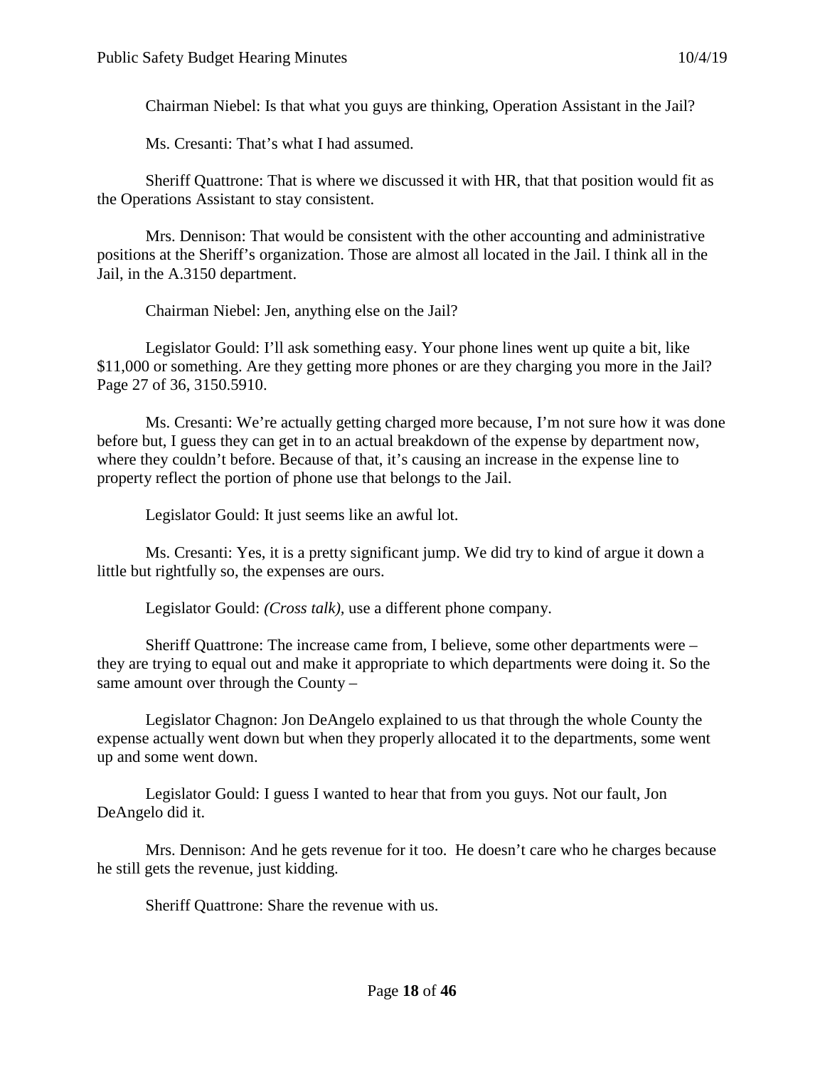Chairman Niebel: Is that what you guys are thinking, Operation Assistant in the Jail?

Ms. Cresanti: That's what I had assumed.

Sheriff Quattrone: That is where we discussed it with HR, that that position would fit as the Operations Assistant to stay consistent.

Mrs. Dennison: That would be consistent with the other accounting and administrative positions at the Sheriff's organization. Those are almost all located in the Jail. I think all in the Jail, in the A.3150 department.

Chairman Niebel: Jen, anything else on the Jail?

Legislator Gould: I'll ask something easy. Your phone lines went up quite a bit, like $11,000 or something. Are they getting more phones or are they charging you more in the Jail? Page 27 of 36, 3150.5910.

Ms. Cresanti: We're actually getting charged more because, I'm not sure how it was done before but, I guess they can get in to an actual breakdown of the expense by department now, where they couldn't before. Because of that, it's causing an increase in the expense line to property reflect the portion of phone use that belongs to the Jail.

Legislator Gould: It just seems like an awful lot.

Ms. Cresanti: Yes, it is a pretty significant jump. We did try to kind of argue it down a little but rightfully so, the expenses are ours.

Legislator Gould: *(Cross talk)*, use a different phone company.

Sheriff Quattrone: The increase came from, I believe, some other departments were – they are trying to equal out and make it appropriate to which departments were doing it. So the same amount over through the County –

Legislator Chagnon: Jon DeAngelo explained to us that through the whole County the expense actually went down but when they properly allocated it to the departments, some went up and some went down.

Legislator Gould: I guess I wanted to hear that from you guys. Not our fault, Jon DeAngelo did it.

Mrs. Dennison: And he gets revenue for it too. He doesn't care who he charges because he still gets the revenue, just kidding.

Sheriff Quattrone: Share the revenue with us.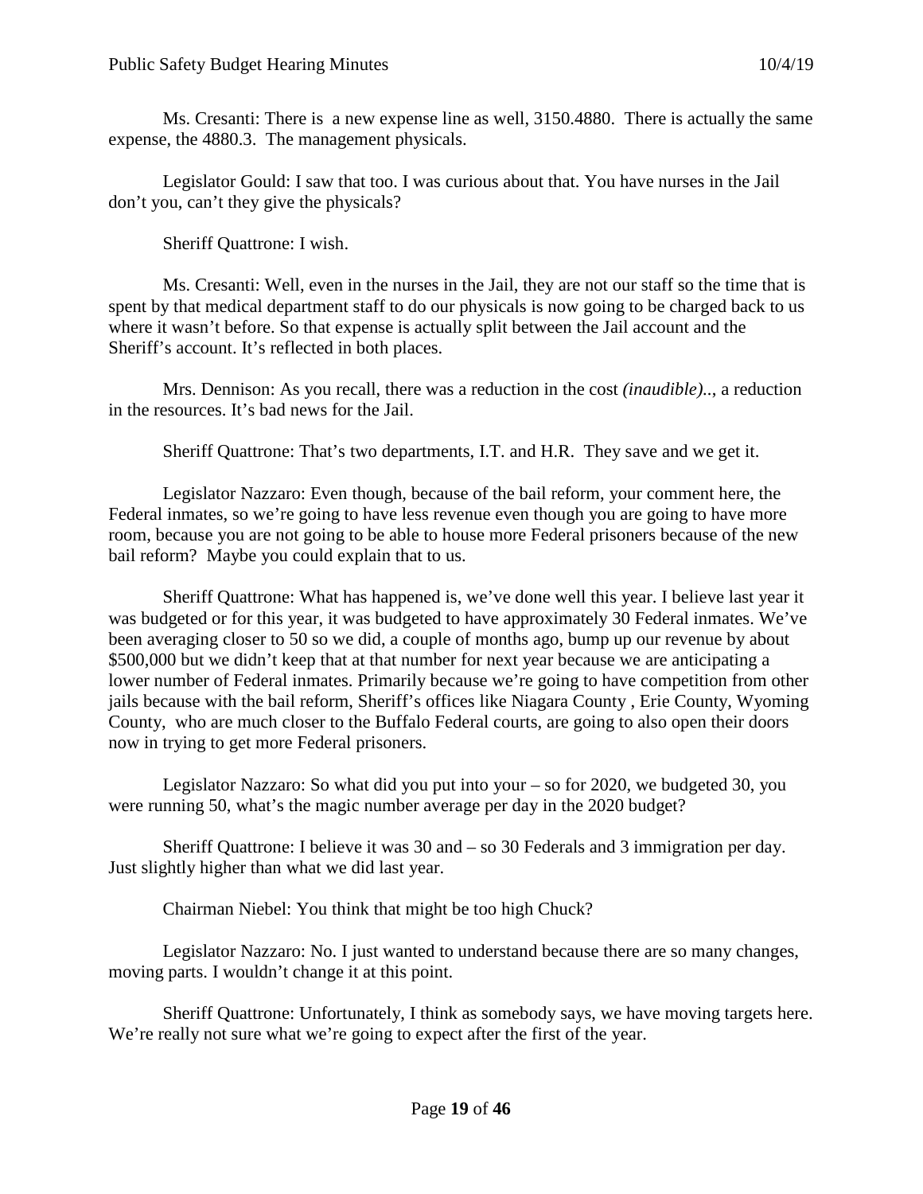Ms. Cresanti: There is a new expense line as well, 3150.4880. There is actually the same expense, the 4880.3. The management physicals.

Legislator Gould: I saw that too. I was curious about that. You have nurses in the Jail don't you, can't they give the physicals?

Sheriff Quattrone: I wish.

Ms. Cresanti: Well, even in the nurses in the Jail, they are not our staff so the time that is spent by that medical department staff to do our physicals is now going to be charged back to us where it wasn't before. So that expense is actually split between the Jail account and the Sheriff's account. It's reflected in both places.

Mrs. Dennison: As you recall, there was a reduction in the cost *(inaudible)..*, a reduction in the resources. It's bad news for the Jail.

Sheriff Quattrone: That's two departments, I.T. and H.R. They save and we get it.

Legislator Nazzaro: Even though, because of the bail reform, your comment here, the Federal inmates, so we're going to have less revenue even though you are going to have more room, because you are not going to be able to house more Federal prisoners because of the new bail reform? Maybe you could explain that to us.

Sheriff Quattrone: What has happened is, we've done well this year. I believe last year it was budgeted or for this year, it was budgeted to have approximately 30 Federal inmates. We've been averaging closer to 50 so we did, a couple of months ago, bump up our revenue by about $500,000 but we didn't keep that at that number for next year because we are anticipating a lower number of Federal inmates. Primarily because we're going to have competition from other jails because with the bail reform, Sheriff's offices like Niagara County , Erie County, Wyoming County, who are much closer to the Buffalo Federal courts, are going to also open their doors now in trying to get more Federal prisoners.

Legislator Nazzaro: So what did you put into your – so for 2020, we budgeted 30, you were running 50, what's the magic number average per day in the 2020 budget?

Sheriff Quattrone: I believe it was 30 and – so 30 Federals and 3 immigration per day. Just slightly higher than what we did last year.

Chairman Niebel: You think that might be too high Chuck?

Legislator Nazzaro: No. I just wanted to understand because there are so many changes, moving parts. I wouldn't change it at this point.

Sheriff Quattrone: Unfortunately, I think as somebody says, we have moving targets here. We're really not sure what we're going to expect after the first of the year.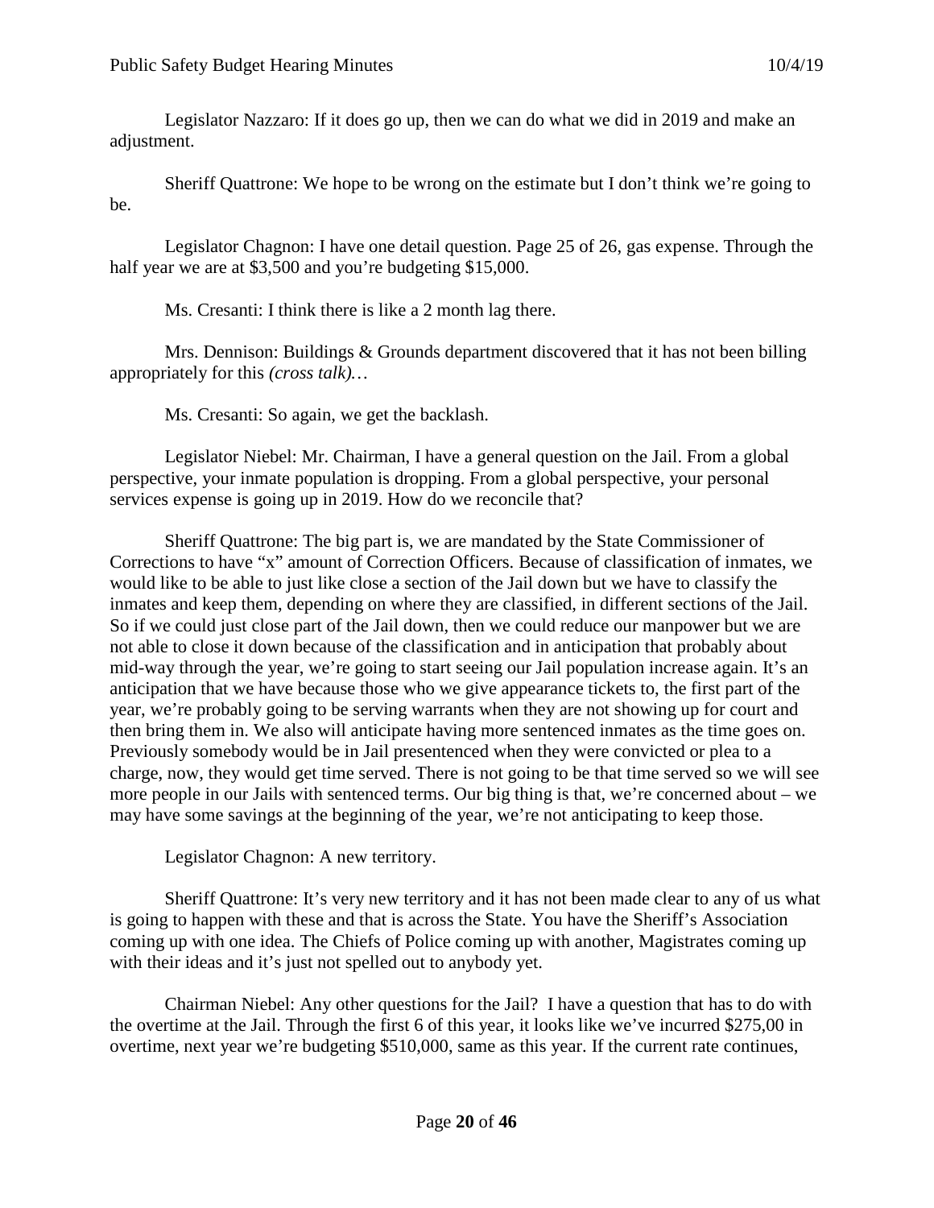Legislator Nazzaro: If it does go up, then we can do what we did in 2019 and make an adjustment.

Sheriff Quattrone: We hope to be wrong on the estimate but I don't think we're going to be.

Legislator Chagnon: I have one detail question. Page 25 of 26, gas expense. Through the half year we are at $3,500 and you're budgeting $15,000.

Ms. Cresanti: I think there is like a 2 month lag there.

Mrs. Dennison: Buildings & Grounds department discovered that it has not been billing appropriately for this *(cross talk)…*

Ms. Cresanti: So again, we get the backlash.

Legislator Niebel: Mr. Chairman, I have a general question on the Jail. From a global perspective, your inmate population is dropping. From a global perspective, your personal services expense is going up in 2019. How do we reconcile that?

Sheriff Quattrone: The big part is, we are mandated by the State Commissioner of Corrections to have "x" amount of Correction Officers. Because of classification of inmates, we would like to be able to just like close a section of the Jail down but we have to classify the inmates and keep them, depending on where they are classified, in different sections of the Jail. So if we could just close part of the Jail down, then we could reduce our manpower but we are not able to close it down because of the classification and in anticipation that probably about mid-way through the year, we're going to start seeing our Jail population increase again. It's an anticipation that we have because those who we give appearance tickets to, the first part of the year, we're probably going to be serving warrants when they are not showing up for court and then bring them in. We also will anticipate having more sentenced inmates as the time goes on. Previously somebody would be in Jail presentenced when they were convicted or plea to a charge, now, they would get time served. There is not going to be that time served so we will see more people in our Jails with sentenced terms. Our big thing is that, we're concerned about – we may have some savings at the beginning of the year, we're not anticipating to keep those.

Legislator Chagnon: A new territory.

Sheriff Quattrone: It's very new territory and it has not been made clear to any of us what is going to happen with these and that is across the State. You have the Sheriff's Association coming up with one idea. The Chiefs of Police coming up with another, Magistrates coming up with their ideas and it's just not spelled out to anybody yet.

Chairman Niebel: Any other questions for the Jail? I have a question that has to do with the overtime at the Jail. Through the first 6 of this year, it looks like we've incurred $275,00 in overtime, next year we're budgeting $510,000, same as this year. If the current rate continues,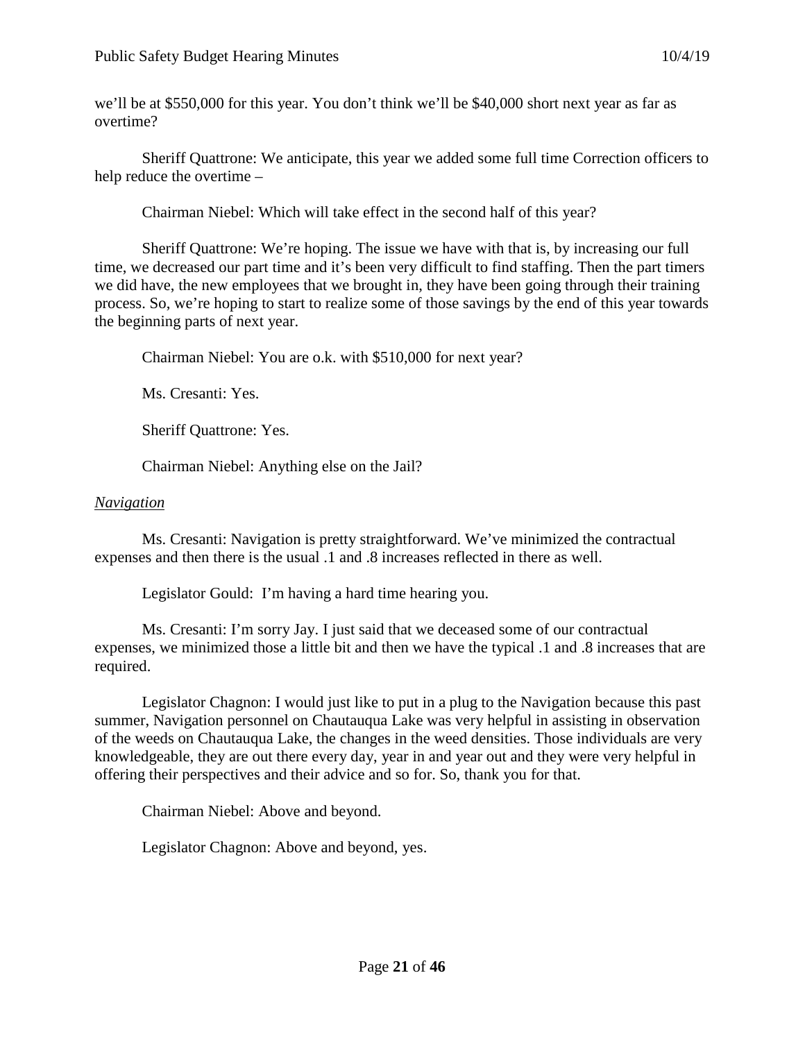we'll be at $550,000 for this year. You don't think we'll be $40,000 short next year as far as overtime?

Sheriff Quattrone: We anticipate, this year we added some full time Correction officers to help reduce the overtime –

Chairman Niebel: Which will take effect in the second half of this year?

Sheriff Quattrone: We're hoping. The issue we have with that is, by increasing our full time, we decreased our part time and it's been very difficult to find staffing. Then the part timers we did have, the new employees that we brought in, they have been going through their training process. So, we're hoping to start to realize some of those savings by the end of this year towards the beginning parts of next year.

Chairman Niebel: You are o.k. with $510,000 for next year?

Ms. Cresanti: Yes.

Sheriff Quattrone: Yes.

Chairman Niebel: Anything else on the Jail?

*Navigation*

Ms. Cresanti: Navigation is pretty straightforward. We've minimized the contractual expenses and then there is the usual .1 and .8 increases reflected in there as well.

Legislator Gould: I'm having a hard time hearing you.

Ms. Cresanti: I'm sorry Jay. I just said that we deceased some of our contractual expenses, we minimized those a little bit and then we have the typical .1 and .8 increases that are required.

Legislator Chagnon: I would just like to put in a plug to the Navigation because this past summer, Navigation personnel on Chautauqua Lake was very helpful in assisting in observation of the weeds on Chautauqua Lake, the changes in the weed densities. Those individuals are very knowledgeable, they are out there every day, year in and year out and they were very helpful in offering their perspectives and their advice and so for. So, thank you for that.

Chairman Niebel: Above and beyond.

Legislator Chagnon: Above and beyond, yes.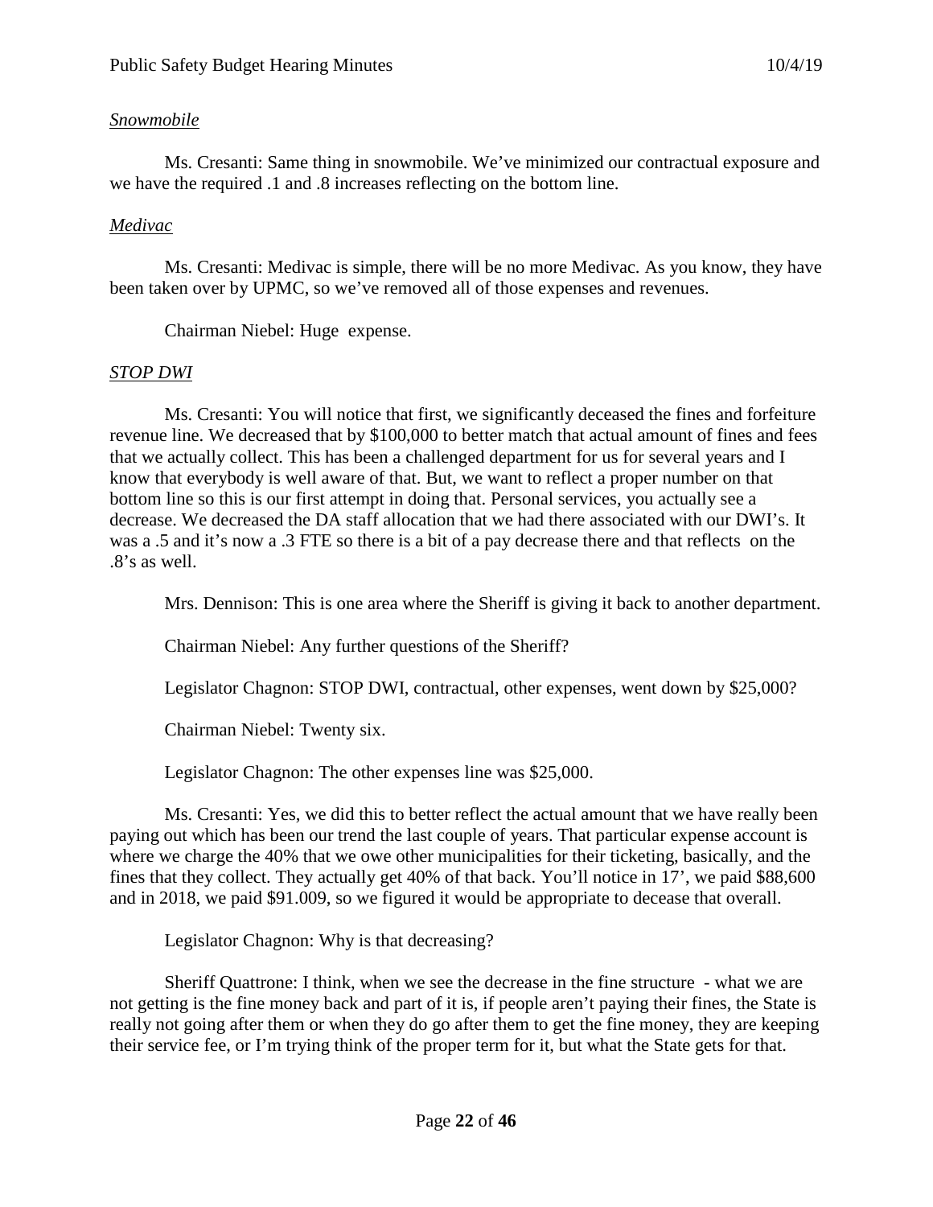*Snowmobile*

Ms. Cresanti: Same thing in snowmobile. We've minimized our contractual exposure and we have the required .1 and .8 increases reflecting on the bottom line.

*Medivac*

Ms. Cresanti: Medivac is simple, there will be no more Medivac. As you know, they have been taken over by UPMC, so we've removed all of those expenses and revenues.

Chairman Niebel: Huge expense.

*STOP DWI*

Ms. Cresanti: You will notice that first, we significantly deceased the fines and forfeiture revenue line. We decreased that by $100,000 to better match that actual amount of fines and fees that we actually collect. This has been a challenged department for us for several years and I know that everybody is well aware of that. But, we want to reflect a proper number on that bottom line so this is our first attempt in doing that. Personal services, you actually see a decrease. We decreased the DA staff allocation that we had there associated with our DWI's. It was a .5 and it's now a .3 FTE so there is a bit of a pay decrease there and that reflects on the .8's as well.

Mrs. Dennison: This is one area where the Sheriff is giving it back to another department.

Chairman Niebel: Any further questions of the Sheriff?

Legislator Chagnon: STOP DWI, contractual, other expenses, went down by $25,000?

Chairman Niebel: Twenty six.

Legislator Chagnon: The other expenses line was $25,000.

Ms. Cresanti: Yes, we did this to better reflect the actual amount that we have really been paying out which has been our trend the last couple of years. That particular expense account is where we charge the 40% that we owe other municipalities for their ticketing, basically, and the fines that they collect. They actually get 40% of that back. You'll notice in 17', we paid $88,600 and in 2018, we paid $91.009, so we figured it would be appropriate to decease that overall.

Legislator Chagnon: Why is that decreasing?

Sheriff Quattrone: I think, when we see the decrease in the fine structure - what we are not getting is the fine money back and part of it is, if people aren't paying their fines, the State is really not going after them or when they do go after them to get the fine money, they are keeping their service fee, or I'm trying think of the proper term for it, but what the State gets for that.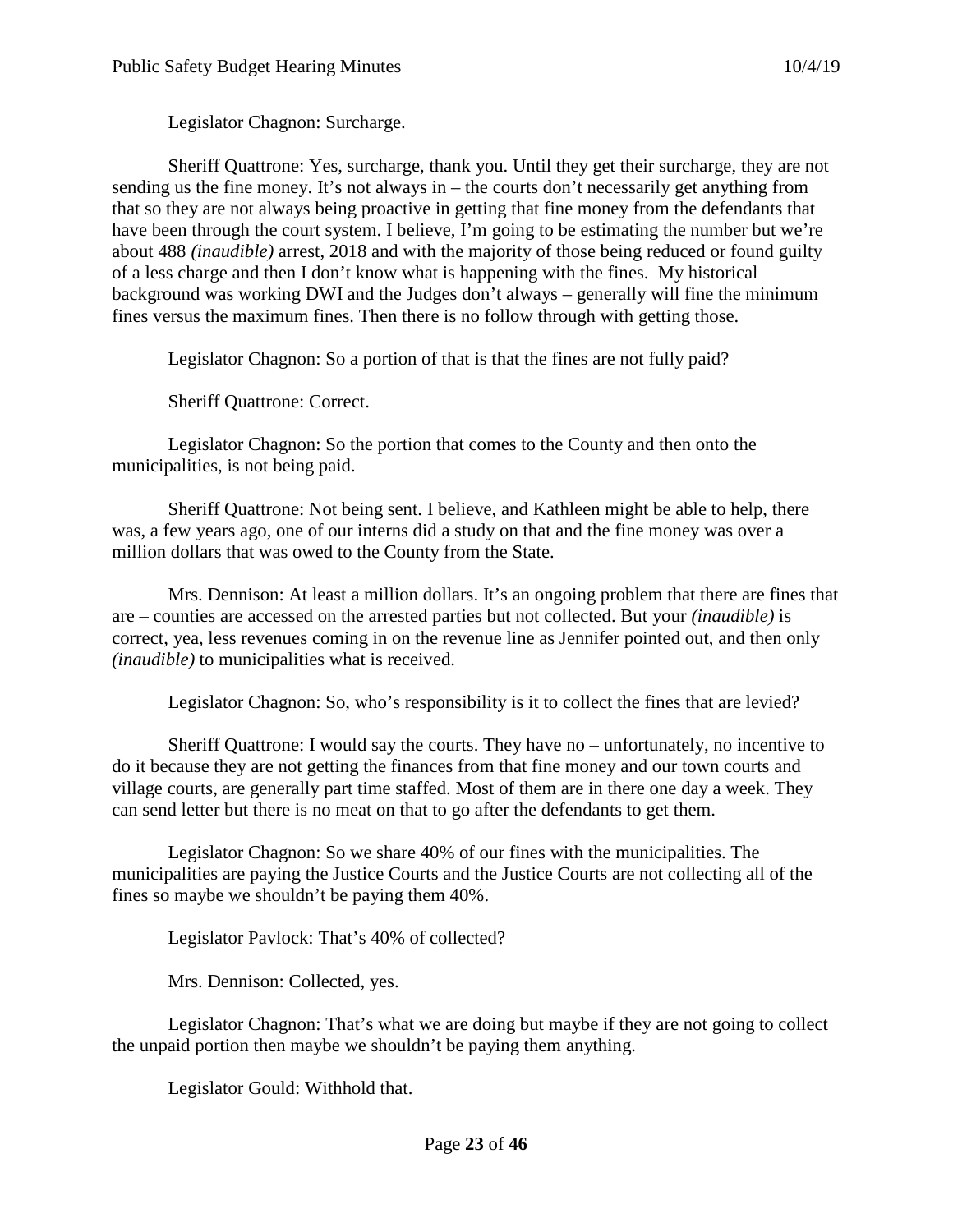Legislator Chagnon: Surcharge.

Sheriff Quattrone: Yes, surcharge, thank you. Until they get their surcharge, they are not sending us the fine money. It's not always in – the courts don't necessarily get anything from that so they are not always being proactive in getting that fine money from the defendants that have been through the court system. I believe, I'm going to be estimating the number but we're about 488 *(inaudible)* arrest, 2018 and with the majority of those being reduced or found guilty of a less charge and then I don't know what is happening with the fines. My historical background was working DWI and the Judges don't always – generally will fine the minimum fines versus the maximum fines. Then there is no follow through with getting those.

Legislator Chagnon: So a portion of that is that the fines are not fully paid?

Sheriff Quattrone: Correct.

Legislator Chagnon: So the portion that comes to the County and then onto the municipalities, is not being paid.

Sheriff Quattrone: Not being sent. I believe, and Kathleen might be able to help, there was, a few years ago, one of our interns did a study on that and the fine money was over a million dollars that was owed to the County from the State.

Mrs. Dennison: At least a million dollars. It's an ongoing problem that there are fines that are – counties are accessed on the arrested parties but not collected. But your *(inaudible)* is correct, yea, less revenues coming in on the revenue line as Jennifer pointed out, and then only *(inaudible)* to municipalities what is received.

Legislator Chagnon: So, who's responsibility is it to collect the fines that are levied?

Sheriff Quattrone: I would say the courts. They have no – unfortunately, no incentive to do it because they are not getting the finances from that fine money and our town courts and village courts, are generally part time staffed. Most of them are in there one day a week. They can send letter but there is no meat on that to go after the defendants to get them.

Legislator Chagnon: So we share 40% of our fines with the municipalities. The municipalities are paying the Justice Courts and the Justice Courts are not collecting all of the fines so maybe we shouldn't be paying them 40%.

Legislator Pavlock: That's 40% of collected?

Mrs. Dennison: Collected, yes.

Legislator Chagnon: That's what we are doing but maybe if they are not going to collect the unpaid portion then maybe we shouldn't be paying them anything.

Legislator Gould: Withhold that.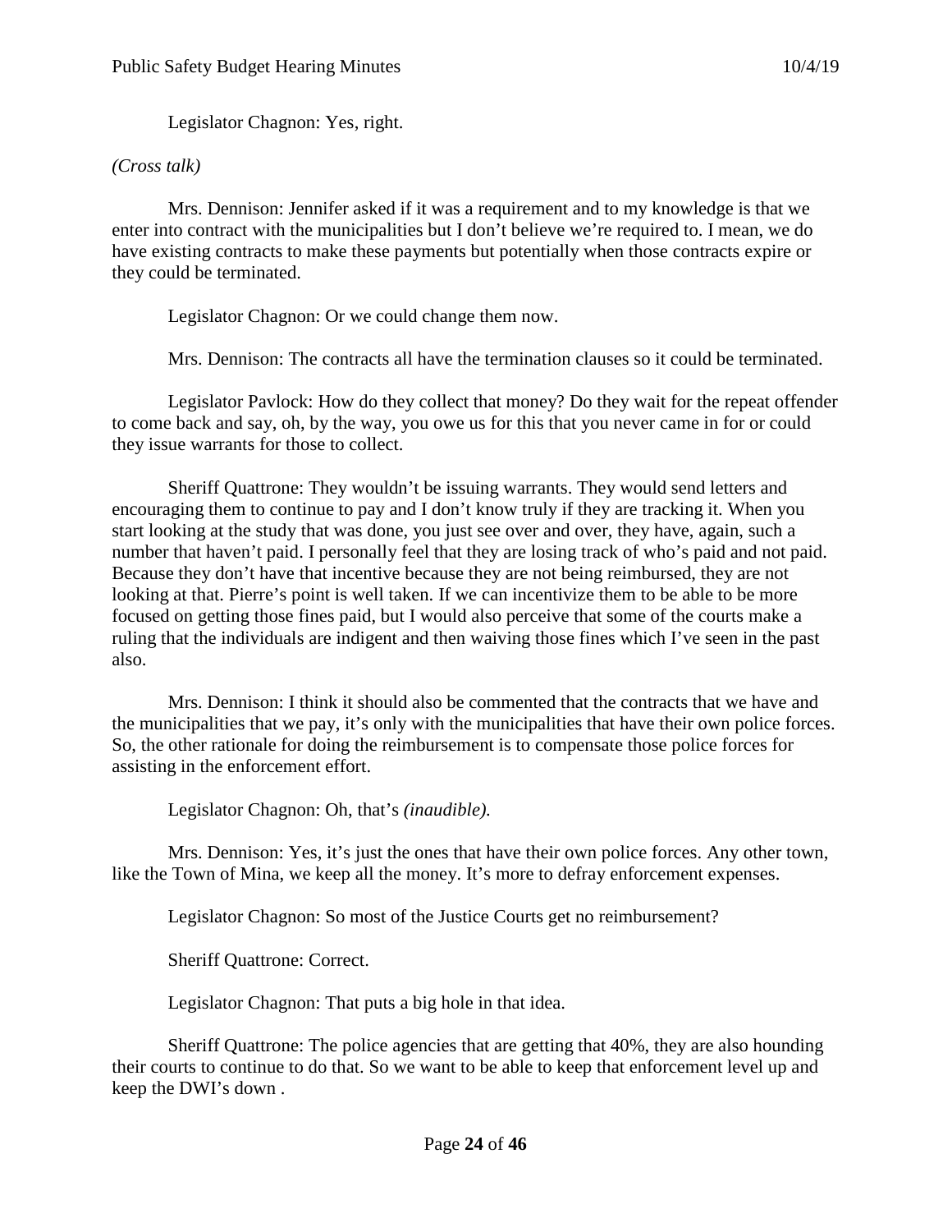Legislator Chagnon: Yes, right.

*(Cross talk)*

Mrs. Dennison: Jennifer asked if it was a requirement and to my knowledge is that we enter into contract with the municipalities but I don't believe we're required to. I mean, we do have existing contracts to make these payments but potentially when those contracts expire or they could be terminated.

Legislator Chagnon: Or we could change them now.

Mrs. Dennison: The contracts all have the termination clauses so it could be terminated.

Legislator Pavlock: How do they collect that money? Do they wait for the repeat offender to come back and say, oh, by the way, you owe us for this that you never came in for or could they issue warrants for those to collect.

Sheriff Quattrone: They wouldn't be issuing warrants. They would send letters and encouraging them to continue to pay and I don't know truly if they are tracking it. When you start looking at the study that was done, you just see over and over, they have, again, such a number that haven't paid. I personally feel that they are losing track of who's paid and not paid. Because they don't have that incentive because they are not being reimbursed, they are not looking at that. Pierre's point is well taken. If we can incentivize them to be able to be more focused on getting those fines paid, but I would also perceive that some of the courts make a ruling that the individuals are indigent and then waiving those fines which I've seen in the past also.

Mrs. Dennison: I think it should also be commented that the contracts that we have and the municipalities that we pay, it's only with the municipalities that have their own police forces. So, the other rationale for doing the reimbursement is to compensate those police forces for assisting in the enforcement effort.

Legislator Chagnon: Oh, that's *(inaudible).*

Mrs. Dennison: Yes, it's just the ones that have their own police forces. Any other town, like the Town of Mina, we keep all the money. It's more to defray enforcement expenses.

Legislator Chagnon: So most of the Justice Courts get no reimbursement?

Sheriff Quattrone: Correct.

Legislator Chagnon: That puts a big hole in that idea.

Sheriff Quattrone: The police agencies that are getting that 40%, they are also hounding their courts to continue to do that. So we want to be able to keep that enforcement level up and keep the DWI's down .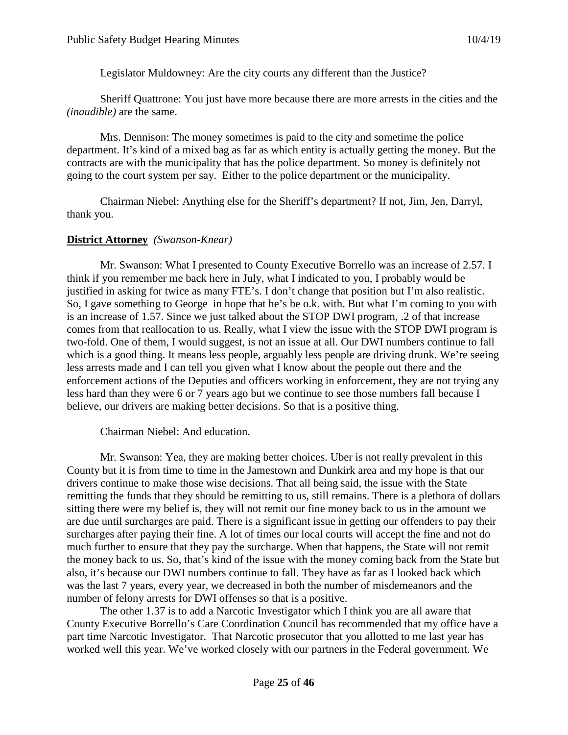Legislator Muldowney: Are the city courts any different than the Justice?

Sheriff Quattrone: You just have more because there are more arrests in the cities and the *(inaudible)* are the same.

Mrs. Dennison: The money sometimes is paid to the city and sometime the police department. It's kind of a mixed bag as far as which entity is actually getting the money. But the contracts are with the municipality that has the police department. So money is definitely not going to the court system per say. Either to the police department or the municipality.

Chairman Niebel: Anything else for the Sheriff's department? If not, Jim, Jen, Darryl, thank you.

**District Attorney** *(Swanson-Knear)*

Mr. Swanson: What I presented to County Executive Borrello was an increase of 2.57. I think if you remember me back here in July, what I indicated to you, I probably would be justified in asking for twice as many FTE's. I don't change that position but I'm also realistic. So, I gave something to George in hope that he's be o.k. with. But what I'm coming to you with is an increase of 1.57. Since we just talked about the STOP DWI program, .2 of that increase comes from that reallocation to us. Really, what I view the issue with the STOP DWI program is two-fold. One of them, I would suggest, is not an issue at all. Our DWI numbers continue to fall which is a good thing. It means less people, arguably less people are driving drunk. We're seeing less arrests made and I can tell you given what I know about the people out there and the enforcement actions of the Deputies and officers working in enforcement, they are not trying any less hard than they were 6 or 7 years ago but we continue to see those numbers fall because I believe, our drivers are making better decisions. So that is a positive thing.

Chairman Niebel: And education.

Mr. Swanson: Yea, they are making better choices. Uber is not really prevalent in this County but it is from time to time in the Jamestown and Dunkirk area and my hope is that our drivers continue to make those wise decisions. That all being said, the issue with the State remitting the funds that they should be remitting to us, still remains. There is a plethora of dollars sitting there were my belief is, they will not remit our fine money back to us in the amount we are due until surcharges are paid. There is a significant issue in getting our offenders to pay their surcharges after paying their fine. A lot of times our local courts will accept the fine and not do much further to ensure that they pay the surcharge. When that happens, the State will not remit the money back to us. So, that's kind of the issue with the money coming back from the State but also, it's because our DWI numbers continue to fall. They have as far as I looked back which was the last 7 years, every year, we decreased in both the number of misdemeanors and the number of felony arrests for DWI offenses so that is a positive.

The other 1.37 is to add a Narcotic Investigator which I think you are all aware that County Executive Borrello's Care Coordination Council has recommended that my office have a part time Narcotic Investigator. That Narcotic prosecutor that you allotted to me last year has worked well this year. We've worked closely with our partners in the Federal government. We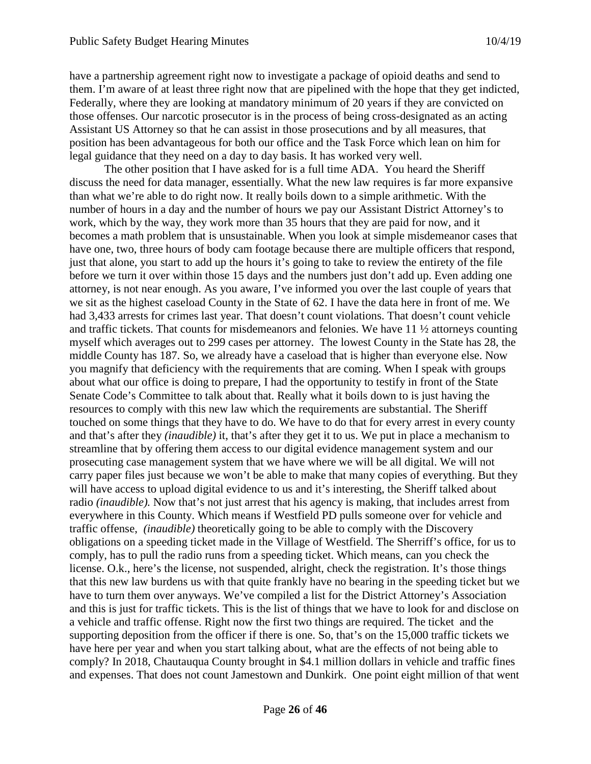have a partnership agreement right now to investigate a package of opioid deaths and send to them. I'm aware of at least three right now that are pipelined with the hope that they get indicted, Federally, where they are looking at mandatory minimum of 20 years if they are convicted on those offenses. Our narcotic prosecutor is in the process of being cross-designated as an acting Assistant US Attorney so that he can assist in those prosecutions and by all measures, that position has been advantageous for both our office and the Task Force which lean on him for legal guidance that they need on a day to day basis. It has worked very well.

The other position that I have asked for is a full time ADA. You heard the Sheriff discuss the need for data manager, essentially. What the new law requires is far more expansive than what we're able to do right now. It really boils down to a simple arithmetic. With the number of hours in a day and the number of hours we pay our Assistant District Attorney's to work, which by the way, they work more than 35 hours that they are paid for now, and it becomes a math problem that is unsustainable. When you look at simple misdemeanor cases that have one, two, three hours of body cam footage because there are multiple officers that respond, just that alone, you start to add up the hours it's going to take to review the entirety of the file before we turn it over within those 15 days and the numbers just don't add up. Even adding one attorney, is not near enough. As you aware, I've informed you over the last couple of years that we sit as the highest caseload County in the State of 62. I have the data here in front of me. We had 3,433 arrests for crimes last year. That doesn't count violations. That doesn't count vehicle and traffic tickets. That counts for misdemeanors and felonies. We have 11 ½ attorneys counting myself which averages out to 299 cases per attorney. The lowest County in the State has 28, the middle County has 187. So, we already have a caseload that is higher than everyone else. Now you magnify that deficiency with the requirements that are coming. When I speak with groups about what our office is doing to prepare, I had the opportunity to testify in front of the State Senate Code's Committee to talk about that. Really what it boils down to is just having the resources to comply with this new law which the requirements are substantial. The Sheriff touched on some things that they have to do. We have to do that for every arrest in every county and that's after they *(inaudible)* it, that's after they get it to us. We put in place a mechanism to streamline that by offering them access to our digital evidence management system and our prosecuting case management system that we have where we will be all digital. We will not carry paper files just because we won't be able to make that many copies of everything. But they will have access to upload digital evidence to us and it's interesting, the Sheriff talked about radio *(inaudible).* Now that's not just arrest that his agency is making, that includes arrest from everywhere in this County. Which means if Westfield PD pulls someone over for vehicle and traffic offense, *(inaudible)* theoretically going to be able to comply with the Discovery obligations on a speeding ticket made in the Village of Westfield. The Sherriff's office, for us to comply, has to pull the radio runs from a speeding ticket. Which means, can you check the license. O.k., here's the license, not suspended, alright, check the registration. It's those things that this new law burdens us with that quite frankly have no bearing in the speeding ticket but we have to turn them over anyways. We've compiled a list for the District Attorney's Association and this is just for traffic tickets. This is the list of things that we have to look for and disclose on a vehicle and traffic offense. Right now the first two things are required. The ticket and the supporting deposition from the officer if there is one. So, that's on the 15,000 traffic tickets we have here per year and when you start talking about, what are the effects of not being able to comply? In 2018, Chautauqua County brought in $4.1 million dollars in vehicle and traffic fines and expenses. That does not count Jamestown and Dunkirk. One point eight million of that went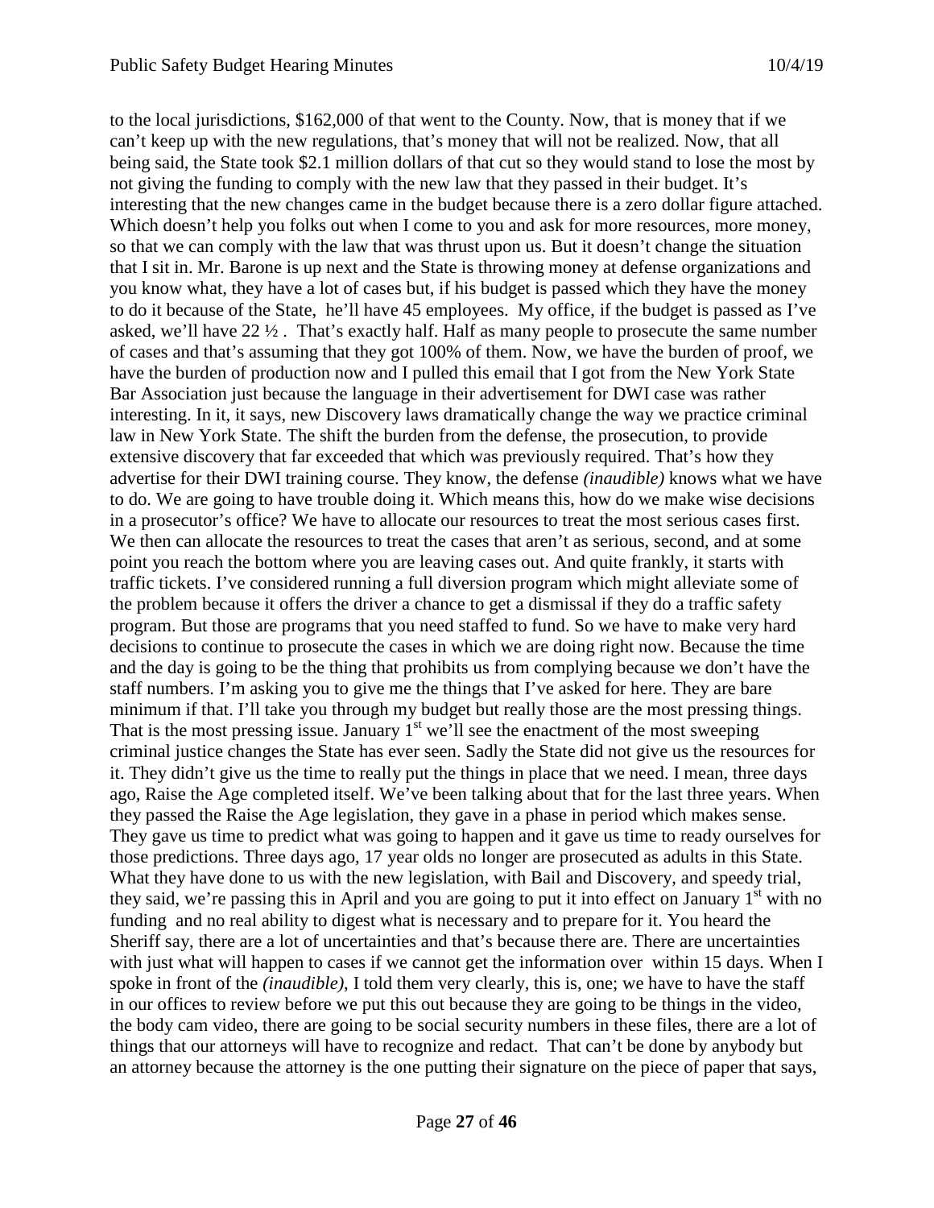to the local jurisdictions, $162,000 of that went to the County. Now, that is money that if we can't keep up with the new regulations, that's money that will not be realized. Now, that all being said, the State took $2.1 million dollars of that cut so they would stand to lose the most by not giving the funding to comply with the new law that they passed in their budget. It's interesting that the new changes came in the budget because there is a zero dollar figure attached. Which doesn't help you folks out when I come to you and ask for more resources, more money, so that we can comply with the law that was thrust upon us. But it doesn't change the situation that I sit in. Mr. Barone is up next and the State is throwing money at defense organizations and you know what, they have a lot of cases but, if his budget is passed which they have the money to do it because of the State, he'll have 45 employees. My office, if the budget is passed as I've asked, we'll have 22 ½ . That's exactly half. Half as many people to prosecute the same number of cases and that's assuming that they got 100% of them. Now, we have the burden of proof, we have the burden of production now and I pulled this email that I got from the New York State Bar Association just because the language in their advertisement for DWI case was rather interesting. In it, it says, new Discovery laws dramatically change the way we practice criminal law in New York State. The shift the burden from the defense, the prosecution, to provide extensive discovery that far exceeded that which was previously required. That's how they advertise for their DWI training course. They know, the defense *(inaudible)* knows what we have to do. We are going to have trouble doing it. Which means this, how do we make wise decisions in a prosecutor's office? We have to allocate our resources to treat the most serious cases first. We then can allocate the resources to treat the cases that aren't as serious, second, and at some point you reach the bottom where you are leaving cases out. And quite frankly, it starts with traffic tickets. I've considered running a full diversion program which might alleviate some of the problem because it offers the driver a chance to get a dismissal if they do a traffic safety program. But those are programs that you need staffed to fund. So we have to make very hard decisions to continue to prosecute the cases in which we are doing right now. Because the time and the day is going to be the thing that prohibits us from complying because we don't have the staff numbers. I'm asking you to give me the things that I've asked for here. They are bare minimum if that. I'll take you through my budget but really those are the most pressing things. That is the most pressing issue. January 1st we'll see the enactment of the most sweeping criminal justice changes the State has ever seen. Sadly the State did not give us the resources for it. They didn't give us the time to really put the things in place that we need. I mean, three days ago, Raise the Age completed itself. We've been talking about that for the last three years. When they passed the Raise the Age legislation, they gave in a phase in period which makes sense. They gave us time to predict what was going to happen and it gave us time to ready ourselves for those predictions. Three days ago, 17 year olds no longer are prosecuted as adults in this State. What they have done to us with the new legislation, with Bail and Discovery, and speedy trial, they said, we're passing this in April and you are going to put it into effect on January 1st with no funding and no real ability to digest what is necessary and to prepare for it. You heard the Sheriff say, there are a lot of uncertainties and that's because there are. There are uncertainties with just what will happen to cases if we cannot get the information over within 15 days. When I spoke in front of the *(inaudible)*, I told them very clearly, this is, one; we have to have the staff in our offices to review before we put this out because they are going to be things in the video, the body cam video, there are going to be social security numbers in these files, there are a lot of things that our attorneys will have to recognize and redact. That can't be done by anybody but an attorney because the attorney is the one putting their signature on the piece of paper that says,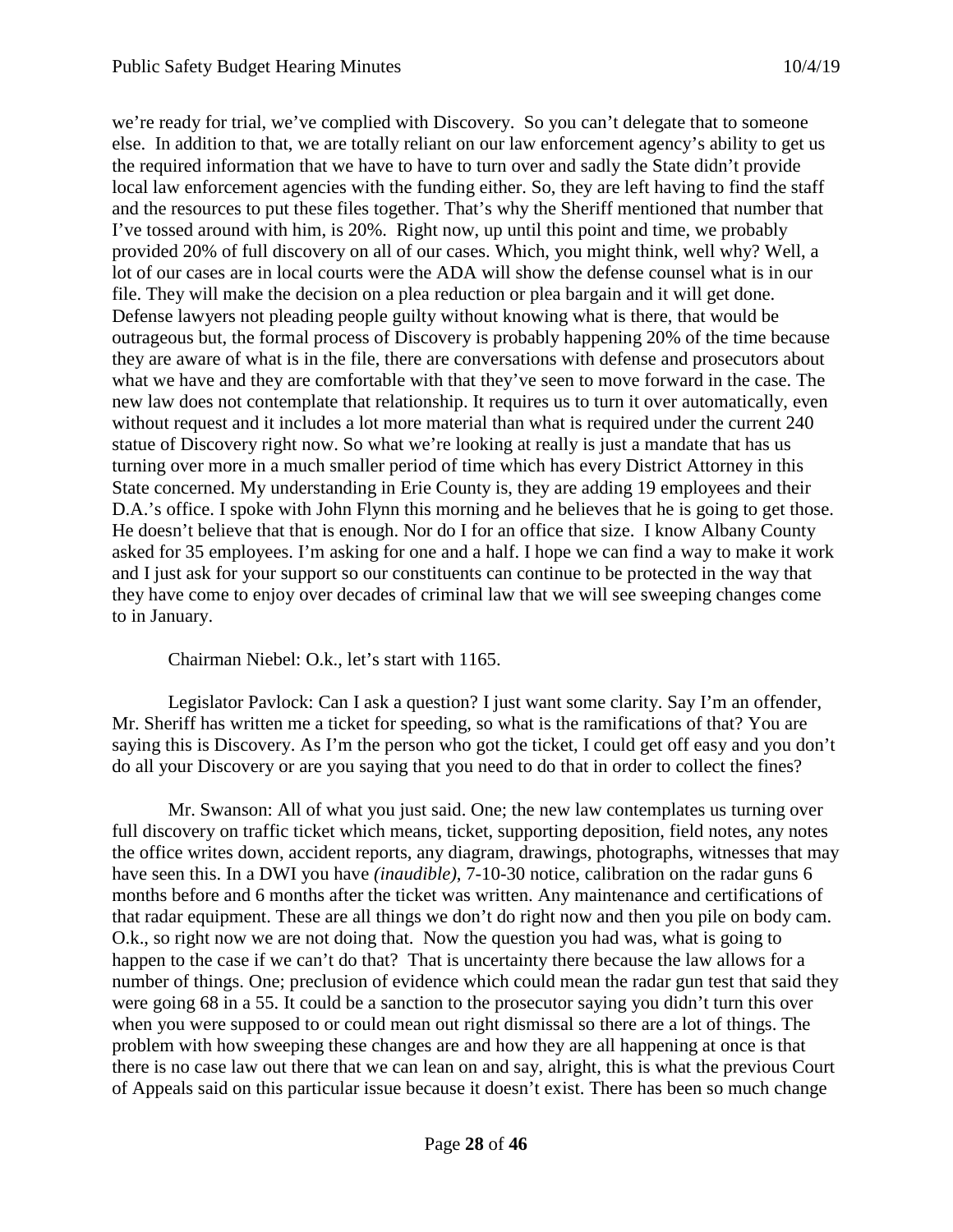we're ready for trial, we've complied with Discovery. So you can't delegate that to someone else. In addition to that, we are totally reliant on our law enforcement agency's ability to get us the required information that we have to have to turn over and sadly the State didn't provide local law enforcement agencies with the funding either. So, they are left having to find the staff and the resources to put these files together. That's why the Sheriff mentioned that number that I've tossed around with him, is 20%. Right now, up until this point and time, we probably provided 20% of full discovery on all of our cases. Which, you might think, well why? Well, a lot of our cases are in local courts were the ADA will show the defense counsel what is in our file. They will make the decision on a plea reduction or plea bargain and it will get done. Defense lawyers not pleading people guilty without knowing what is there, that would be outrageous but, the formal process of Discovery is probably happening 20% of the time because they are aware of what is in the file, there are conversations with defense and prosecutors about what we have and they are comfortable with that they've seen to move forward in the case. The new law does not contemplate that relationship. It requires us to turn it over automatically, even without request and it includes a lot more material than what is required under the current 240 statue of Discovery right now. So what we're looking at really is just a mandate that has us turning over more in a much smaller period of time which has every District Attorney in this State concerned. My understanding in Erie County is, they are adding 19 employees and their D.A.'s office. I spoke with John Flynn this morning and he believes that he is going to get those. He doesn't believe that that is enough. Nor do I for an office that size. I know Albany County asked for 35 employees. I'm asking for one and a half. I hope we can find a way to make it work and I just ask for your support so our constituents can continue to be protected in the way that they have come to enjoy over decades of criminal law that we will see sweeping changes come to in January.

Chairman Niebel: O.k., let's start with 1165.

Legislator Pavlock: Can I ask a question? I just want some clarity. Say I'm an offender, Mr. Sheriff has written me a ticket for speeding, so what is the ramifications of that? You are saying this is Discovery. As I'm the person who got the ticket, I could get off easy and you don't do all your Discovery or are you saying that you need to do that in order to collect the fines?

Mr. Swanson: All of what you just said. One; the new law contemplates us turning over full discovery on traffic ticket which means, ticket, supporting deposition, field notes, any notes the office writes down, accident reports, any diagram, drawings, photographs, witnesses that may have seen this. In a DWI you have *(inaudible)*, 7-10-30 notice, calibration on the radar guns 6 months before and 6 months after the ticket was written. Any maintenance and certifications of that radar equipment. These are all things we don't do right now and then you pile on body cam. O.k., so right now we are not doing that. Now the question you had was, what is going to happen to the case if we can't do that? That is uncertainty there because the law allows for a number of things. One; preclusion of evidence which could mean the radar gun test that said they were going 68 in a 55. It could be a sanction to the prosecutor saying you didn't turn this over when you were supposed to or could mean out right dismissal so there are a lot of things. The problem with how sweeping these changes are and how they are all happening at once is that there is no case law out there that we can lean on and say, alright, this is what the previous Court of Appeals said on this particular issue because it doesn't exist. There has been so much change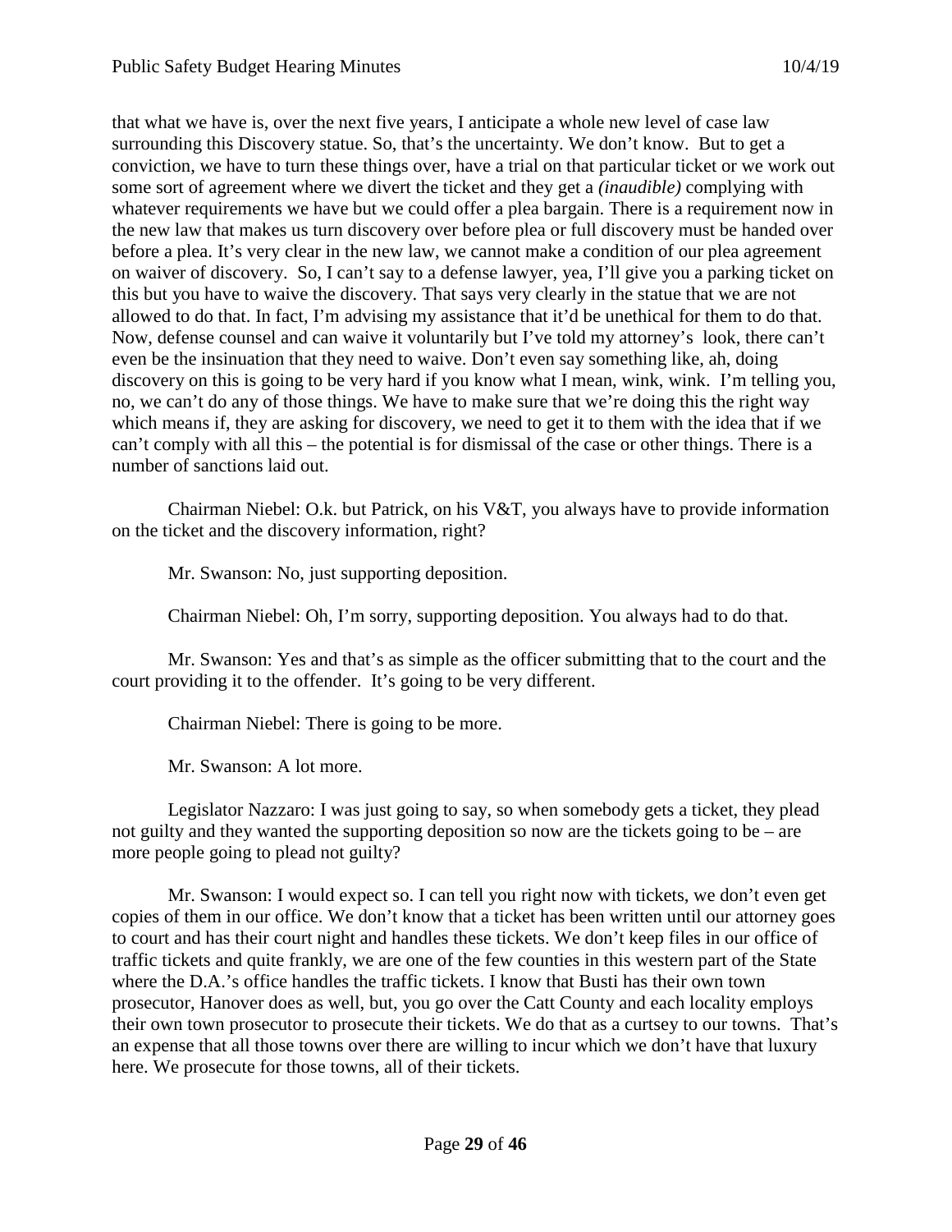that what we have is, over the next five years, I anticipate a whole new level of case law surrounding this Discovery statue. So, that's the uncertainty. We don't know. But to get a conviction, we have to turn these things over, have a trial on that particular ticket or we work out some sort of agreement where we divert the ticket and they get a *(inaudible)* complying with whatever requirements we have but we could offer a plea bargain. There is a requirement now in the new law that makes us turn discovery over before plea or full discovery must be handed over before a plea. It's very clear in the new law, we cannot make a condition of our plea agreement on waiver of discovery. So, I can't say to a defense lawyer, yea, I'll give you a parking ticket on this but you have to waive the discovery. That says very clearly in the statue that we are not allowed to do that. In fact, I'm advising my assistance that it'd be unethical for them to do that. Now, defense counsel and can waive it voluntarily but I've told my attorney's look, there can't even be the insinuation that they need to waive. Don't even say something like, ah, doing discovery on this is going to be very hard if you know what I mean, wink, wink. I'm telling you, no, we can't do any of those things. We have to make sure that we're doing this the right way which means if, they are asking for discovery, we need to get it to them with the idea that if we can't comply with all this – the potential is for dismissal of the case or other things. There is a number of sanctions laid out.

Chairman Niebel: O.k. but Patrick, on his V&T, you always have to provide information on the ticket and the discovery information, right?

Mr. Swanson: No, just supporting deposition.

Chairman Niebel: Oh, I'm sorry, supporting deposition. You always had to do that.

Mr. Swanson: Yes and that's as simple as the officer submitting that to the court and the court providing it to the offender. It's going to be very different.

Chairman Niebel: There is going to be more.

Mr. Swanson: A lot more.

Legislator Nazzaro: I was just going to say, so when somebody gets a ticket, they plead not guilty and they wanted the supporting deposition so now are the tickets going to be – are more people going to plead not guilty?

Mr. Swanson: I would expect so. I can tell you right now with tickets, we don't even get copies of them in our office. We don't know that a ticket has been written until our attorney goes to court and has their court night and handles these tickets. We don't keep files in our office of traffic tickets and quite frankly, we are one of the few counties in this western part of the State where the D.A.'s office handles the traffic tickets. I know that Busti has their own town prosecutor, Hanover does as well, but, you go over the Catt County and each locality employs their own town prosecutor to prosecute their tickets. We do that as a curtsey to our towns. That's an expense that all those towns over there are willing to incur which we don't have that luxury here. We prosecute for those towns, all of their tickets.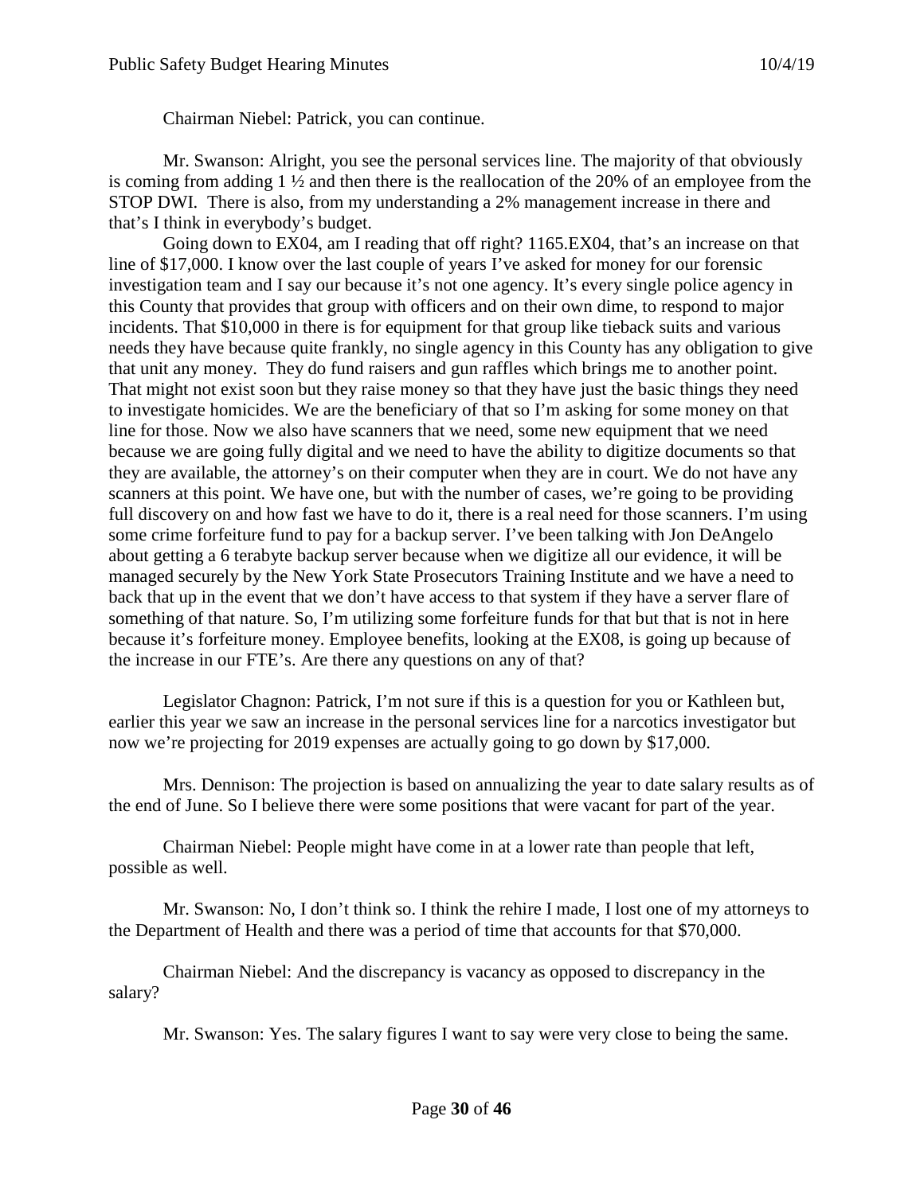Chairman Niebel: Patrick, you can continue.

Mr. Swanson: Alright, you see the personal services line. The majority of that obviously is coming from adding 1 ½ and then there is the reallocation of the 20% of an employee from the STOP DWI. There is also, from my understanding a 2% management increase in there and that's I think in everybody's budget.

Going down to EX04, am I reading that off right? 1165.EX04, that's an increase on that line of $17,000. I know over the last couple of years I've asked for money for our forensic investigation team and I say our because it's not one agency. It's every single police agency in this County that provides that group with officers and on their own dime, to respond to major incidents. That $10,000 in there is for equipment for that group like tieback suits and various needs they have because quite frankly, no single agency in this County has any obligation to give that unit any money. They do fund raisers and gun raffles which brings me to another point. That might not exist soon but they raise money so that they have just the basic things they need to investigate homicides. We are the beneficiary of that so I'm asking for some money on that line for those. Now we also have scanners that we need, some new equipment that we need because we are going fully digital and we need to have the ability to digitize documents so that they are available, the attorney's on their computer when they are in court. We do not have any scanners at this point. We have one, but with the number of cases, we're going to be providing full discovery on and how fast we have to do it, there is a real need for those scanners. I'm using some crime forfeiture fund to pay for a backup server. I've been talking with Jon DeAngelo about getting a 6 terabyte backup server because when we digitize all our evidence, it will be managed securely by the New York State Prosecutors Training Institute and we have a need to back that up in the event that we don't have access to that system if they have a server flare of something of that nature. So, I'm utilizing some forfeiture funds for that but that is not in here because it's forfeiture money. Employee benefits, looking at the EX08, is going up because of the increase in our FTE's. Are there any questions on any of that?

Legislator Chagnon: Patrick, I'm not sure if this is a question for you or Kathleen but, earlier this year we saw an increase in the personal services line for a narcotics investigator but now we're projecting for 2019 expenses are actually going to go down by $17,000.

Mrs. Dennison: The projection is based on annualizing the year to date salary results as of the end of June. So I believe there were some positions that were vacant for part of the year.

Chairman Niebel: People might have come in at a lower rate than people that left, possible as well.

Mr. Swanson: No, I don't think so. I think the rehire I made, I lost one of my attorneys to the Department of Health and there was a period of time that accounts for that $70,000.

Chairman Niebel: And the discrepancy is vacancy as opposed to discrepancy in the salary?

Mr. Swanson: Yes. The salary figures I want to say were very close to being the same.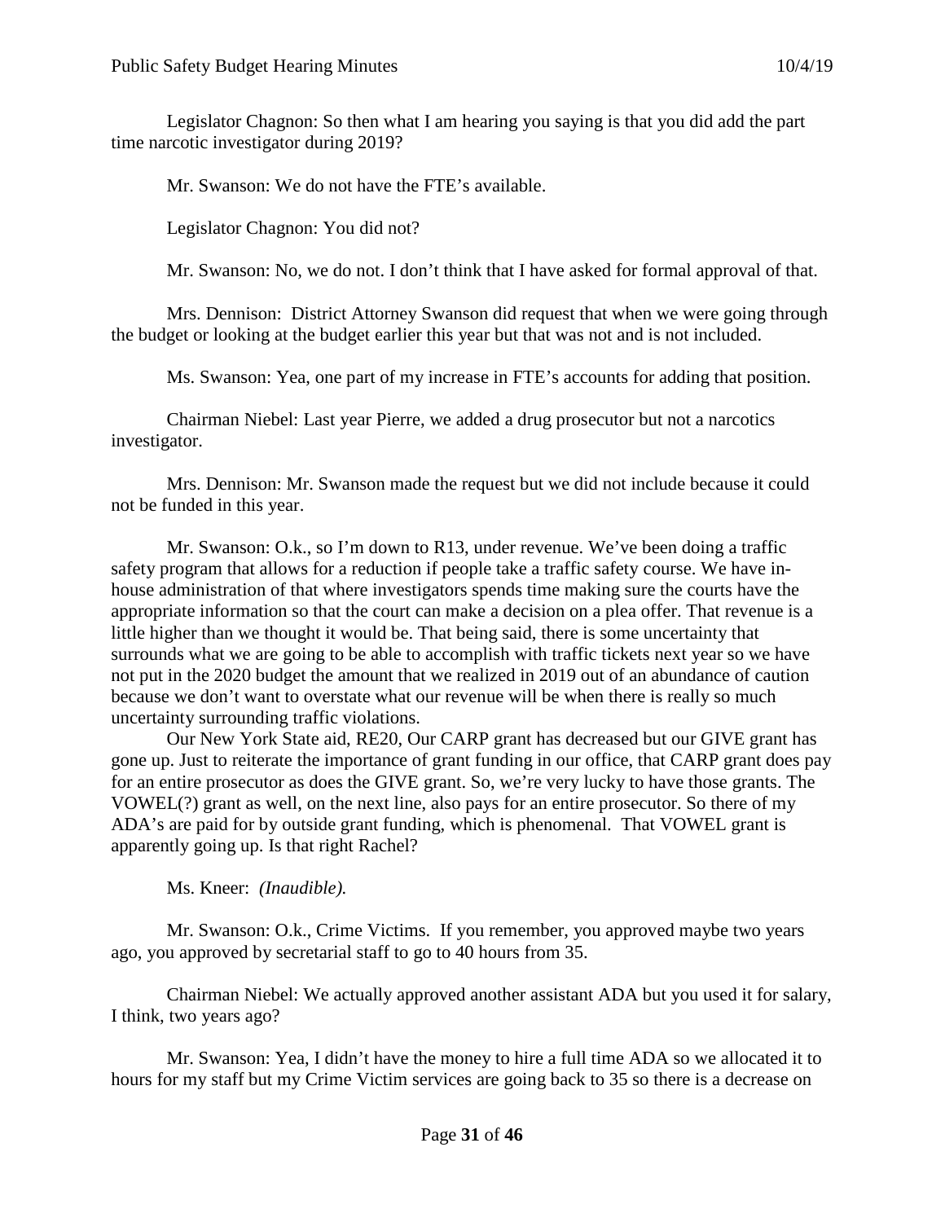Legislator Chagnon: So then what I am hearing you saying is that you did add the part time narcotic investigator during 2019?

Mr. Swanson: We do not have the FTE's available.

Legislator Chagnon: You did not?

Mr. Swanson: No, we do not. I don't think that I have asked for formal approval of that.

Mrs. Dennison: District Attorney Swanson did request that when we were going through the budget or looking at the budget earlier this year but that was not and is not included.

Ms. Swanson: Yea, one part of my increase in FTE's accounts for adding that position.

Chairman Niebel: Last year Pierre, we added a drug prosecutor but not a narcotics investigator.

Mrs. Dennison: Mr. Swanson made the request but we did not include because it could not be funded in this year.

Mr. Swanson: O.k., so I'm down to R13, under revenue. We've been doing a traffic safety program that allows for a reduction if people take a traffic safety course. We have in-house administration of that where investigators spends time making sure the courts have the appropriate information so that the court can make a decision on a plea offer. That revenue is a little higher than we thought it would be. That being said, there is some uncertainty that surrounds what we are going to be able to accomplish with traffic tickets next year so we have not put in the 2020 budget the amount that we realized in 2019 out of an abundance of caution because we don't want to overstate what our revenue will be when there is really so much uncertainty surrounding traffic violations.

Our New York State aid, RE20, Our CARP grant has decreased but our GIVE grant has gone up. Just to reiterate the importance of grant funding in our office, that CARP grant does pay for an entire prosecutor as does the GIVE grant. So, we're very lucky to have those grants. The VOWEL(?) grant as well, on the next line, also pays for an entire prosecutor. So there of my ADA's are paid for by outside grant funding, which is phenomenal. That VOWEL grant is apparently going up. Is that right Rachel?

Ms. Kneer: *(Inaudible).*

Mr. Swanson: O.k., Crime Victims. If you remember, you approved maybe two years ago, you approved by secretarial staff to go to 40 hours from 35.

Chairman Niebel: We actually approved another assistant ADA but you used it for salary, I think, two years ago?

Mr. Swanson: Yea, I didn't have the money to hire a full time ADA so we allocated it to hours for my staff but my Crime Victim services are going back to 35 so there is a decrease on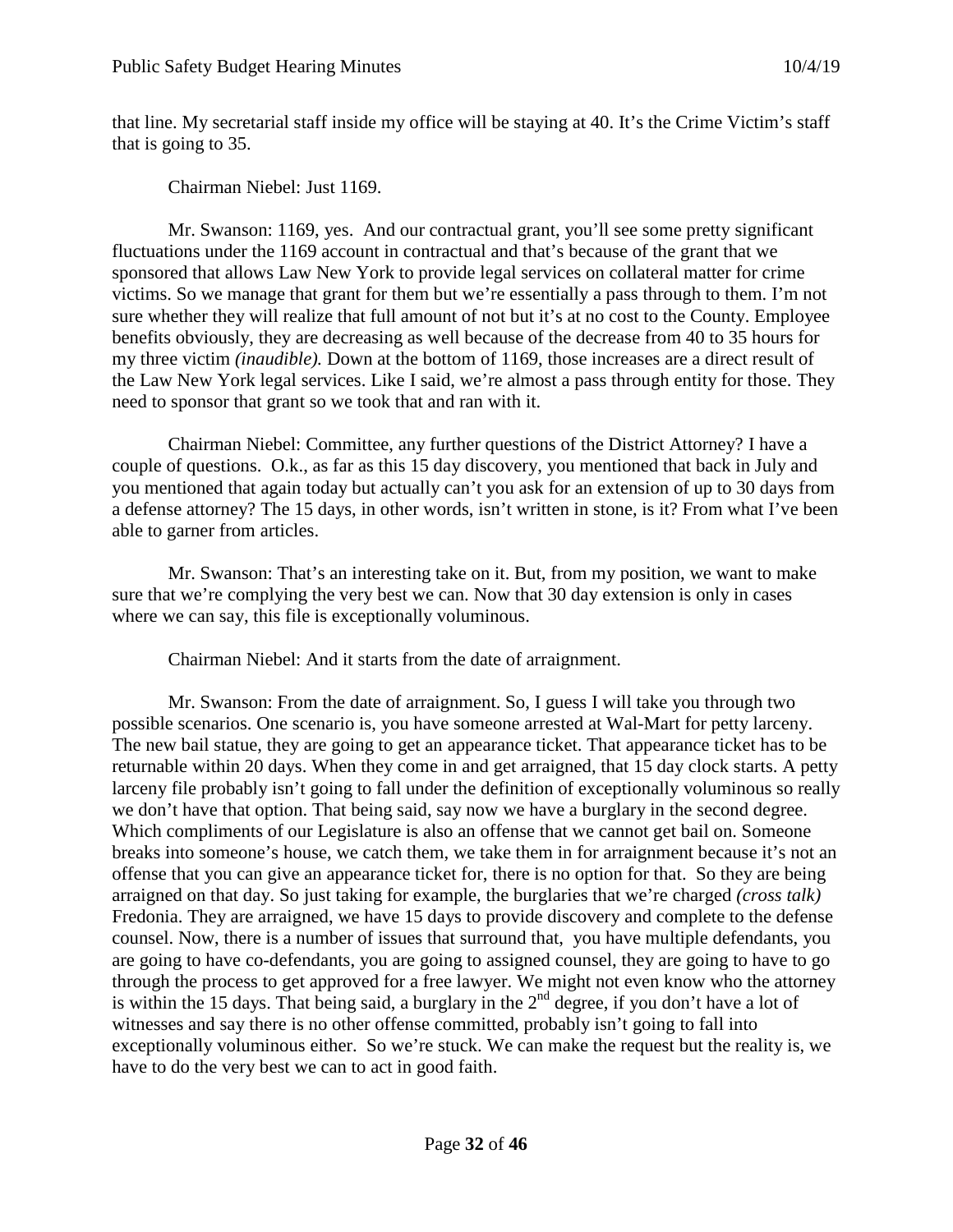that line. My secretarial staff inside my office will be staying at 40. It's the Crime Victim's staff that is going to 35.

Chairman Niebel: Just 1169.

Mr. Swanson: 1169, yes. And our contractual grant, you'll see some pretty significant fluctuations under the 1169 account in contractual and that's because of the grant that we sponsored that allows Law New York to provide legal services on collateral matter for crime victims. So we manage that grant for them but we're essentially a pass through to them. I'm not sure whether they will realize that full amount of not but it's at no cost to the County. Employee benefits obviously, they are decreasing as well because of the decrease from 40 to 35 hours for my three victim *(inaudible).* Down at the bottom of 1169, those increases are a direct result of the Law New York legal services. Like I said, we're almost a pass through entity for those. They need to sponsor that grant so we took that and ran with it.

Chairman Niebel: Committee, any further questions of the District Attorney? I have a couple of questions. O.k., as far as this 15 day discovery, you mentioned that back in July and you mentioned that again today but actually can't you ask for an extension of up to 30 days from a defense attorney? The 15 days, in other words, isn't written in stone, is it? From what I've been able to garner from articles.

Mr. Swanson: That's an interesting take on it. But, from my position, we want to make sure that we're complying the very best we can. Now that 30 day extension is only in cases where we can say, this file is exceptionally voluminous.

Chairman Niebel: And it starts from the date of arraignment.

Mr. Swanson: From the date of arraignment. So, I guess I will take you through two possible scenarios. One scenario is, you have someone arrested at Wal-Mart for petty larceny. The new bail statue, they are going to get an appearance ticket. That appearance ticket has to be returnable within 20 days. When they come in and get arraigned, that 15 day clock starts. A petty larceny file probably isn't going to fall under the definition of exceptionally voluminous so really we don't have that option. That being said, say now we have a burglary in the second degree. Which compliments of our Legislature is also an offense that we cannot get bail on. Someone breaks into someone's house, we catch them, we take them in for arraignment because it's not an offense that you can give an appearance ticket for, there is no option for that. So they are being arraigned on that day. So just taking for example, the burglaries that we're charged *(cross talk)* Fredonia. They are arraigned, we have 15 days to provide discovery and complete to the defense counsel. Now, there is a number of issues that surround that, you have multiple defendants, you are going to have co-defendants, you are going to assigned counsel, they are going to have to go through the process to get approved for a free lawyer. We might not even know who the attorney is within the 15 days. That being said, a burglary in the 2nd degree, if you don't have a lot of witnesses and say there is no other offense committed, probably isn't going to fall into exceptionally voluminous either. So we're stuck. We can make the request but the reality is, we have to do the very best we can to act in good faith.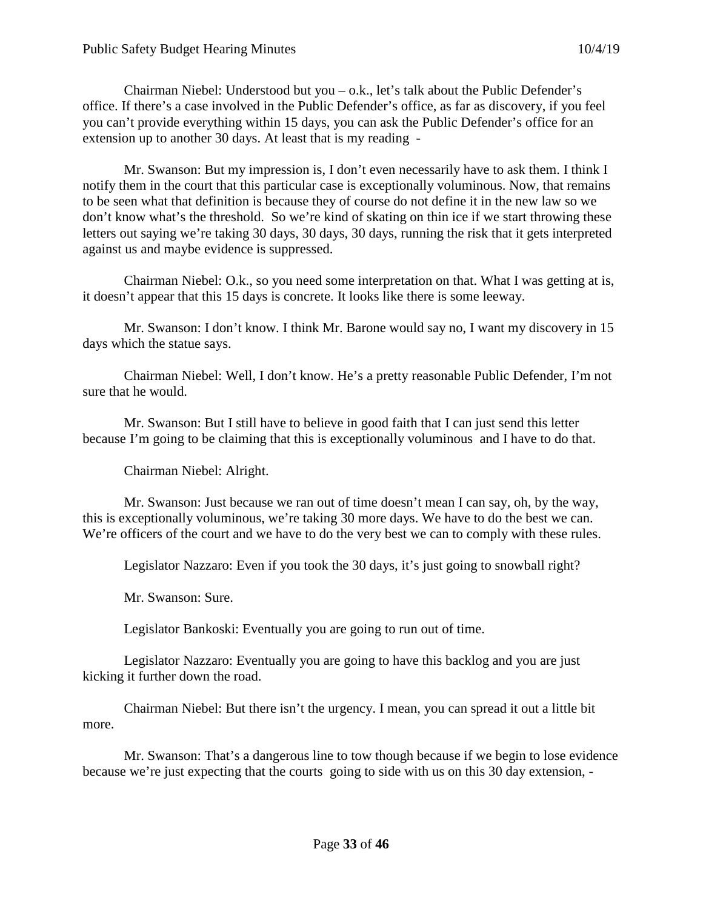Chairman Niebel: Understood but you – o.k., let's talk about the Public Defender's office. If there's a case involved in the Public Defender's office, as far as discovery, if you feel you can't provide everything within 15 days, you can ask the Public Defender's office for an extension up to another 30 days. At least that is my reading -

Mr. Swanson: But my impression is, I don't even necessarily have to ask them. I think I notify them in the court that this particular case is exceptionally voluminous. Now, that remains to be seen what that definition is because they of course do not define it in the new law so we don't know what's the threshold. So we're kind of skating on thin ice if we start throwing these letters out saying we're taking 30 days, 30 days, 30 days, running the risk that it gets interpreted against us and maybe evidence is suppressed.

Chairman Niebel: O.k., so you need some interpretation on that. What I was getting at is, it doesn't appear that this 15 days is concrete. It looks like there is some leeway.

Mr. Swanson: I don't know. I think Mr. Barone would say no, I want my discovery in 15 days which the statue says.

Chairman Niebel: Well, I don't know. He's a pretty reasonable Public Defender, I'm not sure that he would.

Mr. Swanson: But I still have to believe in good faith that I can just send this letter because I'm going to be claiming that this is exceptionally voluminous and I have to do that.

Chairman Niebel: Alright.

Mr. Swanson: Just because we ran out of time doesn't mean I can say, oh, by the way, this is exceptionally voluminous, we're taking 30 more days. We have to do the best we can. We're officers of the court and we have to do the very best we can to comply with these rules.

Legislator Nazzaro: Even if you took the 30 days, it's just going to snowball right?

Mr. Swanson: Sure.

Legislator Bankoski: Eventually you are going to run out of time.

Legislator Nazzaro: Eventually you are going to have this backlog and you are just kicking it further down the road.

Chairman Niebel: But there isn't the urgency. I mean, you can spread it out a little bit more.

Mr. Swanson: That's a dangerous line to tow though because if we begin to lose evidence because we're just expecting that the courts going to side with us on this 30 day extension, -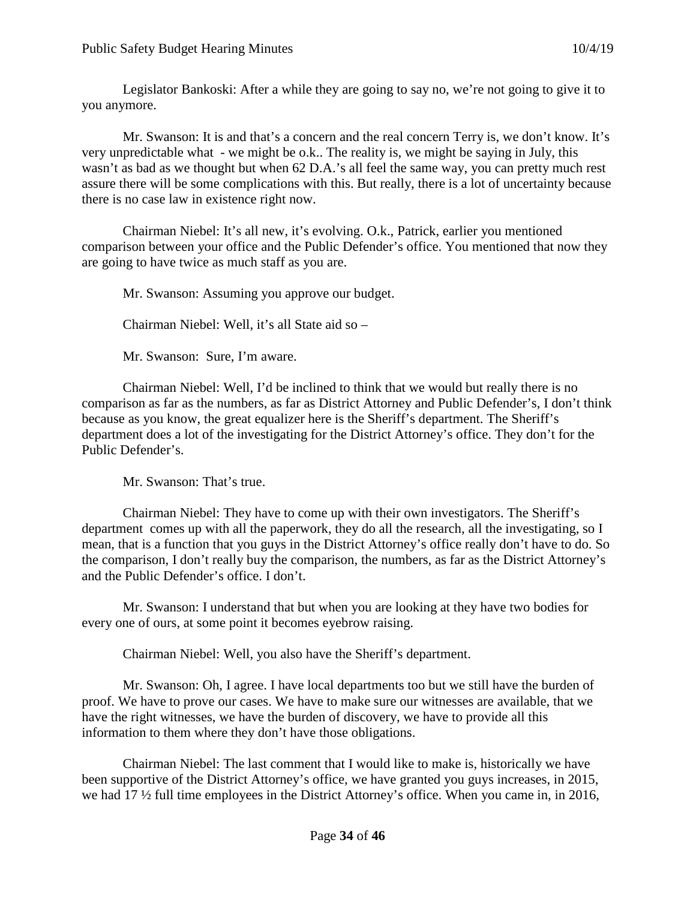Legislator Bankoski: After a while they are going to say no, we're not going to give it to you anymore.

Mr. Swanson: It is and that's a concern and the real concern Terry is, we don't know. It's very unpredictable what - we might be o.k.. The reality is, we might be saying in July, this wasn't as bad as we thought but when 62 D.A.'s all feel the same way, you can pretty much rest assure there will be some complications with this. But really, there is a lot of uncertainty because there is no case law in existence right now.

Chairman Niebel: It's all new, it's evolving. O.k., Patrick, earlier you mentioned comparison between your office and the Public Defender's office. You mentioned that now they are going to have twice as much staff as you are.

Mr. Swanson: Assuming you approve our budget.

Chairman Niebel: Well, it's all State aid so –

Mr. Swanson: Sure, I'm aware.

Chairman Niebel: Well, I'd be inclined to think that we would but really there is no comparison as far as the numbers, as far as District Attorney and Public Defender's, I don't think because as you know, the great equalizer here is the Sheriff's department. The Sheriff's department does a lot of the investigating for the District Attorney's office. They don't for the Public Defender's.

Mr. Swanson: That's true.

Chairman Niebel: They have to come up with their own investigators. The Sheriff's department comes up with all the paperwork, they do all the research, all the investigating, so I mean, that is a function that you guys in the District Attorney's office really don't have to do. So the comparison, I don't really buy the comparison, the numbers, as far as the District Attorney's and the Public Defender's office. I don't.

Mr. Swanson: I understand that but when you are looking at they have two bodies for every one of ours, at some point it becomes eyebrow raising.

Chairman Niebel: Well, you also have the Sheriff's department.

Mr. Swanson: Oh, I agree. I have local departments too but we still have the burden of proof. We have to prove our cases. We have to make sure our witnesses are available, that we have the right witnesses, we have the burden of discovery, we have to provide all this information to them where they don't have those obligations.

Chairman Niebel: The last comment that I would like to make is, historically we have been supportive of the District Attorney's office, we have granted you guys increases, in 2015, we had 17 ½ full time employees in the District Attorney's office. When you came in, in 2016,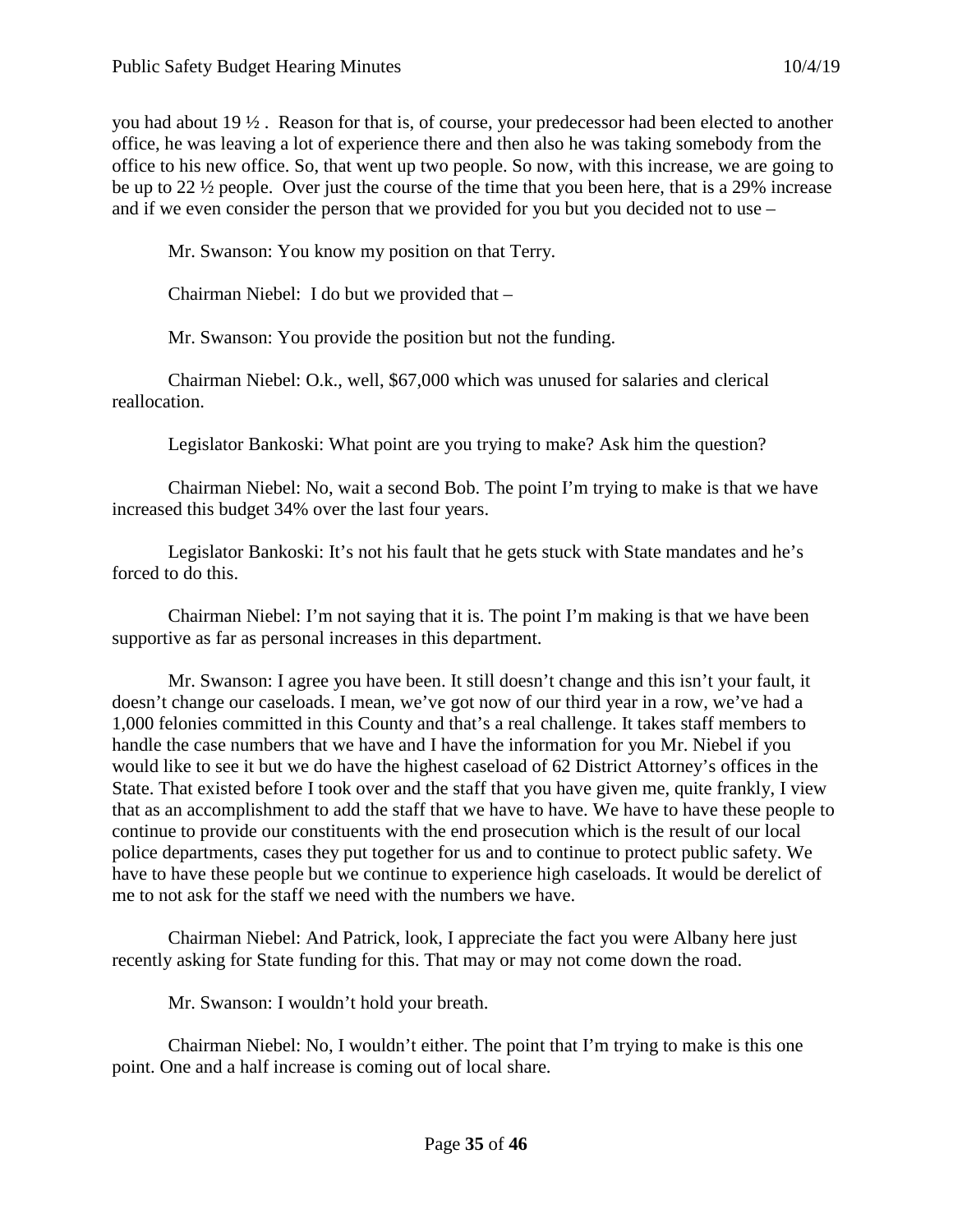you had about 19 ½ . Reason for that is, of course, your predecessor had been elected to another office, he was leaving a lot of experience there and then also he was taking somebody from the office to his new office. So, that went up two people. So now, with this increase, we are going to be up to 22 ½ people. Over just the course of the time that you been here, that is a 29% increase and if we even consider the person that we provided for you but you decided not to use –

Mr. Swanson: You know my position on that Terry.

Chairman Niebel: I do but we provided that –

Mr. Swanson: You provide the position but not the funding.

Chairman Niebel: O.k., well, $67,000 which was unused for salaries and clerical reallocation.

Legislator Bankoski: What point are you trying to make? Ask him the question?

Chairman Niebel: No, wait a second Bob. The point I'm trying to make is that we have increased this budget 34% over the last four years.

Legislator Bankoski: It's not his fault that he gets stuck with State mandates and he's forced to do this.

Chairman Niebel: I'm not saying that it is. The point I'm making is that we have been supportive as far as personal increases in this department.

Mr. Swanson: I agree you have been. It still doesn't change and this isn't your fault, it doesn't change our caseloads. I mean, we've got now of our third year in a row, we've had a 1,000 felonies committed in this County and that's a real challenge. It takes staff members to handle the case numbers that we have and I have the information for you Mr. Niebel if you would like to see it but we do have the highest caseload of 62 District Attorney's offices in the State. That existed before I took over and the staff that you have given me, quite frankly, I view that as an accomplishment to add the staff that we have to have. We have to have these people to continue to provide our constituents with the end prosecution which is the result of our local police departments, cases they put together for us and to continue to protect public safety. We have to have these people but we continue to experience high caseloads. It would be derelict of me to not ask for the staff we need with the numbers we have.

Chairman Niebel: And Patrick, look, I appreciate the fact you were Albany here just recently asking for State funding for this. That may or may not come down the road.

Mr. Swanson: I wouldn't hold your breath.

Chairman Niebel: No, I wouldn't either. The point that I'm trying to make is this one point. One and a half increase is coming out of local share.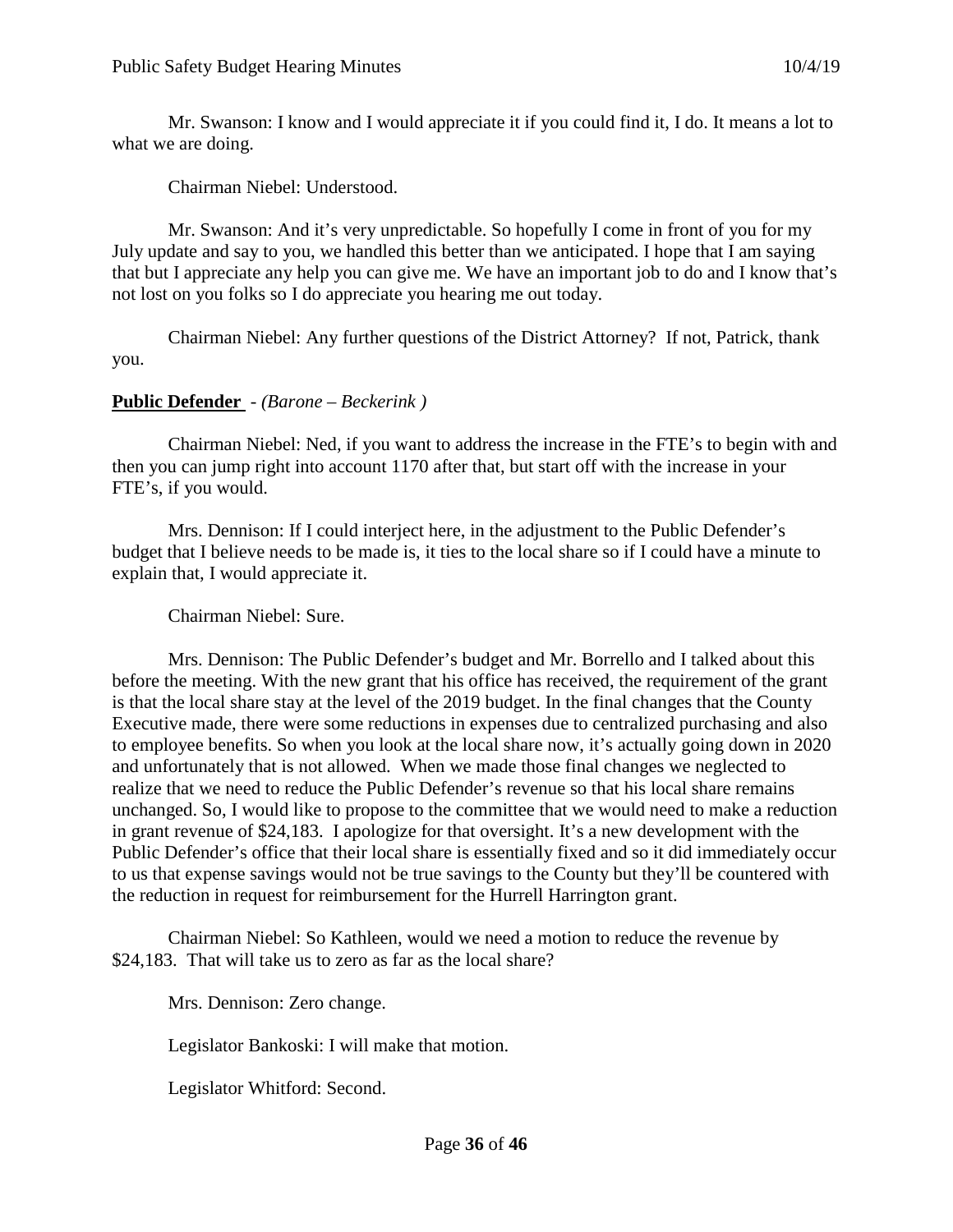Mr. Swanson: I know and I would appreciate it if you could find it, I do. It means a lot to what we are doing.

Chairman Niebel: Understood.

Mr. Swanson: And it's very unpredictable. So hopefully I come in front of you for my July update and say to you, we handled this better than we anticipated. I hope that I am saying that but I appreciate any help you can give me. We have an important job to do and I know that's not lost on you folks so I do appreciate you hearing me out today.

Chairman Niebel: Any further questions of the District Attorney? If not, Patrick, thank you.

**Public Defender** - *(Barone – Beckerink )*

Chairman Niebel: Ned, if you want to address the increase in the FTE's to begin with and then you can jump right into account 1170 after that, but start off with the increase in your FTE's, if you would.

Mrs. Dennison: If I could interject here, in the adjustment to the Public Defender's budget that I believe needs to be made is, it ties to the local share so if I could have a minute to explain that, I would appreciate it.

Chairman Niebel: Sure.

Mrs. Dennison: The Public Defender's budget and Mr. Borrello and I talked about this before the meeting. With the new grant that his office has received, the requirement of the grant is that the local share stay at the level of the 2019 budget. In the final changes that the County Executive made, there were some reductions in expenses due to centralized purchasing and also to employee benefits. So when you look at the local share now, it's actually going down in 2020 and unfortunately that is not allowed. When we made those final changes we neglected to realize that we need to reduce the Public Defender's revenue so that his local share remains unchanged. So, I would like to propose to the committee that we would need to make a reduction in grant revenue of $24,183. I apologize for that oversight. It's a new development with the Public Defender's office that their local share is essentially fixed and so it did immediately occur to us that expense savings would not be true savings to the County but they'll be countered with the reduction in request for reimbursement for the Hurrell Harrington grant.

Chairman Niebel: So Kathleen, would we need a motion to reduce the revenue by $24,183. That will take us to zero as far as the local share?

Mrs. Dennison: Zero change.

Legislator Bankoski: I will make that motion.

Legislator Whitford: Second.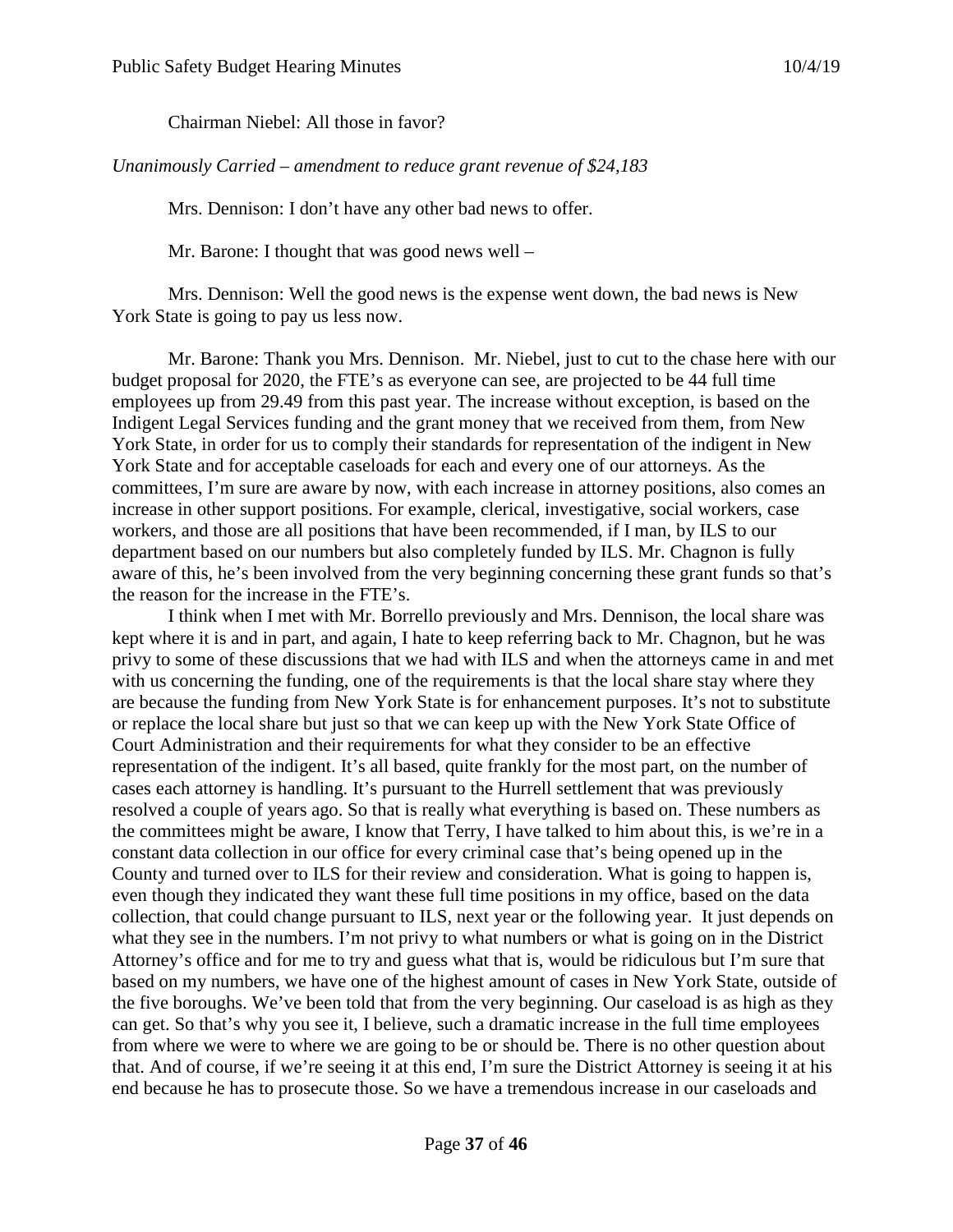Chairman Niebel: All those in favor?

*Unanimously Carried – amendment to reduce grant revenue of $24,183*

Mrs. Dennison: I don't have any other bad news to offer.

Mr. Barone: I thought that was good news well –

Mrs. Dennison: Well the good news is the expense went down, the bad news is New York State is going to pay us less now.

Mr. Barone: Thank you Mrs. Dennison. Mr. Niebel, just to cut to the chase here with our budget proposal for 2020, the FTE's as everyone can see, are projected to be 44 full time employees up from 29.49 from this past year. The increase without exception, is based on the Indigent Legal Services funding and the grant money that we received from them, from New York State, in order for us to comply their standards for representation of the indigent in New York State and for acceptable caseloads for each and every one of our attorneys. As the committees, I'm sure are aware by now, with each increase in attorney positions, also comes an increase in other support positions. For example, clerical, investigative, social workers, case workers, and those are all positions that have been recommended, if I man, by ILS to our department based on our numbers but also completely funded by ILS. Mr. Chagnon is fully aware of this, he's been involved from the very beginning concerning these grant funds so that's the reason for the increase in the FTE's.

I think when I met with Mr. Borrello previously and Mrs. Dennison, the local share was kept where it is and in part, and again, I hate to keep referring back to Mr. Chagnon, but he was privy to some of these discussions that we had with ILS and when the attorneys came in and met with us concerning the funding, one of the requirements is that the local share stay where they are because the funding from New York State is for enhancement purposes. It's not to substitute or replace the local share but just so that we can keep up with the New York State Office of Court Administration and their requirements for what they consider to be an effective representation of the indigent. It's all based, quite frankly for the most part, on the number of cases each attorney is handling. It's pursuant to the Hurrell settlement that was previously resolved a couple of years ago. So that is really what everything is based on. These numbers as the committees might be aware, I know that Terry, I have talked to him about this, is we're in a constant data collection in our office for every criminal case that's being opened up in the County and turned over to ILS for their review and consideration. What is going to happen is, even though they indicated they want these full time positions in my office, based on the data collection, that could change pursuant to ILS, next year or the following year. It just depends on what they see in the numbers. I'm not privy to what numbers or what is going on in the District Attorney's office and for me to try and guess what that is, would be ridiculous but I'm sure that based on my numbers, we have one of the highest amount of cases in New York State, outside of the five boroughs. We've been told that from the very beginning. Our caseload is as high as they can get. So that's why you see it, I believe, such a dramatic increase in the full time employees from where we were to where we are going to be or should be. There is no other question about that. And of course, if we're seeing it at this end, I'm sure the District Attorney is seeing it at his end because he has to prosecute those. So we have a tremendous increase in our caseloads and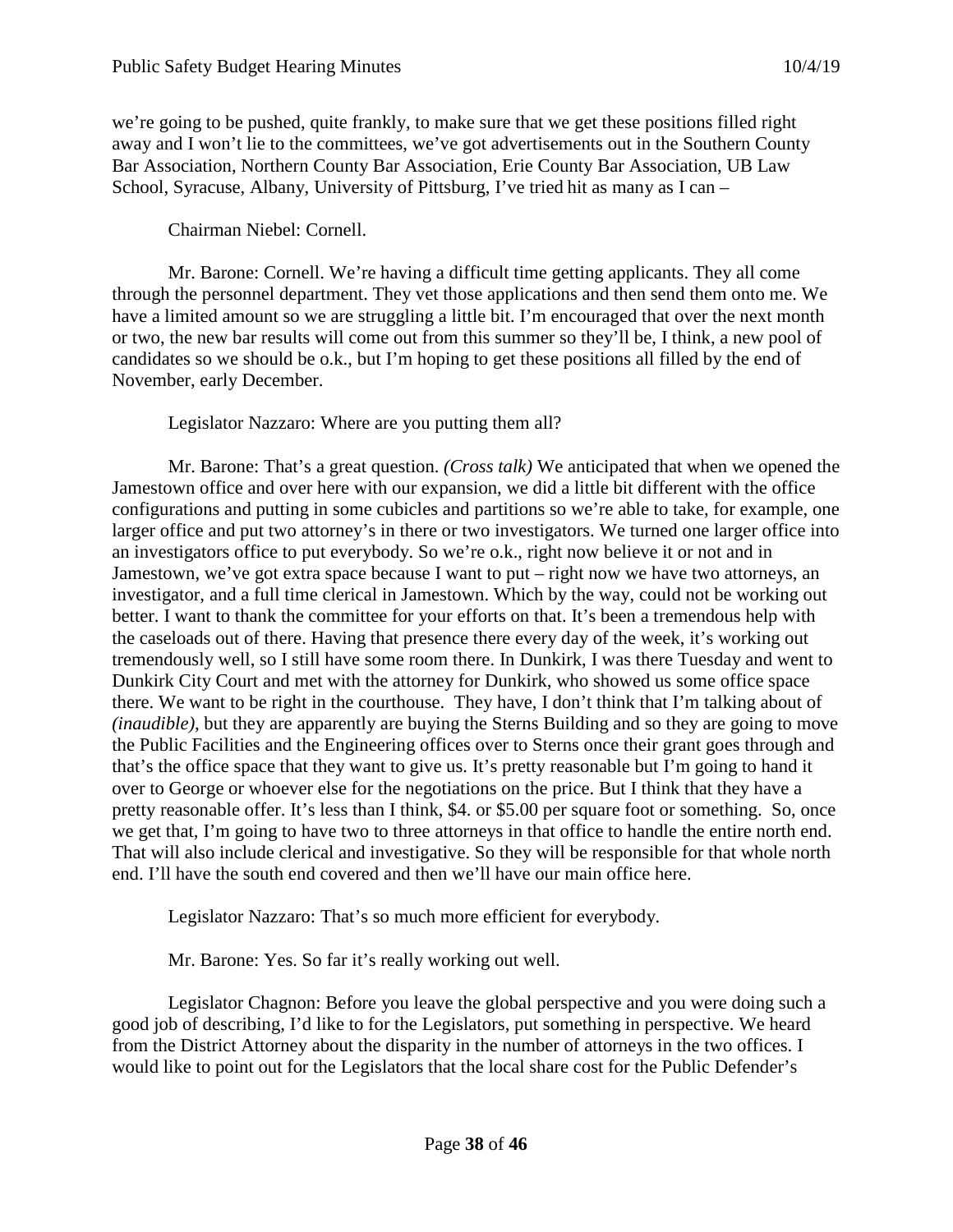we're going to be pushed, quite frankly, to make sure that we get these positions filled right away and I won't lie to the committees, we've got advertisements out in the Southern County Bar Association, Northern County Bar Association, Erie County Bar Association, UB Law School, Syracuse, Albany, University of Pittsburg, I've tried hit as many as I can –

Chairman Niebel: Cornell.

Mr. Barone: Cornell. We're having a difficult time getting applicants. They all come through the personnel department. They vet those applications and then send them onto me. We have a limited amount so we are struggling a little bit. I'm encouraged that over the next month or two, the new bar results will come out from this summer so they'll be, I think, a new pool of candidates so we should be o.k., but I'm hoping to get these positions all filled by the end of November, early December.

Legislator Nazzaro: Where are you putting them all?

Mr. Barone: That's a great question. *(Cross talk)* We anticipated that when we opened the Jamestown office and over here with our expansion, we did a little bit different with the office configurations and putting in some cubicles and partitions so we're able to take, for example, one larger office and put two attorney's in there or two investigators. We turned one larger office into an investigators office to put everybody. So we're o.k., right now believe it or not and in Jamestown, we've got extra space because I want to put – right now we have two attorneys, an investigator, and a full time clerical in Jamestown. Which by the way, could not be working out better. I want to thank the committee for your efforts on that. It's been a tremendous help with the caseloads out of there. Having that presence there every day of the week, it's working out tremendously well, so I still have some room there. In Dunkirk, I was there Tuesday and went to Dunkirk City Court and met with the attorney for Dunkirk, who showed us some office space there. We want to be right in the courthouse. They have, I don't think that I'm talking about of *(inaudible)*, but they are apparently are buying the Sterns Building and so they are going to move the Public Facilities and the Engineering offices over to Sterns once their grant goes through and that's the office space that they want to give us. It's pretty reasonable but I'm going to hand it over to George or whoever else for the negotiations on the price. But I think that they have a pretty reasonable offer. It's less than I think, $4. or $5.00 per square foot or something. So, once we get that, I'm going to have two to three attorneys in that office to handle the entire north end. That will also include clerical and investigative. So they will be responsible for that whole north end. I'll have the south end covered and then we'll have our main office here.

Legislator Nazzaro: That's so much more efficient for everybody.

Mr. Barone: Yes. So far it's really working out well.

Legislator Chagnon: Before you leave the global perspective and you were doing such a good job of describing, I'd like to for the Legislators, put something in perspective. We heard from the District Attorney about the disparity in the number of attorneys in the two offices. I would like to point out for the Legislators that the local share cost for the Public Defender's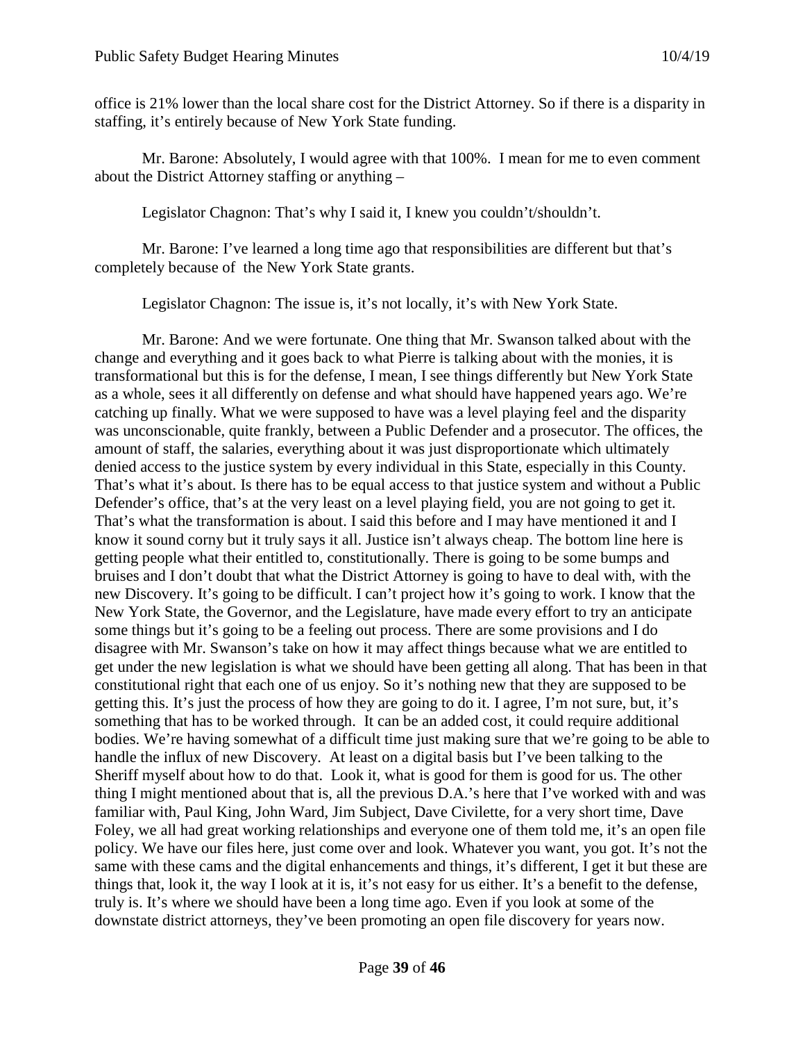office is 21% lower than the local share cost for the District Attorney. So if there is a disparity in staffing, it's entirely because of New York State funding.

Mr. Barone: Absolutely, I would agree with that 100%. I mean for me to even comment about the District Attorney staffing or anything –

Legislator Chagnon: That's why I said it, I knew you couldn't/shouldn't.

Mr. Barone: I've learned a long time ago that responsibilities are different but that's completely because of the New York State grants.

Legislator Chagnon: The issue is, it's not locally, it's with New York State.

Mr. Barone: And we were fortunate. One thing that Mr. Swanson talked about with the change and everything and it goes back to what Pierre is talking about with the monies, it is transformational but this is for the defense, I mean, I see things differently but New York State as a whole, sees it all differently on defense and what should have happened years ago. We're catching up finally. What we were supposed to have was a level playing feel and the disparity was unconscionable, quite frankly, between a Public Defender and a prosecutor. The offices, the amount of staff, the salaries, everything about it was just disproportionate which ultimately denied access to the justice system by every individual in this State, especially in this County. That's what it's about. Is there has to be equal access to that justice system and without a Public Defender's office, that's at the very least on a level playing field, you are not going to get it. That's what the transformation is about. I said this before and I may have mentioned it and I know it sound corny but it truly says it all. Justice isn't always cheap. The bottom line here is getting people what their entitled to, constitutionally. There is going to be some bumps and bruises and I don't doubt that what the District Attorney is going to have to deal with, with the new Discovery. It's going to be difficult. I can't project how it's going to work. I know that the New York State, the Governor, and the Legislature, have made every effort to try an anticipate some things but it's going to be a feeling out process. There are some provisions and I do disagree with Mr. Swanson's take on how it may affect things because what we are entitled to get under the new legislation is what we should have been getting all along. That has been in that constitutional right that each one of us enjoy. So it's nothing new that they are supposed to be getting this. It's just the process of how they are going to do it. I agree, I'm not sure, but, it's something that has to be worked through. It can be an added cost, it could require additional bodies. We're having somewhat of a difficult time just making sure that we're going to be able to handle the influx of new Discovery. At least on a digital basis but I've been talking to the Sheriff myself about how to do that. Look it, what is good for them is good for us. The other thing I might mentioned about that is, all the previous D.A.'s here that I've worked with and was familiar with, Paul King, John Ward, Jim Subject, Dave Civilette, for a very short time, Dave Foley, we all had great working relationships and everyone one of them told me, it's an open file policy. We have our files here, just come over and look. Whatever you want, you got. It's not the same with these cams and the digital enhancements and things, it's different, I get it but these are things that, look it, the way I look at it is, it's not easy for us either. It's a benefit to the defense, truly is. It's where we should have been a long time ago. Even if you look at some of the downstate district attorneys, they've been promoting an open file discovery for years now.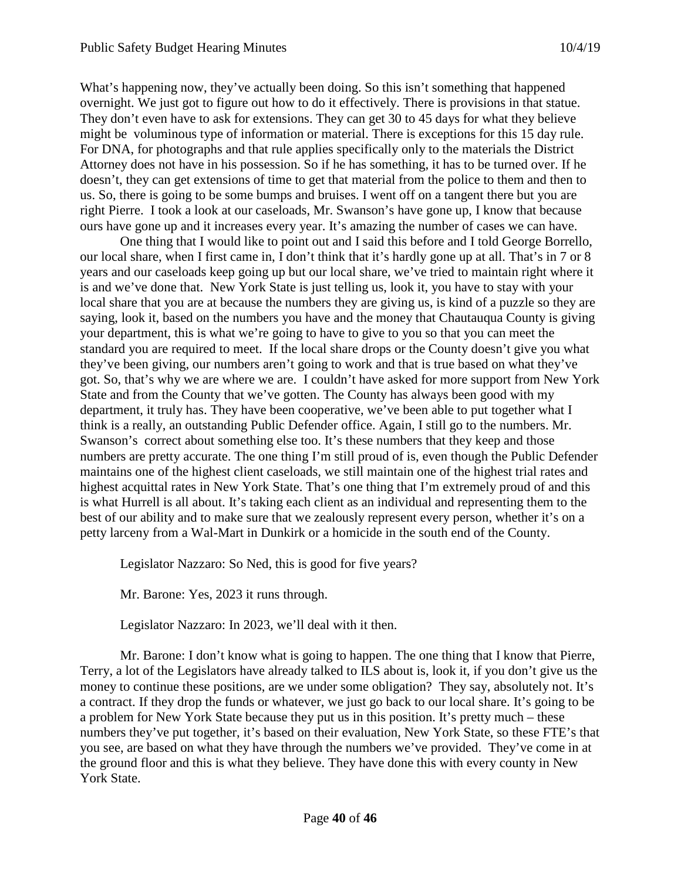What's happening now, they've actually been doing. So this isn't something that happened overnight. We just got to figure out how to do it effectively. There is provisions in that statue. They don't even have to ask for extensions. They can get 30 to 45 days for what they believe might be voluminous type of information or material. There is exceptions for this 15 day rule. For DNA, for photographs and that rule applies specifically only to the materials the District Attorney does not have in his possession. So if he has something, it has to be turned over. If he doesn't, they can get extensions of time to get that material from the police to them and then to us. So, there is going to be some bumps and bruises. I went off on a tangent there but you are right Pierre. I took a look at our caseloads, Mr. Swanson's have gone up, I know that because ours have gone up and it increases every year. It's amazing the number of cases we can have.

One thing that I would like to point out and I said this before and I told George Borrello, our local share, when I first came in, I don't think that it's hardly gone up at all. That's in 7 or 8 years and our caseloads keep going up but our local share, we've tried to maintain right where it is and we've done that. New York State is just telling us, look it, you have to stay with your local share that you are at because the numbers they are giving us, is kind of a puzzle so they are saying, look it, based on the numbers you have and the money that Chautauqua County is giving your department, this is what we're going to have to give to you so that you can meet the standard you are required to meet. If the local share drops or the County doesn't give you what they've been giving, our numbers aren't going to work and that is true based on what they've got. So, that's why we are where we are. I couldn't have asked for more support from New York State and from the County that we've gotten. The County has always been good with my department, it truly has. They have been cooperative, we've been able to put together what I think is a really, an outstanding Public Defender office. Again, I still go to the numbers. Mr. Swanson's correct about something else too. It's these numbers that they keep and those numbers are pretty accurate. The one thing I'm still proud of is, even though the Public Defender maintains one of the highest client caseloads, we still maintain one of the highest trial rates and highest acquittal rates in New York State. That's one thing that I'm extremely proud of and this is what Hurrell is all about. It's taking each client as an individual and representing them to the best of our ability and to make sure that we zealously represent every person, whether it's on a petty larceny from a Wal-Mart in Dunkirk or a homicide in the south end of the County.

Legislator Nazzaro: So Ned, this is good for five years?

Mr. Barone: Yes, 2023 it runs through.

Legislator Nazzaro: In 2023, we'll deal with it then.

Mr. Barone: I don't know what is going to happen. The one thing that I know that Pierre, Terry, a lot of the Legislators have already talked to ILS about is, look it, if you don't give us the money to continue these positions, are we under some obligation? They say, absolutely not. It's a contract. If they drop the funds or whatever, we just go back to our local share. It's going to be a problem for New York State because they put us in this position. It's pretty much – these numbers they've put together, it's based on their evaluation, New York State, so these FTE's that you see, are based on what they have through the numbers we've provided. They've come in at the ground floor and this is what they believe. They have done this with every county in New York State.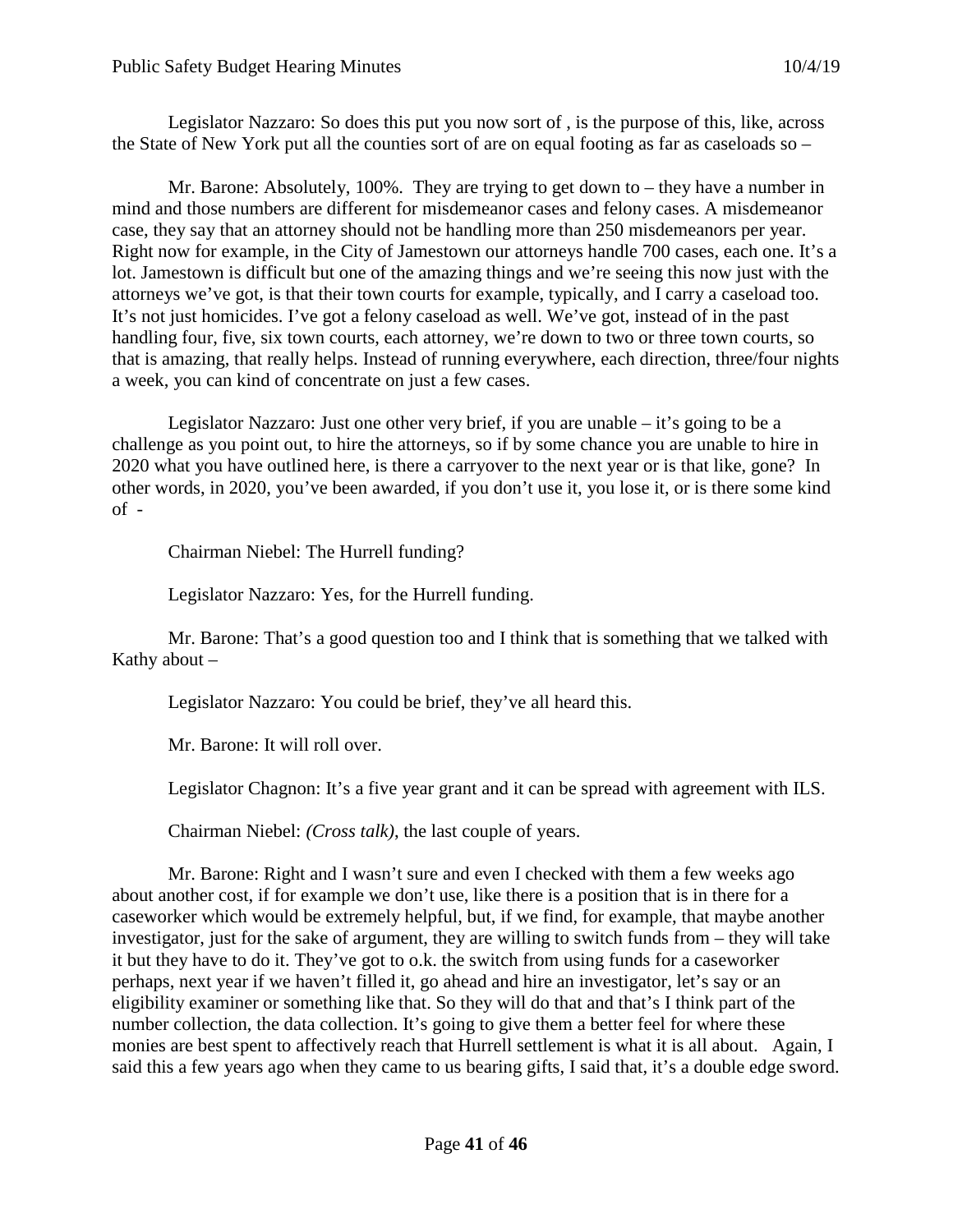Legislator Nazzaro: So does this put you now sort of , is the purpose of this, like, across the State of New York put all the counties sort of are on equal footing as far as caseloads so –

Mr. Barone: Absolutely, 100%. They are trying to get down to – they have a number in mind and those numbers are different for misdemeanor cases and felony cases. A misdemeanor case, they say that an attorney should not be handling more than 250 misdemeanors per year. Right now for example, in the City of Jamestown our attorneys handle 700 cases, each one. It's a lot. Jamestown is difficult but one of the amazing things and we're seeing this now just with the attorneys we've got, is that their town courts for example, typically, and I carry a caseload too. It's not just homicides. I've got a felony caseload as well. We've got, instead of in the past handling four, five, six town courts, each attorney, we're down to two or three town courts, so that is amazing, that really helps. Instead of running everywhere, each direction, three/four nights a week, you can kind of concentrate on just a few cases.

Legislator Nazzaro: Just one other very brief, if you are unable – it's going to be a challenge as you point out, to hire the attorneys, so if by some chance you are unable to hire in 2020 what you have outlined here, is there a carryover to the next year or is that like, gone? In other words, in 2020, you've been awarded, if you don't use it, you lose it, or is there some kind of -

Chairman Niebel: The Hurrell funding?

Legislator Nazzaro: Yes, for the Hurrell funding.

Mr. Barone: That's a good question too and I think that is something that we talked with Kathy about –

Legislator Nazzaro: You could be brief, they've all heard this.

Mr. Barone: It will roll over.

Legislator Chagnon: It's a five year grant and it can be spread with agreement with ILS.

Chairman Niebel: *(Cross talk)*, the last couple of years.

Mr. Barone: Right and I wasn't sure and even I checked with them a few weeks ago about another cost, if for example we don't use, like there is a position that is in there for a caseworker which would be extremely helpful, but, if we find, for example, that maybe another investigator, just for the sake of argument, they are willing to switch funds from – they will take it but they have to do it. They've got to o.k. the switch from using funds for a caseworker perhaps, next year if we haven't filled it, go ahead and hire an investigator, let's say or an eligibility examiner or something like that. So they will do that and that's I think part of the number collection, the data collection. It's going to give them a better feel for where these monies are best spent to affectively reach that Hurrell settlement is what it is all about. Again, I said this a few years ago when they came to us bearing gifts, I said that, it's a double edge sword.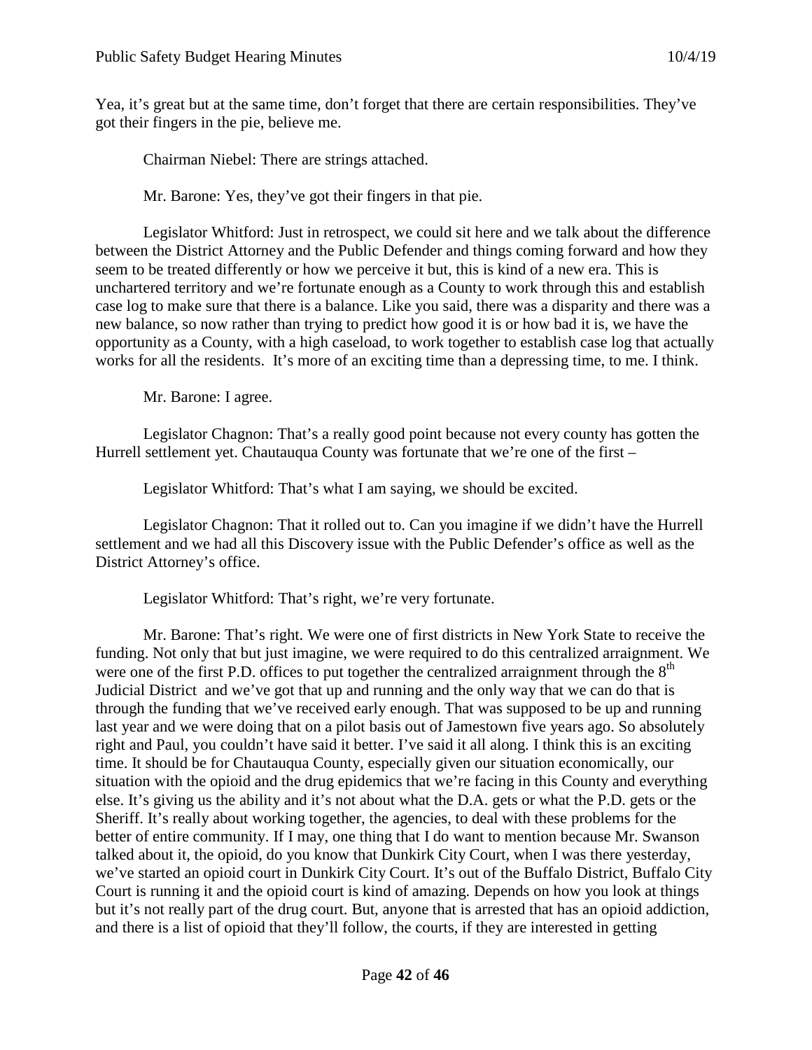Yea, it's great but at the same time, don't forget that there are certain responsibilities. They've got their fingers in the pie, believe me.

Chairman Niebel: There are strings attached.

Mr. Barone: Yes, they've got their fingers in that pie.

Legislator Whitford: Just in retrospect, we could sit here and we talk about the difference between the District Attorney and the Public Defender and things coming forward and how they seem to be treated differently or how we perceive it but, this is kind of a new era. This is unchartered territory and we're fortunate enough as a County to work through this and establish case log to make sure that there is a balance. Like you said, there was a disparity and there was a new balance, so now rather than trying to predict how good it is or how bad it is, we have the opportunity as a County, with a high caseload, to work together to establish case log that actually works for all the residents. It's more of an exciting time than a depressing time, to me. I think.

Mr. Barone: I agree.

Legislator Chagnon: That's a really good point because not every county has gotten the Hurrell settlement yet. Chautauqua County was fortunate that we're one of the first –

Legislator Whitford: That's what I am saying, we should be excited.

Legislator Chagnon: That it rolled out to. Can you imagine if we didn't have the Hurrell settlement and we had all this Discovery issue with the Public Defender's office as well as the District Attorney's office.

Legislator Whitford: That's right, we're very fortunate.

Mr. Barone: That's right. We were one of first districts in New York State to receive the funding. Not only that but just imagine, we were required to do this centralized arraignment. We were one of the first P.D. offices to put together the centralized arraignment through the 8th Judicial District and we've got that up and running and the only way that we can do that is through the funding that we've received early enough. That was supposed to be up and running last year and we were doing that on a pilot basis out of Jamestown five years ago. So absolutely right and Paul, you couldn't have said it better. I've said it all along. I think this is an exciting time. It should be for Chautauqua County, especially given our situation economically, our situation with the opioid and the drug epidemics that we're facing in this County and everything else. It's giving us the ability and it's not about what the D.A. gets or what the P.D. gets or the Sheriff. It's really about working together, the agencies, to deal with these problems for the better of entire community. If I may, one thing that I do want to mention because Mr. Swanson talked about it, the opioid, do you know that Dunkirk City Court, when I was there yesterday, we've started an opioid court in Dunkirk City Court. It's out of the Buffalo District, Buffalo City Court is running it and the opioid court is kind of amazing. Depends on how you look at things but it's not really part of the drug court. But, anyone that is arrested that has an opioid addiction, and there is a list of opioid that they'll follow, the courts, if they are interested in getting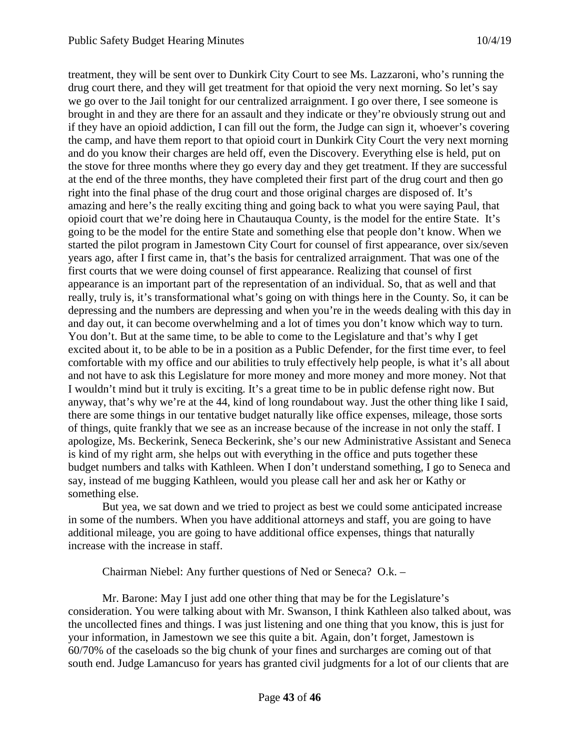treatment, they will be sent over to Dunkirk City Court to see Ms. Lazzaroni, who's running the drug court there, and they will get treatment for that opioid the very next morning. So let's say we go over to the Jail tonight for our centralized arraignment. I go over there, I see someone is brought in and they are there for an assault and they indicate or they're obviously strung out and if they have an opioid addiction, I can fill out the form, the Judge can sign it, whoever's covering the camp, and have them report to that opioid court in Dunkirk City Court the very next morning and do you know their charges are held off, even the Discovery. Everything else is held, put on the stove for three months where they go every day and they get treatment. If they are successful at the end of the three months, they have completed their first part of the drug court and then go right into the final phase of the drug court and those original charges are disposed of. It's amazing and here's the really exciting thing and going back to what you were saying Paul, that opioid court that we're doing here in Chautauqua County, is the model for the entire State. It's going to be the model for the entire State and something else that people don't know. When we started the pilot program in Jamestown City Court for counsel of first appearance, over six/seven years ago, after I first came in, that's the basis for centralized arraignment. That was one of the first courts that we were doing counsel of first appearance. Realizing that counsel of first appearance is an important part of the representation of an individual. So, that as well and that really, truly is, it's transformational what's going on with things here in the County. So, it can be depressing and the numbers are depressing and when you're in the weeds dealing with this day in and day out, it can become overwhelming and a lot of times you don't know which way to turn. You don't. But at the same time, to be able to come to the Legislature and that's why I get excited about it, to be able to be in a position as a Public Defender, for the first time ever, to feel comfortable with my office and our abilities to truly effectively help people, is what it's all about and not have to ask this Legislature for more money and more money and more money. Not that I wouldn't mind but it truly is exciting. It's a great time to be in public defense right now. But anyway, that's why we're at the 44, kind of long roundabout way. Just the other thing like I said, there are some things in our tentative budget naturally like office expenses, mileage, those sorts of things, quite frankly that we see as an increase because of the increase in not only the staff. I apologize, Ms. Beckerink, Seneca Beckerink, she's our new Administrative Assistant and Seneca is kind of my right arm, she helps out with everything in the office and puts together these budget numbers and talks with Kathleen. When I don't understand something, I go to Seneca and say, instead of me bugging Kathleen, would you please call her and ask her or Kathy or something else.

But yea, we sat down and we tried to project as best we could some anticipated increase in some of the numbers. When you have additional attorneys and staff, you are going to have additional mileage, you are going to have additional office expenses, things that naturally increase with the increase in staff.

Chairman Niebel: Any further questions of Ned or Seneca? O.k. –

Mr. Barone: May I just add one other thing that may be for the Legislature's consideration. You were talking about with Mr. Swanson, I think Kathleen also talked about, was the uncollected fines and things. I was just listening and one thing that you know, this is just for your information, in Jamestown we see this quite a bit. Again, don't forget, Jamestown is 60/70% of the caseloads so the big chunk of your fines and surcharges are coming out of that south end. Judge Lamancuso for years has granted civil judgments for a lot of our clients that are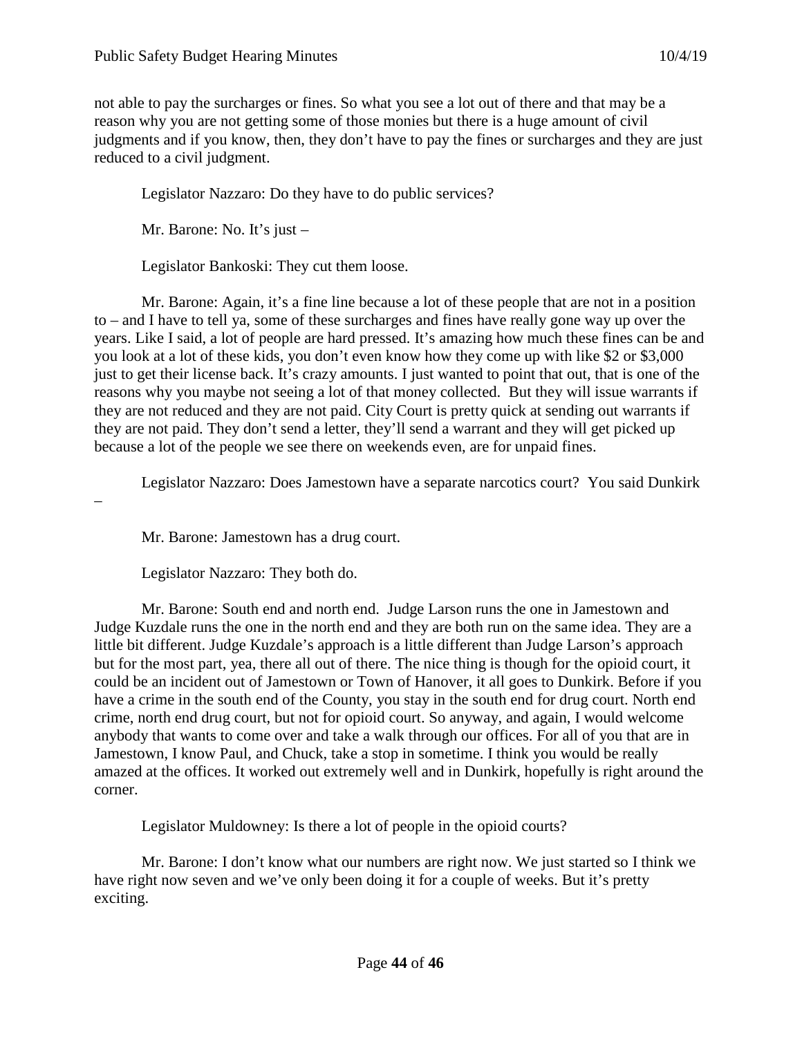not able to pay the surcharges or fines. So what you see a lot out of there and that may be a reason why you are not getting some of those monies but there is a huge amount of civil judgments and if you know, then, they don't have to pay the fines or surcharges and they are just reduced to a civil judgment.

Legislator Nazzaro: Do they have to do public services?

Mr. Barone: No. It's just –

Legislator Bankoski: They cut them loose.

Mr. Barone: Again, it's a fine line because a lot of these people that are not in a position to – and I have to tell ya, some of these surcharges and fines have really gone way up over the years. Like I said, a lot of people are hard pressed. It's amazing how much these fines can be and you look at a lot of these kids, you don't even know how they come up with like \$2 or \$3,000 just to get their license back. It's crazy amounts. I just wanted to point that out, that is one of the reasons why you maybe not seeing a lot of that money collected. But they will issue warrants if they are not reduced and they are not paid. City Court is pretty quick at sending out warrants if they are not paid. They don't send a letter, they'll send a warrant and they will get picked up because a lot of the people we see there on weekends even, are for unpaid fines.

Legislator Nazzaro: Does Jamestown have a separate narcotics court? You said Dunkirk –

Mr. Barone: Jamestown has a drug court.

Legislator Nazzaro: They both do.

Mr. Barone: South end and north end. Judge Larson runs the one in Jamestown and Judge Kuzdale runs the one in the north end and they are both run on the same idea. They are a little bit different. Judge Kuzdale's approach is a little different than Judge Larson's approach but for the most part, yea, there all out of there. The nice thing is though for the opioid court, it could be an incident out of Jamestown or Town of Hanover, it all goes to Dunkirk. Before if you have a crime in the south end of the County, you stay in the south end for drug court. North end crime, north end drug court, but not for opioid court. So anyway, and again, I would welcome anybody that wants to come over and take a walk through our offices. For all of you that are in Jamestown, I know Paul, and Chuck, take a stop in sometime. I think you would be really amazed at the offices. It worked out extremely well and in Dunkirk, hopefully is right around the corner.

Legislator Muldowney: Is there a lot of people in the opioid courts?

Mr. Barone: I don't know what our numbers are right now. We just started so I think we have right now seven and we've only been doing it for a couple of weeks. But it's pretty exciting.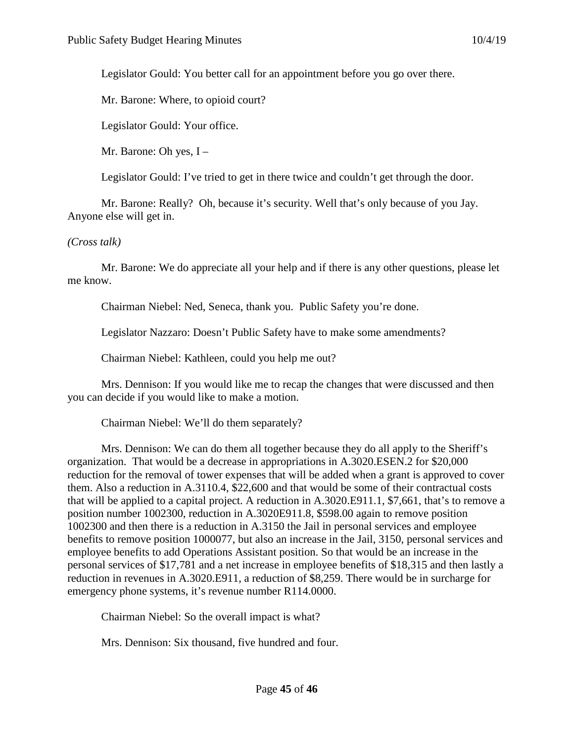Legislator Gould: You better call for an appointment before you go over there.

Mr. Barone: Where, to opioid court?

Legislator Gould: Your office.

Mr. Barone: Oh yes, I –

Legislator Gould: I've tried to get in there twice and couldn't get through the door.

Mr. Barone: Really? Oh, because it's security. Well that's only because of you Jay. Anyone else will get in.

*(Cross talk)*

Mr. Barone: We do appreciate all your help and if there is any other questions, please let me know.

Chairman Niebel: Ned, Seneca, thank you. Public Safety you're done.

Legislator Nazzaro: Doesn't Public Safety have to make some amendments?

Chairman Niebel: Kathleen, could you help me out?

Mrs. Dennison: If you would like me to recap the changes that were discussed and then you can decide if you would like to make a motion.

Chairman Niebel: We'll do them separately?

Mrs. Dennison: We can do them all together because they do all apply to the Sheriff's organization. That would be a decrease in appropriations in A.3020.ESEN.2 for $20,000 reduction for the removal of tower expenses that will be added when a grant is approved to cover them. Also a reduction in A.3110.4, $22,600 and that would be some of their contractual costs that will be applied to a capital project. A reduction in A.3020.E911.1, $7,661, that's to remove a position number 1002300, reduction in A.3020E911.8, $598.00 again to remove position 1002300 and then there is a reduction in A.3150 the Jail in personal services and employee benefits to remove position 1000077, but also an increase in the Jail, 3150, personal services and employee benefits to add Operations Assistant position. So that would be an increase in the personal services of $17,781 and a net increase in employee benefits of $18,315 and then lastly a reduction in revenues in A.3020.E911, a reduction of $8,259. There would be in surcharge for emergency phone systems, it's revenue number R114.0000.

Chairman Niebel: So the overall impact is what?

Mrs. Dennison: Six thousand, five hundred and four.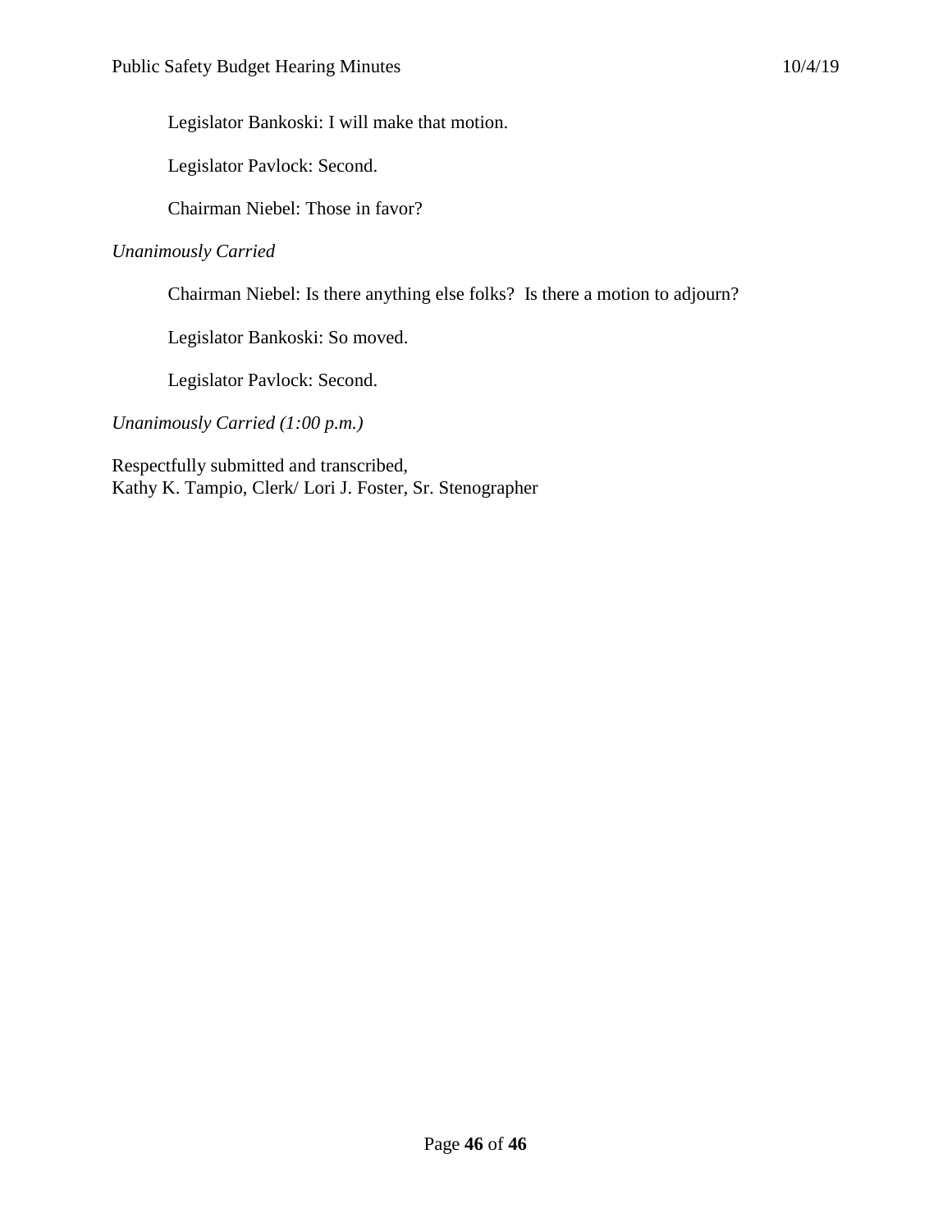Legislator Bankoski: I will make that motion.

Legislator Pavlock: Second.

Chairman Niebel: Those in favor?

*Unanimously Carried*

Chairman Niebel: Is there anything else folks? Is there a motion to adjourn?

Legislator Bankoski: So moved.

Legislator Pavlock: Second.

*Unanimously Carried (1:00 p.m.)*

Respectfully submitted and transcribed,
Kathy K. Tampio, Clerk/ Lori J. Foster, Sr. Stenographer